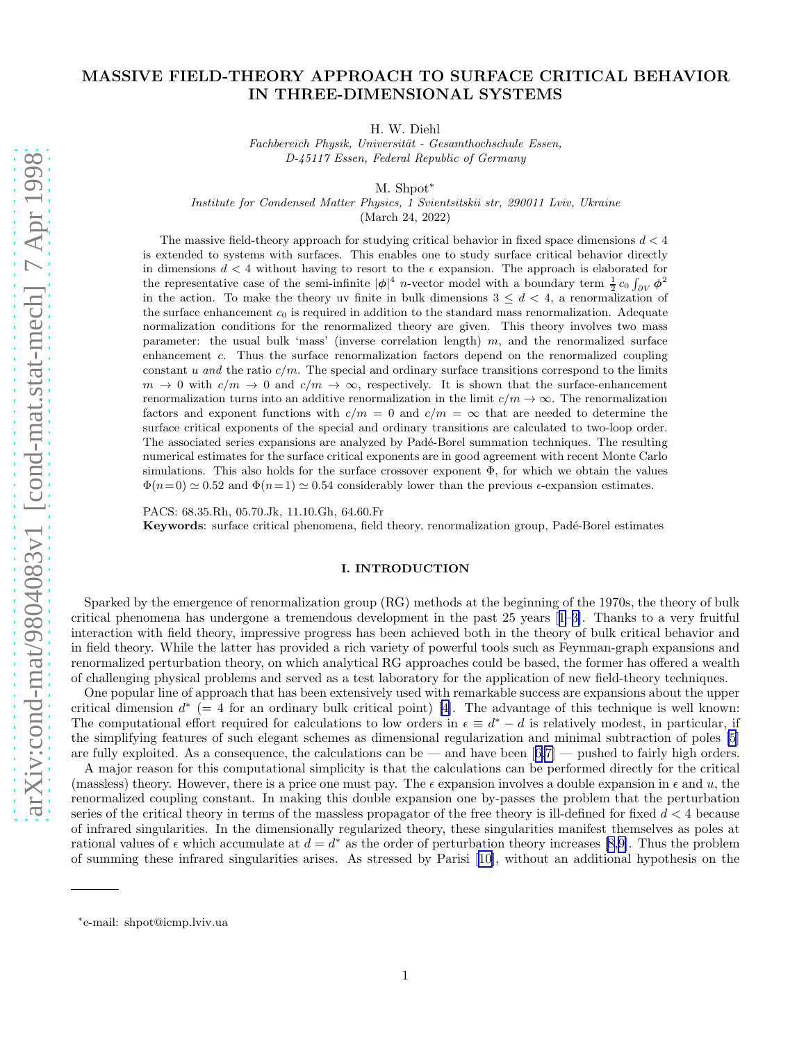# MASSIVE FIELD-THEORY APPROACH TO SURFACE CRITICAL BEHAVIOR IN THREE-DIMENSIONAL SYSTEMS

H. W. Diehl

*Fachbereich Physik, Universität - Gesamthochschule Essen, D-45117 Essen, Federal Republic of Germany*

M. Shpot*

*Institute for Condensed Matter Physics, 1 Svientsitskii str, 290011 Lviv, Ukraine*

(March 24, 2022)

The massive field-theory approach for studying critical behavior in fixed space dimensions $d < 4$ is extended to systems with surfaces. This enables one to study surface critical behavior directly in dimensions $d < 4$ without having to resort to the $\epsilon$ expansion. The approach is elaborated for the representative case of the semi-infinite $|\boldsymbol{\phi}|^4$ $n$-vector model with a boundary term $\frac{1}{2}\, c_0 \int_{\partial V} \boldsymbol{\phi}^2$ in the action. To make the theory uv finite in bulk dimensions $3 \leq d < 4$, a renormalization of the surface enhancement $c_0$ is required in addition to the standard mass renormalization. Adequate normalization conditions for the renormalized theory are given. This theory involves two mass parameter: the usual bulk 'mass' (inverse correlation length) $m$, and the renormalized surface enhancement $c$. Thus the surface renormalization factors depend on the renormalized coupling constant $u$ *and* the ratio $c/m$. The special and ordinary surface transitions correspond to the limits $m \to 0$ with $c/m \to 0$ and $c/m \to \infty$, respectively. It is shown that the surface-enhancement renormalization turns into an additive renormalization in the limit $c/m \to \infty$. The renormalization factors and exponent functions with $c/m = 0$ and $c/m = \infty$ that are needed to determine the surface critical exponents of the special and ordinary transitions are calculated to two-loop order. The associated series expansions are analyzed by Padé-Borel summation techniques. The resulting numerical estimates for the surface critical exponents are in good agreement with recent Monte Carlo simulations. This also holds for the surface crossover exponent $\Phi$, for which we obtain the values $\Phi(n{=}0) \simeq 0.52$ and $\Phi(n{=}1) \simeq 0.54$ considerably lower than the previous $\epsilon$-expansion estimates.

PACS: 68.35.Rh, 05.70.Jk, 11.10.Gh, 64.60.Fr

**Keywords**: surface critical phenomena, field theory, renormalization group, Padé-Borel estimates

## I. INTRODUCTION

Sparked by the emergence of renormalization group (RG) methods at the beginning of the 1970s, the theory of bulk critical phenomena has undergone a tremendous development in the past 25 years [1–3]. Thanks to a very fruitful interaction with field theory, impressive progress has been achieved both in the theory of bulk critical behavior and in field theory. While the latter has provided a rich variety of powerful tools such as Feynman-graph expansions and renormalized perturbation theory, on which analytical RG approaches could be based, the former has offered a wealth of challenging physical problems and served as a test laboratory for the application of new field-theory techniques.

One popular line of approach that has been extensively used with remarkable success are expansions about the upper critical dimension $d^*$ (= 4 for an ordinary bulk critical point) [4]. The advantage of this technique is well known: The computational effort required for calculations to low orders in $\epsilon \equiv d^* - d$ is relatively modest, in particular, if the simplifying features of such elegant schemes as dimensional regularization and minimal subtraction of poles [5] are fully exploited. As a consequence, the calculations can be — and have been [6,7] — pushed to fairly high orders.

A major reason for this computational simplicity is that the calculations can be performed directly for the critical (massless) theory. However, there is a price one must pay. The $\epsilon$ expansion involves a double expansion in $\epsilon$ and $u$, the renormalized coupling constant. In making this double expansion one by-passes the problem that the perturbation series of the critical theory in terms of the massless propagator of the free theory is ill-defined for fixed $d < 4$ because of infrared singularities. In the dimensionally regularized theory, these singularities manifest themselves as poles at rational values of $\epsilon$ which accumulate at $d = d^*$ as the order of perturbation theory increases [8,9]. Thus the problem of summing these infrared singularities arises. As stressed by Parisi [10], without an additional hypothesis on the

*e-mail: shpot@icmp.lviv.ua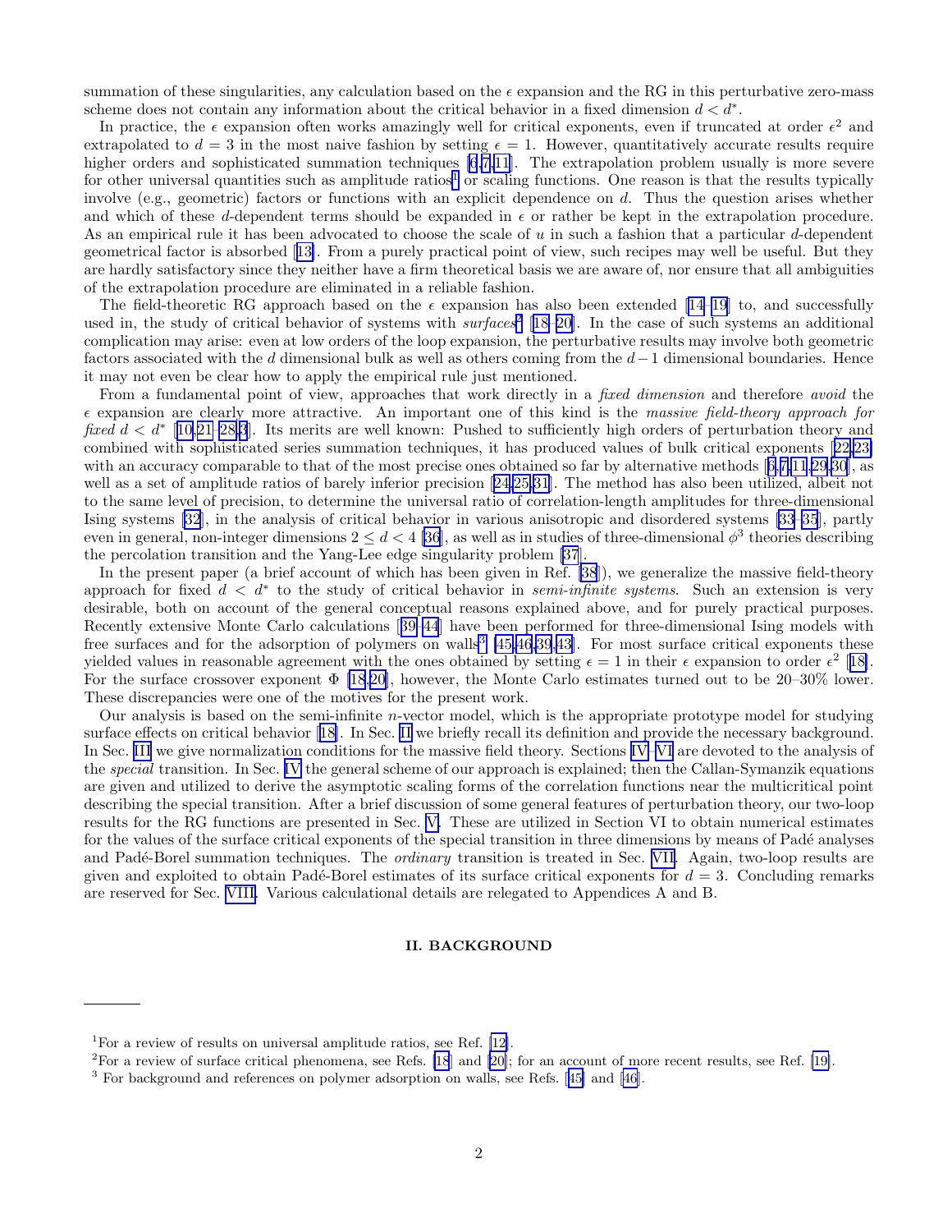summation of these singularities, any calculation based on the $\epsilon$ expansion and the RG in this perturbative zero-mass scheme does not contain any information about the critical behavior in a fixed dimension $d < d^*$.

In practice, the $\epsilon$ expansion often works amazingly well for critical exponents, even if truncated at order $\epsilon^2$ and extrapolated to $d = 3$ in the most naive fashion by setting $\epsilon = 1$. However, quantitatively accurate results require higher orders and sophisticated summation techniques [6,7,11]. The extrapolation problem usually is more severe for other universal quantities such as amplitude ratios[1] or scaling functions. One reason is that the results typically involve (e.g., geometric) factors or functions with an explicit dependence on $d$. Thus the question arises whether and which of these $d$-dependent terms should be expanded in $\epsilon$ or rather be kept in the extrapolation procedure. As an empirical rule it has been advocated to choose the scale of $u$ in such a fashion that a particular $d$-dependent geometrical factor is absorbed [13]. From a purely practical point of view, such recipes may well be useful. But they are hardly satisfactory since they neither have a firm theoretical basis we are aware of, nor ensure that all ambiguities of the extrapolation procedure are eliminated in a reliable fashion.

The field-theoretic RG approach based on the $\epsilon$ expansion has also been extended [14–19] to, and successfully used in, the study of critical behavior of systems with *surfaces*[2] [18–20]. In the case of such systems an additional complication may arise: even at low orders of the loop expansion, the perturbative results may involve both geometric factors associated with the $d$ dimensional bulk as well as others coming from the $d-1$ dimensional boundaries. Hence it may not even be clear how to apply the empirical rule just mentioned.

From a fundamental point of view, approaches that work directly in a *fixed dimension* and therefore *avoid* the $\epsilon$ expansion are clearly more attractive. An important one of this kind is the *massive field-theory approach for fixed $d < d^*$* [10,21–28,3]. Its merits are well known: Pushed to sufficiently high orders of perturbation theory and combined with sophisticated series summation techniques, it has produced values of bulk critical exponents [22,23] with an accuracy comparable to that of the most precise ones obtained so far by alternative methods [6,7,11,29,30], as well as a set of amplitude ratios of barely inferior precision [24,25,31]. The method has also been utilized, albeit not to the same level of precision, to determine the universal ratio of correlation-length amplitudes for three-dimensional Ising systems [32], in the analysis of critical behavior in various anisotropic and disordered systems [33–35], partly even in general, non-integer dimensions $2 \leq d < 4$ [36], as well as in studies of three-dimensional $\phi^3$ theories describing the percolation transition and the Yang-Lee edge singularity problem [37].

In the present paper (a brief account of which has been given in Ref. [38]), we generalize the massive field-theory approach for fixed $d < d^*$ to the study of critical behavior in *semi-infinite systems*. Such an extension is very desirable, both on account of the general conceptual reasons explained above, and for purely practical purposes. Recently extensive Monte Carlo calculations [39–44] have been performed for three-dimensional Ising models with free surfaces and for the adsorption of polymers on walls[3] [45,46,39,43]. For most surface critical exponents these yielded values in reasonable agreement with the ones obtained by setting $\epsilon = 1$ in their $\epsilon$ expansion to order $\epsilon^2$ [18]. For the surface crossover exponent $\Phi$ [18,20], however, the Monte Carlo estimates turned out to be 20–30% lower. These discrepancies were one of the motives for the present work.

Our analysis is based on the semi-infinite $n$-vector model, which is the appropriate prototype model for studying surface effects on critical behavior [18]. In Sec. II we briefly recall its definition and provide the necessary background. In Sec. III we give normalization conditions for the massive field theory. Sections IV–VI are devoted to the analysis of the *special* transition. In Sec. IV the general scheme of our approach is explained; then the Callan-Symanzik equations are given and utilized to derive the asymptotic scaling forms of the correlation functions near the multicritical point describing the special transition. After a brief discussion of some general features of perturbation theory, our two-loop results for the RG functions are presented in Sec. V. These are utilized in Section VI to obtain numerical estimates for the values of the surface critical exponents of the special transition in three dimensions by means of Padé analyses and Padé-Borel summation techniques. The *ordinary* transition is treated in Sec. VII. Again, two-loop results are given and exploited to obtain Padé-Borel estimates of its surface critical exponents for $d = 3$. Concluding remarks are reserved for Sec. VIII. Various calculational details are relegated to Appendices A and B.

## II. BACKGROUND

---

[1] For a review of results on universal amplitude ratios, see Ref. [12].

[2] For a review of surface critical phenomena, see Refs. [18] and [20]; for an account of more recent results, see Ref. [19].

[3] For background and references on polymer adsorption on walls, see Refs. [45] and [46].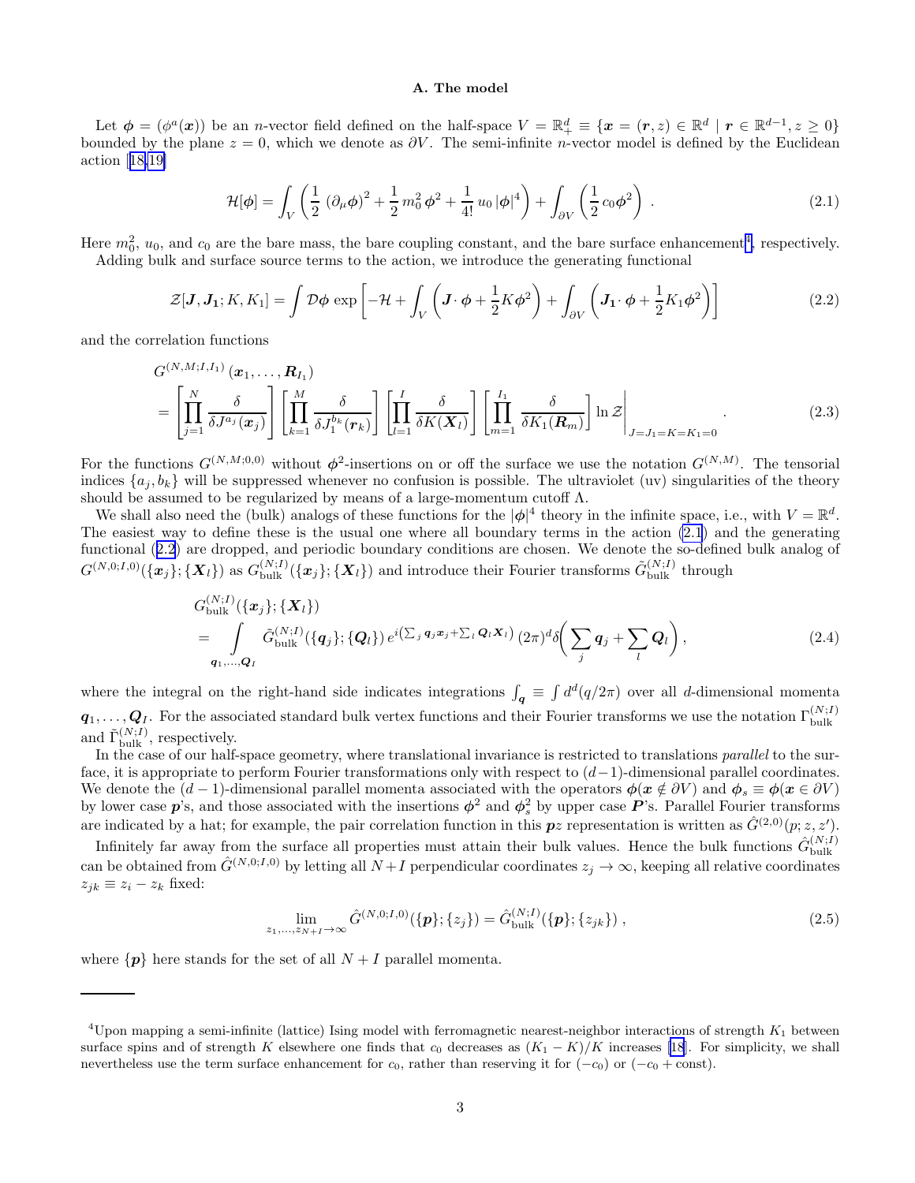### A. The model

Let $\boldsymbol{\phi} = (\phi^a(\boldsymbol{x}))$ be an $n$-vector field defined on the half-space $V = \mathbb{R}^d_+ \equiv \{\boldsymbol{x} = (\boldsymbol{r}, z) \in \mathbb{R}^d \mid \boldsymbol{r} \in \mathbb{R}^{d-1}, z \geq 0\}$ bounded by the plane $z = 0$, which we denote as $\partial V$. The semi-infinite $n$-vector model is defined by the Euclidean action [18,19]

$$\mathcal{H}[\boldsymbol{\phi}] = \int_V \left( \frac{1}{2} \left(\partial_\mu \boldsymbol{\phi}\right)^2 + \frac{1}{2}\, m_0^2\, \boldsymbol{\phi}^2 + \frac{1}{4!}\, u_0\, |\boldsymbol{\phi}|^4 \right) + \int_{\partial V} \left( \frac{1}{2}\, c_0 \boldsymbol{\phi}^2 \right) . \tag{2.1}$$

Here $m_0^2$, $u_0$, and $c_0$ are the bare mass, the bare coupling constant, and the bare surface enhancement[4], respectively.

Adding bulk and surface source terms to the action, we introduce the generating functional

$$\mathcal{Z}[\boldsymbol{J}, \boldsymbol{J_1}; K, K_1] = \int \mathcal{D}\boldsymbol{\phi}\, \exp\left[ -\mathcal{H} + \int_V \left( \boldsymbol{J}\cdot\boldsymbol{\phi} + \frac{1}{2} K \boldsymbol{\phi}^2 \right) + \int_{\partial V} \left( \boldsymbol{J_1}\cdot\boldsymbol{\phi} + \frac{1}{2} K_1 \boldsymbol{\phi}^2 \right) \right] \tag{2.2}$$

and the correlation functions

$$\begin{aligned} &G^{(N,M;I,I_1)}\left(\boldsymbol{x}_1, \ldots, \boldsymbol{R}_{I_1}\right) \\ &= \left[ \prod_{j=1}^{N} \frac{\delta}{\delta J^{a_j}(\boldsymbol{x}_j)} \right] \left[ \prod_{k=1}^{M} \frac{\delta}{\delta J_1^{b_k}(\boldsymbol{r}_k)} \right] \left[ \prod_{l=1}^{I} \frac{\delta}{\delta K(\boldsymbol{X}_l)} \right] \left[ \prod_{m=1}^{I_1} \frac{\delta}{\delta K_1(\boldsymbol{R}_m)} \right] \ln \mathcal{Z} \Bigg|_{J=J_1=K=K_1=0} . \end{aligned} \tag{2.3}$$

For the functions $G^{(N,M;0,0)}$ without $\boldsymbol{\phi}^2$-insertions on or off the surface we use the notation $G^{(N,M)}$. The tensorial indices $\{a_j, b_k\}$ will be suppressed whenever no confusion is possible. The ultraviolet (uv) singularities of the theory should be assumed to be regularized by means of a large-momentum cutoff $\Lambda$.

We shall also need the (bulk) analogs of these functions for the $|\boldsymbol{\phi}|^4$ theory in the infinite space, i.e., with $V = \mathbb{R}^d$. The easiest way to define these is the usual one where all boundary terms in the action (2.1) and the generating functional (2.2) are dropped, and periodic boundary conditions are chosen. We denote the so-defined bulk analog of $G^{(N,0;I,0)}(\{\boldsymbol{x}_j\};\{\boldsymbol{X}_l\})$ as $G^{(N;I)}_{\text{bulk}}(\{\boldsymbol{x}_j\};\{\boldsymbol{X}_l\})$ and introduce their Fourier transforms $\tilde{G}^{(N;I)}_{\text{bulk}}$ through

$$\begin{aligned} &G^{(N;I)}_{\text{bulk}}(\{\boldsymbol{x}_j\};\{\boldsymbol{X}_l\}) \\ &= \int_{\boldsymbol{q}_1,\ldots,\boldsymbol{Q}_I} \tilde{G}^{(N;I)}_{\text{bulk}}(\{\boldsymbol{q}_j\};\{\boldsymbol{Q}_l\})\, e^{i\left(\sum_j \boldsymbol{q}_j \boldsymbol{x}_j + \sum_l \boldsymbol{Q}_l \boldsymbol{X}_l\right)}\, (2\pi)^d \delta\!\left( \sum_j \boldsymbol{q}_j + \sum_l \boldsymbol{Q}_l \right), \end{aligned} \tag{2.4}$$

where the integral on the right-hand side indicates integrations $\int_{\boldsymbol{q}} \equiv \int d^d(q/2\pi)$ over all $d$-dimensional momenta $\boldsymbol{q}_1, \ldots, \boldsymbol{Q}_I$. For the associated standard bulk vertex functions and their Fourier transforms we use the notation $\Gamma^{(N;I)}_{\text{bulk}}$ and $\tilde{\Gamma}^{(N;I)}_{\text{bulk}}$, respectively.

In the case of our half-space geometry, where translational invariance is restricted to translations *parallel* to the surface, it is appropriate to perform Fourier transformations only with respect to $(d-1)$-dimensional parallel coordinates. We denote the $(d-1)$-dimensional parallel momenta associated with the operators $\boldsymbol{\phi}(\boldsymbol{x} \notin \partial V)$ and $\boldsymbol{\phi}_s \equiv \boldsymbol{\phi}(\boldsymbol{x} \in \partial V)$ by lower case $\boldsymbol{p}$'s, and those associated with the insertions $\boldsymbol{\phi}^2$ and $\boldsymbol{\phi}_s^2$ by upper case $\boldsymbol{P}$'s. Parallel Fourier transforms are indicated by a hat; for example, the pair correlation function in this $\boldsymbol{p}z$ representation is written as $\hat{G}^{(2,0)}(p; z, z')$.

Infinitely far away from the surface all properties must attain their bulk values. Hence the bulk functions $\hat{G}^{(N;I)}_{\text{bulk}}$ can be obtained from $\hat{G}^{(N,0;I,0)}$ by letting all $N+I$ perpendicular coordinates $z_j \to \infty$, keeping all relative coordinates $z_{jk} \equiv z_i - z_k$ fixed:

$$\lim_{z_1,\ldots,z_{N+I}\to\infty} \hat{G}^{(N,0;I,0)}(\{\boldsymbol{p}\};\{z_j\}) = \hat{G}^{(N;I)}_{\text{bulk}}(\{\boldsymbol{p}\};\{z_{jk}\}) , \tag{2.5}$$

where $\{\boldsymbol{p}\}$ here stands for the set of all $N+I$ parallel momenta.

---

[4] Upon mapping a semi-infinite (lattice) Ising model with ferromagnetic nearest-neighbor interactions of strength $K_1$ between surface spins and of strength $K$ elsewhere one finds that $c_0$ decreases as $(K_1 - K)/K$ increases [18]. For simplicity, we shall nevertheless use the term surface enhancement for $c_0$, rather than reserving it for $(-c_0)$ or $(-c_0 + \text{const})$.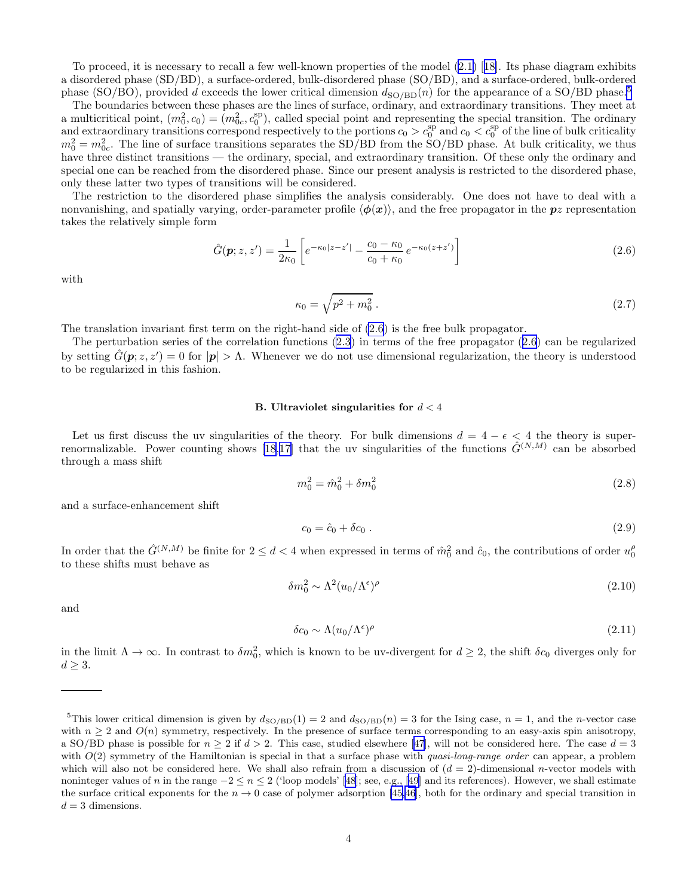To proceed, it is necessary to recall a few well-known properties of the model (2.1) [18]. Its phase diagram exhibits a disordered phase (SD/BD), a surface-ordered, bulk-disordered phase (SO/BD), and a surface-ordered, bulk-ordered phase (SO/BO), provided $d$ exceeds the lower critical dimension $d_{\mathrm{SO/BD}}(n)$ for the appearance of a SO/BD phase.[5]

The boundaries between these phases are the lines of surface, ordinary, and extraordinary transitions. They meet at a multicritical point, $(m_0^2, c_0) = (m_{0c}^2, c_0^{\mathrm{sp}})$, called special point and representing the special transition. The ordinary and extraordinary transitions correspond respectively to the portions $c_0 > c_0^{\mathrm{sp}}$ and $c_0 < c_0^{\mathrm{sp}}$ of the line of bulk criticality $m_0^2 = m_{0c}^2$. The line of surface transitions separates the SD/BD from the SO/BD phase. At bulk criticality, we thus have three distinct transitions — the ordinary, special, and extraordinary transition. Of these only the ordinary and special one can be reached from the disordered phase. Since our present analysis is restricted to the disordered phase, only these latter two types of transitions will be considered.

The restriction to the disordered phase simplifies the analysis considerably. One does not have to deal with a nonvanishing, and spatially varying, order-parameter profile $\langle \boldsymbol{\phi}(\boldsymbol{x}) \rangle$, and the free propagator in the $\boldsymbol{p}z$ representation takes the relatively simple form

$$\hat{G}(\boldsymbol{p}; z, z') = \frac{1}{2\kappa_0} \left[ e^{-\kappa_0 |z-z'|} - \frac{c_0 - \kappa_0}{c_0 + \kappa_0} \, e^{-\kappa_0 (z+z')} \right] \tag{2.6}$$

with

$$\kappa_0 = \sqrt{p^2 + m_0^2} \, . \tag{2.7}$$

The translation invariant first term on the right-hand side of (2.6) is the free bulk propagator.

The perturbation series of the correlation functions (2.3) in terms of the free propagator (2.6) can be regularized by setting $\hat{G}(\boldsymbol{p}; z, z') = 0$ for $|\boldsymbol{p}| > \Lambda$. Whenever we do not use dimensional regularization, the theory is understood to be regularized in this fashion.

### B. Ultraviolet singularities for $d < 4$

Let us first discuss the uv singularities of the theory. For bulk dimensions $d = 4 - \epsilon < 4$ the theory is super-renormalizable. Power counting shows [18,17] that the uv singularities of the functions $\hat{G}^{(N,M)}$ can be absorbed through a mass shift

$$m_0^2 = \hat{m}_0^2 + \delta m_0^2 \tag{2.8}$$

and a surface-enhancement shift

$$c_0 = \hat{c}_0 + \delta c_0 \, . \tag{2.9}$$

In order that the $\hat{G}^{(N,M)}$ be finite for $2 \leq d < 4$ when expressed in terms of $\hat{m}_0^2$ and $\hat{c}_0$, the contributions of order $u_0^\rho$ to these shifts must behave as

$$\delta m_0^2 \sim \Lambda^2 (u_0/\Lambda^\epsilon)^\rho \tag{2.10}$$

and

$$\delta c_0 \sim \Lambda (u_0/\Lambda^\epsilon)^\rho \tag{2.11}$$

in the limit $\Lambda \to \infty$. In contrast to $\delta m_0^2$, which is known to be uv-divergent for $d \geq 2$, the shift $\delta c_0$ diverges only for $d \geq 3$.

---

[5] This lower critical dimension is given by $d_{\mathrm{SO/BD}}(1) = 2$ and $d_{\mathrm{SO/BD}}(n) = 3$ for the Ising case, $n = 1$, and the $n$-vector case with $n \geq 2$ and $O(n)$ symmetry, respectively. In the presence of surface terms corresponding to an easy-axis spin anisotropy, a SO/BD phase is possible for $n \geq 2$ if $d > 2$. This case, studied elsewhere [47], will not be considered here. The case $d = 3$ with $O(2)$ symmetry of the Hamiltonian is special in that a surface phase with *quasi-long-range order* can appear, a problem which will also not be considered here. We shall also refrain from a discussion of $(d = 2)$-dimensional $n$-vector models with noninteger values of $n$ in the range $-2 \leq n \leq 2$ ('loop models' [48]; see, e.g., [49] and its references). However, we shall estimate the surface critical exponents for the $n \to 0$ case of polymer adsorption [45,46], both for the ordinary and special transition in $d = 3$ dimensions.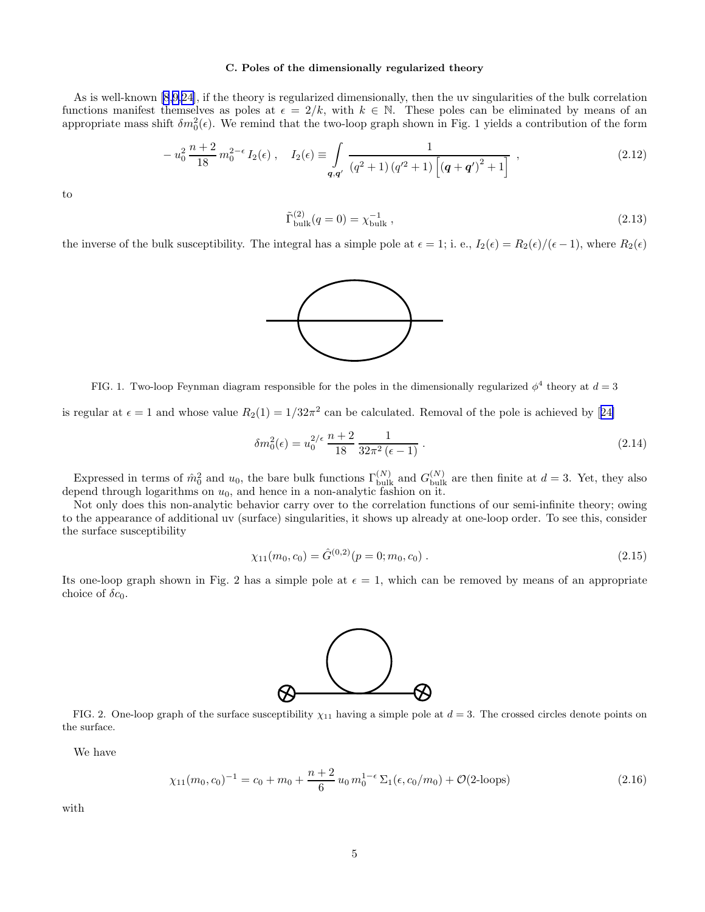### C. Poles of the dimensionally regularized theory

As is well-known [8,9,24], if the theory is regularized dimensionally, then the uv singularities of the bulk correlation functions manifest themselves as poles at $\epsilon = 2/k$, with $k \in \mathbb{N}$. These poles can be eliminated by means of an appropriate mass shift $\delta m_0^2(\epsilon)$. We remind that the two-loop graph shown in Fig. 1 yields a contribution of the form

$$-\, u_0^2\, \frac{n+2}{18}\, m_0^{2-\epsilon}\, I_2(\epsilon)\,, \quad I_2(\epsilon) \equiv \int\limits_{\boldsymbol{q},\boldsymbol{q}'} \frac{1}{(q^2+1)\,(q'^2+1)\left[(\boldsymbol{q}+\boldsymbol{q}')^2+1\right]}\,, \tag{2.12}$$

to

$$\tilde{\Gamma}^{(2)}_{\text{bulk}}(q=0) = \chi_{\text{bulk}}^{-1}\,, \tag{2.13}$$

the inverse of the bulk susceptibility. The integral has a simple pole at $\epsilon = 1$; i. e., $I_2(\epsilon) = R_2(\epsilon)/(\epsilon-1)$, where $R_2(\epsilon)$ is regular at $\epsilon = 1$ and whose value $R_2(1) = 1/32\pi^2$ can be calculated. Removal of the pole is achieved by [24]

FIG. 1. Two-loop Feynman diagram responsible for the poles in the dimensionally regularized $\phi^4$ theory at $d = 3$

$$\delta m_0^2(\epsilon) = u_0^{2/\epsilon}\, \frac{n+2}{18}\, \frac{1}{32\pi^2\,(\epsilon-1)}\,. \tag{2.14}$$

Expressed in terms of $\mathring{m}_0^2$ and $u_0$, the bare bulk functions $\Gamma^{(N)}_{\text{bulk}}$ and $G^{(N)}_{\text{bulk}}$ are then finite at $d = 3$. Yet, they also depend through logarithms on $u_0$, and hence in a non-analytic fashion on it.

Not only does this non-analytic behavior carry over to the correlation functions of our semi-infinite theory; owing to the appearance of additional uv (surface) singularities, it shows up already at one-loop order. To see this, consider the surface susceptibility

$$\chi_{11}(m_0, c_0) = \hat{G}^{(0,2)}(p=0; m_0, c_0)\,. \tag{2.15}$$

Its one-loop graph shown in Fig. 2 has a simple pole at $\epsilon = 1$, which can be removed by means of an appropriate choice of $\delta c_0$.

FIG. 2. One-loop graph of the surface susceptibility $\chi_{11}$ having a simple pole at $d = 3$. The crossed circles denote points on the surface.

We have

$$\chi_{11}(m_0, c_0)^{-1} = c_0 + m_0 + \frac{n+2}{6}\, u_0\, m_0^{1-\epsilon}\, \Sigma_1(\epsilon, c_0/m_0) + \mathcal{O}(\text{2-loops}) \tag{2.16}$$

with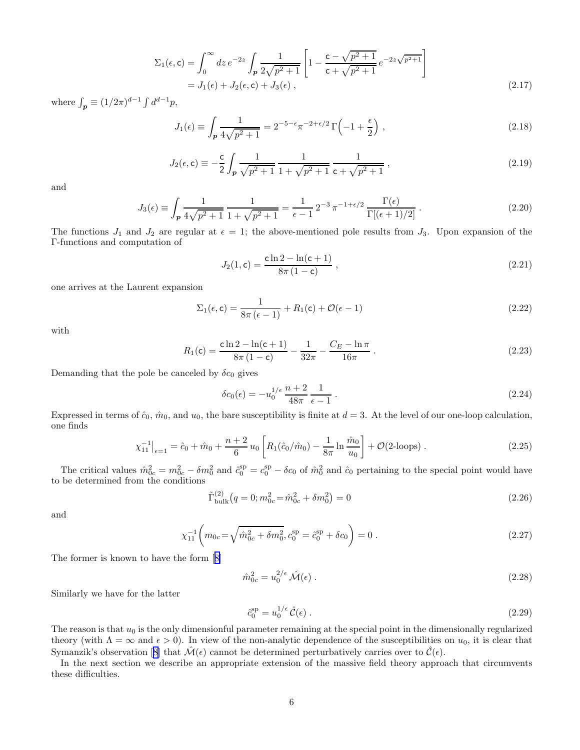$$
\begin{aligned}
\Sigma_1(\epsilon, \mathsf{c}) &= \int_0^\infty dz\, e^{-2z} \int_{\boldsymbol{p}} \frac{1}{2\sqrt{p^2+1}} \left[ 1 - \frac{\mathsf{c} - \sqrt{p^2+1}}{\mathsf{c} + \sqrt{p^2+1}}\, e^{-2z\sqrt{p^2+1}} \right] \\
&= J_1(\epsilon) + J_2(\epsilon, \mathsf{c}) + J_3(\epsilon) \,,
\end{aligned}
\tag{2.17}
$$

where $\int_{\boldsymbol{p}} \equiv (1/2\pi)^{d-1} \int d^{d-1}p$,

$$
J_1(\epsilon) \equiv \int_{\boldsymbol{p}} \frac{1}{4\sqrt{p^2+1}} = 2^{-5-\epsilon} \pi^{-2+\epsilon/2}\, \Gamma\Big(-1 + \frac{\epsilon}{2}\Big) \,,
\tag{2.18}
$$

$$
J_2(\epsilon, \mathsf{c}) \equiv -\frac{\mathsf{c}}{2} \int_{\boldsymbol{p}} \frac{1}{\sqrt{p^2+1}}\, \frac{1}{1+\sqrt{p^2+1}}\, \frac{1}{\mathsf{c}+\sqrt{p^2+1}} \,,
\tag{2.19}
$$

and

$$
J_3(\epsilon) \equiv \int_{\boldsymbol{p}} \frac{1}{4\sqrt{p^2+1}}\, \frac{1}{1+\sqrt{p^2+1}} = \frac{1}{\epsilon - 1}\, 2^{-3}\, \pi^{-1+\epsilon/2}\, \frac{\Gamma(\epsilon)}{\Gamma[(\epsilon+1)/2]} \,.
\tag{2.20}
$$

The functions $J_1$ and $J_2$ are regular at $\epsilon = 1$; the above-mentioned pole results from $J_3$. Upon expansion of the $\Gamma$-functions and computation of

$$
J_2(1, \mathsf{c}) = \frac{\mathsf{c} \ln 2 - \ln(\mathsf{c}+1)}{8\pi\,(1-\mathsf{c})} \,,
\tag{2.21}
$$

one arrives at the Laurent expansion

$$
\Sigma_1(\epsilon, \mathsf{c}) = \frac{1}{8\pi\,(\epsilon - 1)} + R_1(\mathsf{c}) + \mathcal{O}(\epsilon - 1)
\tag{2.22}
$$

with

$$
R_1(\mathsf{c}) = \frac{\mathsf{c} \ln 2 - \ln(\mathsf{c}+1)}{8\pi\,(1-\mathsf{c})} - \frac{1}{32\pi} - \frac{C_E - \ln \pi}{16\pi} \,.
\tag{2.23}
$$

Demanding that the pole be canceled by $\delta c_0$ gives

$$
\delta c_0(\epsilon) = -u_0^{1/\epsilon}\, \frac{n+2}{48\pi}\, \frac{1}{\epsilon - 1} \,.
\tag{2.24}
$$

Expressed in terms of $\hat{c}_0$, $\hat{m}_0$, and $u_0$, the bare susceptibility is finite at $d = 3$. At the level of our one-loop calculation, one finds

$$
\chi_{11}^{-1}\big|_{\epsilon=1} = \hat{c}_0 + \hat{m}_0 + \frac{n+2}{6}\, u_0 \left[ R_1(\hat{c}_0/\hat{m}_0) - \frac{1}{8\pi} \ln \frac{\hat{m}_0}{u_0} \right] + \mathcal{O}(\text{2-loops}) \,.
\tag{2.25}
$$

The critical values $\hat{m}_{0c}^2 = m_{0c}^2 - \delta m_0^2$ and $\hat{c}_0^{\rm sp} = c_0^{\rm sp} - \delta c_0$ of $\hat{m}_0^2$ and $\hat{c}_0$ pertaining to the special point would have to be determined from the conditions

$$
\tilde{\Gamma}^{(2)}_{\rm bulk}\big(q = 0; m_{0c}^2 = \hat{m}_{0c}^2 + \delta m_0^2\big) = 0
\tag{2.26}
$$

and

$$
\chi_{11}^{-1}\bigg(m_{0c} = \sqrt{\hat{m}_{0c}^2 + \delta m_0^2},\, c_0^{\rm sp} = \hat{c}_0^{\rm sp} + \delta c_0\bigg) = 0 \,.
\tag{2.27}
$$

The former is known to have the form [8]

$$
\hat{m}_{0c}^2 = u_0^{2/\epsilon}\, \hat{\mathcal{M}}(\epsilon) \,.
\tag{2.28}
$$

Similarly we have for the latter

$$
\hat{c}_0^{\rm sp} = u_0^{1/\epsilon}\, \hat{\mathcal{C}}(\epsilon) \,.
\tag{2.29}
$$

The reason is that $u_0$ is the only dimensionful parameter remaining at the special point in the dimensionally regularized theory (with $\Lambda = \infty$ and $\epsilon > 0$). In view of the non-analytic dependence of the susceptibilities on $u_0$, it is clear that Symanzik's observation [8] that $\hat{\mathcal{M}}(\epsilon)$ cannot be determined perturbatively carries over to $\hat{\mathcal{C}}(\epsilon)$.

In the next section we describe an appropriate extension of the massive field theory approach that circumvents these difficulties.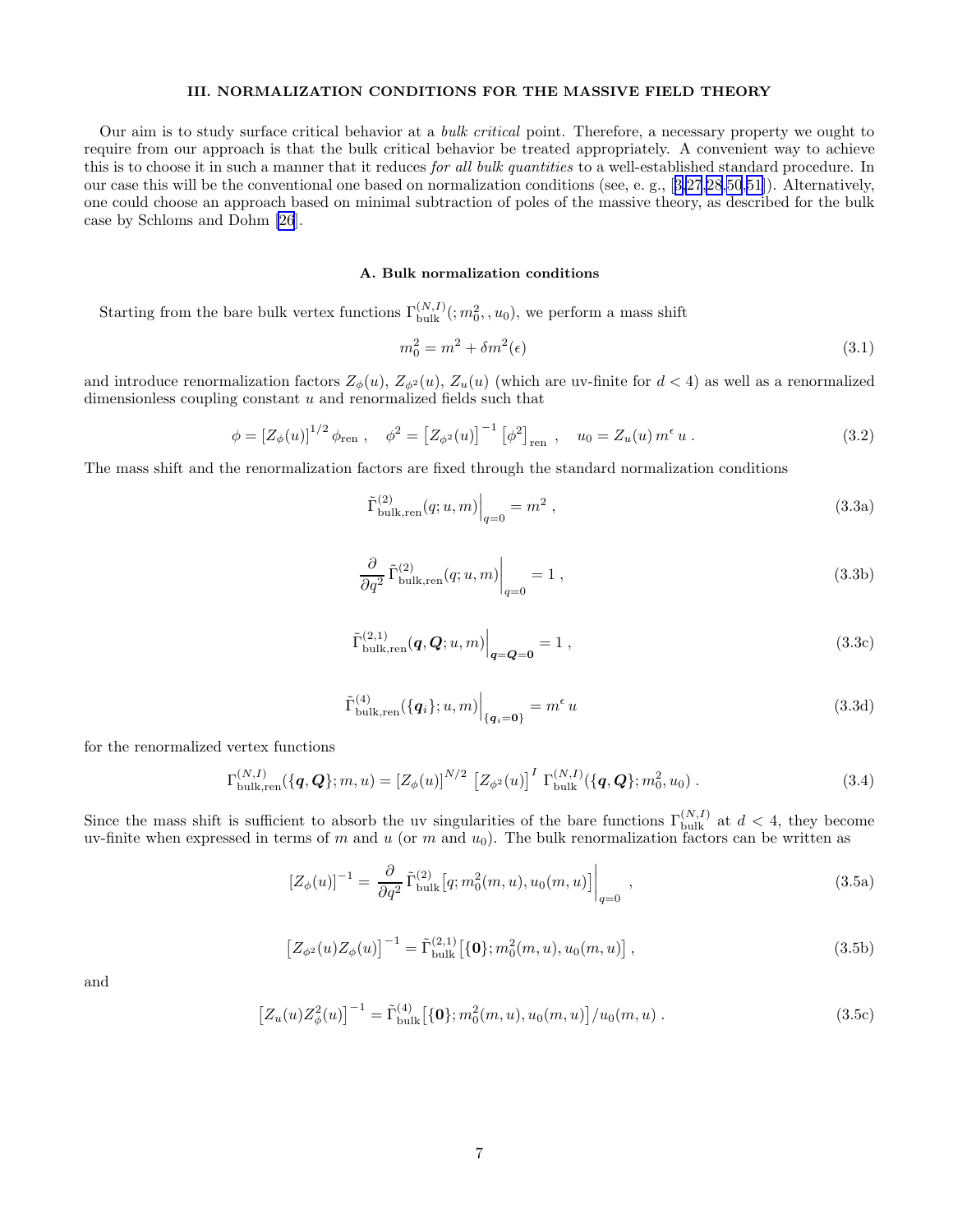## III. NORMALIZATION CONDITIONS FOR THE MASSIVE FIELD THEORY

Our aim is to study surface critical behavior at a *bulk critical* point. Therefore, a necessary property we ought to require from our approach is that the bulk critical behavior be treated appropriately. A convenient way to achieve this is to choose it in such a manner that it reduces *for all bulk quantities* to a well-established standard procedure. In our case this will be the conventional one based on normalization conditions (see, e. g., [3,27,28,50,51]). Alternatively, one could choose an approach based on minimal subtraction of poles of the massive theory, as described for the bulk case by Schloms and Dohm [26].

### A. Bulk normalization conditions

Starting from the bare bulk vertex functions $\Gamma^{(N,I)}_{\text{bulk}}(;m_0^2,,u_0)$, we perform a mass shift

$$m_0^2 = m^2 + \delta m^2(\epsilon) \tag{3.1}$$

and introduce renormalization factors $Z_\phi(u)$, $Z_{\phi^2}(u)$, $Z_u(u)$ (which are uv-finite for $d<4$) as well as a renormalized dimensionless coupling constant $u$ and renormalized fields such that

$$\phi = \left[Z_\phi(u)\right]^{1/2}\phi_{\text{ren}}\;, \quad \phi^2 = \left[Z_{\phi^2}(u)\right]^{-1}\left[\phi^2\right]_{\text{ren}}\;, \quad u_0 = Z_u(u)\, m^\epsilon\, u\;. \tag{3.2}$$

The mass shift and the renormalization factors are fixed through the standard normalization conditions

$$\tilde{\Gamma}^{(2)}_{\text{bulk,ren}}(q;u,m)\Big|_{q=0} = m^2\;, \tag{3.3a}$$

$$\frac{\partial}{\partial q^2}\,\tilde{\Gamma}^{(2)}_{\text{bulk,ren}}(q;u,m)\Big|_{q=0} = 1\;, \tag{3.3b}$$

$$\tilde{\Gamma}^{(2,1)}_{\text{bulk,ren}}(\boldsymbol{q},\boldsymbol{Q};u,m)\Big|_{\boldsymbol{q}=\boldsymbol{Q}=\boldsymbol{0}} = 1\;, \tag{3.3c}$$

$$\tilde{\Gamma}^{(4)}_{\text{bulk,ren}}(\{\boldsymbol{q}_i\};u,m)\Big|_{\{\boldsymbol{q}_i=\boldsymbol{0}\}} = m^\epsilon\, u \tag{3.3d}$$

for the renormalized vertex functions

$$\Gamma^{(N,I)}_{\text{bulk,ren}}(\{\boldsymbol{q},\boldsymbol{Q}\};m,u) = \left[Z_\phi(u)\right]^{N/2}\,\left[Z_{\phi^2}(u)\right]^{I}\,\Gamma^{(N,I)}_{\text{bulk}}(\{\boldsymbol{q},\boldsymbol{Q}\};m_0^2,u_0)\;. \tag{3.4}$$

Since the mass shift is sufficient to absorb the uv singularities of the bare functions $\Gamma^{(N,I)}_{\text{bulk}}$ at $d<4$, they become uv-finite when expressed in terms of $m$ and $u$ (or $m$ and $u_0$). The bulk renormalization factors can be written as

$$\left[Z_\phi(u)\right]^{-1} = \frac{\partial}{\partial q^2}\,\tilde{\Gamma}^{(2)}_{\text{bulk}}\big[q;m_0^2(m,u),u_0(m,u)\big]\Big|_{q=0}\;, \tag{3.5a}$$

$$\left[Z_{\phi^2}(u)Z_\phi(u)\right]^{-1} = \tilde{\Gamma}^{(2,1)}_{\text{bulk}}\big[\{\boldsymbol{0}\};m_0^2(m,u),u_0(m,u)\big]\;, \tag{3.5b}$$

and

$$\left[Z_u(u)Z_\phi^2(u)\right]^{-1} = \tilde{\Gamma}^{(4)}_{\text{bulk}}\big[\{\boldsymbol{0}\};m_0^2(m,u),u_0(m,u)\big]/u_0(m,u)\;. \tag{3.5c}$$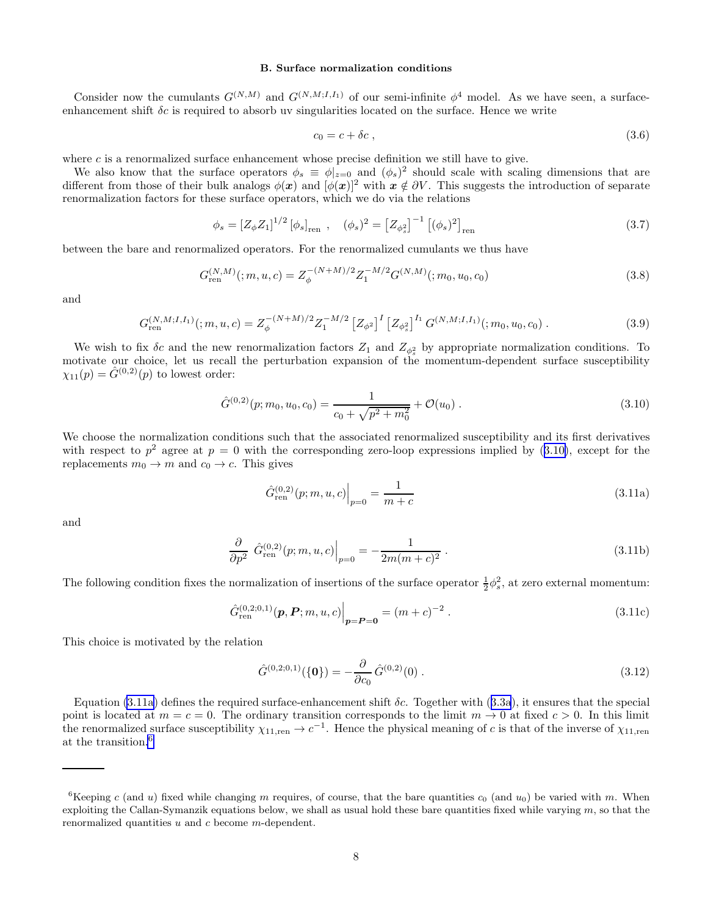### B. Surface normalization conditions

Consider now the cumulants $G^{(N,M)}$ and $G^{(N,M;I,I_1)}$ of our semi-infinite $\phi^4$ model. As we have seen, a surface-enhancement shift $\delta c$ is required to absorb uv singularities located on the surface. Hence we write

$$c_0 = c + \delta c \,, \tag{3.6}$$

where $c$ is a renormalized surface enhancement whose precise definition we still have to give.

We also know that the surface operators $\phi_s \equiv \phi|_{z=0}$ and $(\phi_s)^2$ should scale with scaling dimensions that are different from those of their bulk analogs $\phi(\boldsymbol{x})$ and $[\phi(\boldsymbol{x})]^2$ with $\boldsymbol{x} \notin \partial V$. This suggests the introduction of separate renormalization factors for these surface operators, which we do via the relations

$$\phi_s = [Z_\phi Z_1]^{1/2}\, [\phi_s]_{\text{ren}} \;, \quad (\phi_s)^2 = \left[Z_{\phi_s^2}\right]^{-1} \left[(\phi_s)^2\right]_{\text{ren}} \tag{3.7}$$

between the bare and renormalized operators. For the renormalized cumulants we thus have

$$G^{(N,M)}_{\text{ren}}(;m,u,c) = Z_\phi^{-(N+M)/2} Z_1^{-M/2}\, G^{(N,M)}(;m_0,u_0,c_0) \tag{3.8}$$

and

$$G^{(N,M;I,I_1)}_{\text{ren}}(;m,u,c) = Z_\phi^{-(N+M)/2} Z_1^{-M/2} \left[Z_{\phi^2}\right]^I \left[Z_{\phi_s^2}\right]^{I_1} G^{(N,M;I,I_1)}(;m_0,u_0,c_0) \,. \tag{3.9}$$

We wish to fix $\delta c$ and the new renormalization factors $Z_1$ and $Z_{\phi_s^2}$ by appropriate normalization conditions. To motivate our choice, let us recall the perturbation expansion of the momentum-dependent surface susceptibility $\chi_{11}(p) = \hat{G}^{(0,2)}(p)$ to lowest order:

$$\hat{G}^{(0,2)}(p;m_0,u_0,c_0) = \frac{1}{c_0 + \sqrt{p^2+m_0^2}} + \mathcal{O}(u_0) \,. \tag{3.10}$$

We choose the normalization conditions such that the associated renormalized susceptibility and its first derivatives with respect to $p^2$ agree at $p=0$ with the corresponding zero-loop expressions implied by (3.10), except for the replacements $m_0 \to m$ and $c_0 \to c$. This gives

$$\hat{G}^{(0,2)}_{\text{ren}}(p;m,u,c)\Big|_{p=0} = \frac{1}{m+c} \tag{3.11a}$$

and

$$\frac{\partial}{\partial p^2}\, \hat{G}^{(0,2)}_{\text{ren}}(p;m,u,c)\Big|_{p=0} = -\frac{1}{2m(m+c)^2} \,. \tag{3.11b}$$

The following condition fixes the normalization of insertions of the surface operator $\frac{1}{2}\phi_s^2$, at zero external momentum:

$$\hat{G}^{(0,2;0,1)}_{\text{ren}}(\boldsymbol{p},\boldsymbol{P};m,u,c)\Big|_{\boldsymbol{p}=\boldsymbol{P}=\boldsymbol{0}} = (m+c)^{-2} \,. \tag{3.11c}$$

This choice is motivated by the relation

$$\hat{G}^{(0,2;0,1)}(\{\boldsymbol{0}\}) = -\frac{\partial}{\partial c_0}\, \hat{G}^{(0,2)}(0) \,. \tag{3.12}$$

Equation (3.11a) defines the required surface-enhancement shift $\delta c$. Together with (3.3a), it ensures that the special point is located at $m=c=0$. The ordinary transition corresponds to the limit $m \to 0$ at fixed $c>0$. In this limit the renormalized surface susceptibility $\chi_{11,\text{ren}} \to c^{-1}$. Hence the physical meaning of $c$ is that of the inverse of $\chi_{11,\text{ren}}$ at the transition.[6]

---

[6] Keeping $c$ (and $u$) fixed while changing $m$ requires, of course, that the bare quantities $c_0$ (and $u_0$) be varied with $m$. When exploiting the Callan-Symanzik equations below, we shall as usual hold these bare quantities fixed while varying $m$, so that the renormalized quantities $u$ and $c$ become $m$-dependent.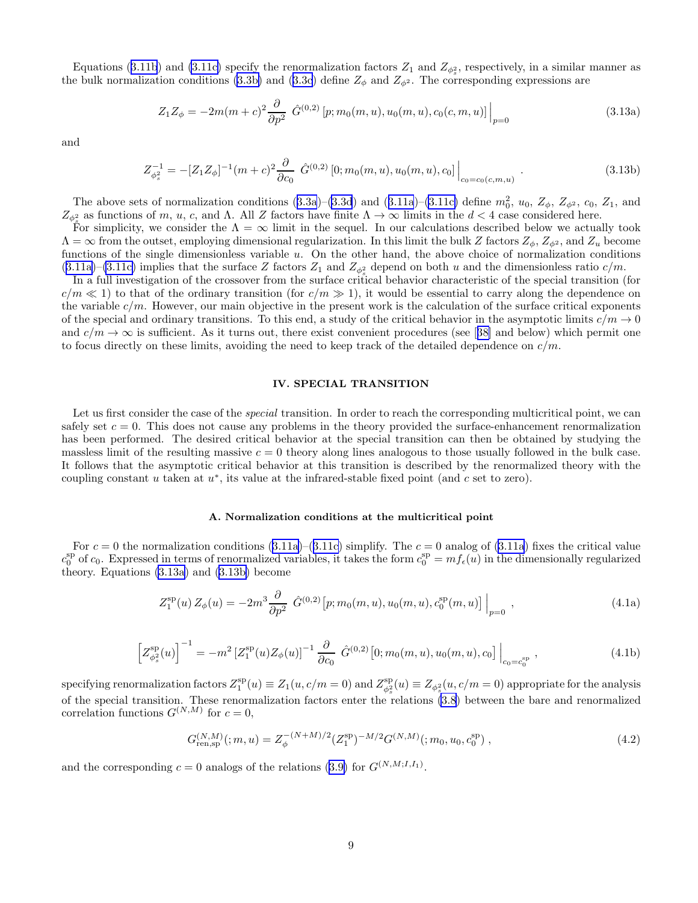Equations (3.11b) and (3.11c) specify the renormalization factors $Z_1$ and $Z_{\phi_s^2}$, respectively, in a similar manner as the bulk normalization conditions (3.3b) and (3.3c) define $Z_\phi$ and $Z_{\phi^2}$. The corresponding expressions are

$$Z_1 Z_\phi = -2m(m+c)^2 \frac{\partial}{\partial p^2}\ \hat{G}^{(0,2)}\left[p; m_0(m,u), u_0(m,u), c_0(c,m,u)\right]\Big|_{p=0} \tag{3.13a}$$

and

$$Z_{\phi_s^2}^{-1} = -[Z_1 Z_\phi]^{-1}(m+c)^2 \frac{\partial}{\partial c_0}\ \hat{G}^{(0,2)}\left[0; m_0(m,u), u_0(m,u), c_0\right]\Big|_{c_0=c_0(c,m,u)} . \tag{3.13b}$$

The above sets of normalization conditions (3.3a)–(3.3d) and (3.11a)–(3.11c) define $m_0^2$, $u_0$, $Z_\phi$, $Z_{\phi^2}$, $c_0$, $Z_1$, and $Z_{\phi_s^2}$ as functions of $m$, $u$, $c$, and $\Lambda$. All $Z$ factors have finite $\Lambda \to \infty$ limits in the $d < 4$ case considered here.

For simplicity, we consider the $\Lambda = \infty$ limit in the sequel. In our calculations described below we actually took $\Lambda = \infty$ from the outset, employing dimensional regularization. In this limit the bulk $Z$ factors $Z_\phi$, $Z_{\phi^2}$, and $Z_u$ become functions of the single dimensionless variable $u$. On the other hand, the above choice of normalization conditions (3.11a)–(3.11c) implies that the surface $Z$ factors $Z_1$ and $Z_{\phi_s^2}$ depend on both $u$ and the dimensionless ratio $c/m$.

In a full investigation of the crossover from the surface critical behavior characteristic of the special transition (for $c/m \ll 1$) to that of the ordinary transition (for $c/m \gg 1$), it would be essential to carry along the dependence on the variable $c/m$. However, our main objective in the present work is the calculation of the surface critical exponents of the special and ordinary transitions. To this end, a study of the critical behavior in the asymptotic limits $c/m \to 0$ and $c/m \to \infty$ is sufficient. As it turns out, there exist convenient procedures (see [38] and below) which permit one to focus directly on these limits, avoiding the need to keep track of the detailed dependence on $c/m$.

## IV. SPECIAL TRANSITION

Let us first consider the case of the *special* transition. In order to reach the corresponding multicritical point, we can safely set $c = 0$. This does not cause any problems in the theory provided the surface-enhancement renormalization has been performed. The desired critical behavior at the special transition can then be obtained by studying the massless limit of the resulting massive $c = 0$ theory along lines analogous to those usually followed in the bulk case. It follows that the asymptotic critical behavior at this transition is described by the renormalized theory with the coupling constant $u$ taken at $u^*$, its value at the infrared-stable fixed point (and $c$ set to zero).

### A. Normalization conditions at the multicritical point

For $c = 0$ the normalization conditions (3.11a)–(3.11c) simplify. The $c = 0$ analog of (3.11a) fixes the critical value $c_0^{\rm sp}$ of $c_0$. Expressed in terms of renormalized variables, it takes the form $c_0^{\rm sp} = m f_\epsilon(u)$ in the dimensionally regularized theory. Equations (3.13a) and (3.13b) become

$$Z_1^{\rm sp}(u)\, Z_\phi(u) = -2m^3 \frac{\partial}{\partial p^2}\ \hat{G}^{(0,2)}\left[p; m_0(m,u), u_0(m,u), c_0^{\rm sp}(m,u)\right]\Big|_{p=0} , \tag{4.1a}$$

$$\left[Z_{\phi_s^2}^{\rm sp}(u)\right]^{-1} = -m^2 \left[Z_1^{\rm sp}(u) Z_\phi(u)\right]^{-1} \frac{\partial}{\partial c_0}\ \hat{G}^{(0,2)}\left[0; m_0(m,u), u_0(m,u), c_0\right]\Big|_{c_0=c_0^{\rm sp}} , \tag{4.1b}$$

specifying renormalization factors $Z_1^{\rm sp}(u) \equiv Z_1(u, c/m = 0)$ and $Z_{\phi_s^2}^{\rm sp}(u) \equiv Z_{\phi_s^2}(u, c/m = 0)$ appropriate for the analysis of the special transition. These renormalization factors enter the relations (3.8) between the bare and renormalized correlation functions $G^{(N,M)}$ for $c = 0$,

$$G_{\rm ren,sp}^{(N,M)}(;m,u) = Z_\phi^{-(N+M)/2} (Z_1^{\rm sp})^{-M/2} G^{(N,M)}(;m_0, u_0, c_0^{\rm sp}) , \tag{4.2}$$

and the corresponding $c = 0$ analogs of the relations (3.9) for $G^{(N,M;I,I_1)}$.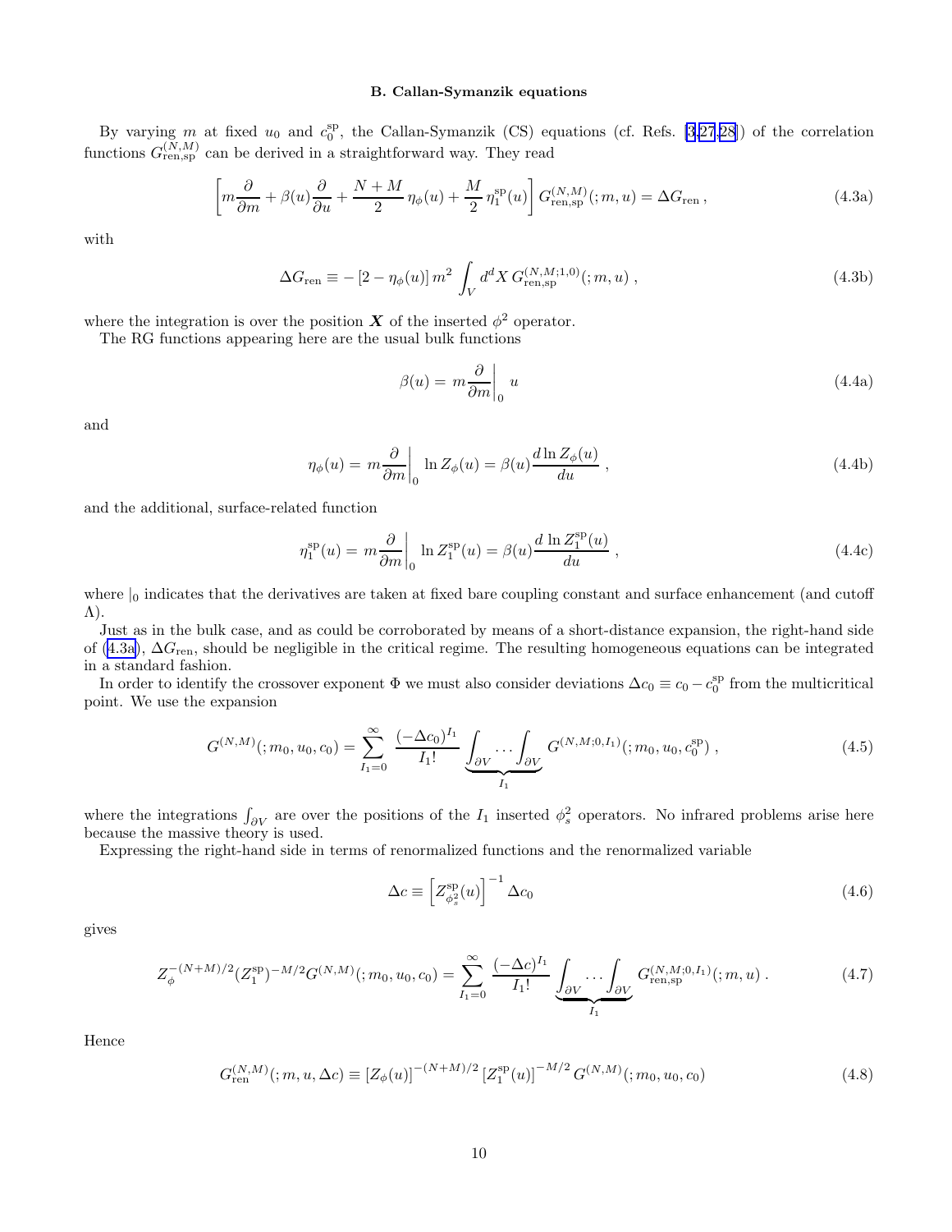### B. Callan-Symanzik equations

By varying $m$ at fixed $u_0$ and $c_0^{\text{sp}}$, the Callan-Symanzik (CS) equations (cf. Refs. [3,27,28]) of the correlation functions $G_{\text{ren,sp}}^{(N,M)}$ can be derived in a straightforward way. They read

$$\left[m\frac{\partial}{\partial m} + \beta(u)\frac{\partial}{\partial u} + \frac{N+M}{2}\,\eta_\phi(u) + \frac{M}{2}\,\eta_1^{\text{sp}}(u)\right] G_{\text{ren,sp}}^{(N,M)}(;m,u) = \Delta G_{\text{ren}}\,, \tag{4.3a}$$

with

$$\Delta G_{\text{ren}} \equiv -\left[2-\eta_\phi(u)\right] m^2 \int_V d^dX\, G_{\text{ren,sp}}^{(N,M;1,0)}(;m,u)\,, \tag{4.3b}$$

where the integration is over the position $\boldsymbol{X}$ of the inserted $\phi^2$ operator.

The RG functions appearing here are the usual bulk functions

$$\beta(u) = m\frac{\partial}{\partial m}\bigg|_0\, u \tag{4.4a}$$

and

$$\eta_\phi(u) = m\frac{\partial}{\partial m}\bigg|_0\, \ln Z_\phi(u) = \beta(u)\frac{d\ln Z_\phi(u)}{du}\,, \tag{4.4b}$$

and the additional, surface-related function

$$\eta_1^{\text{sp}}(u) = m\frac{\partial}{\partial m}\bigg|_0\, \ln Z_1^{\text{sp}}(u) = \beta(u)\frac{d\,\ln Z_1^{\text{sp}}(u)}{du}\,, \tag{4.4c}$$

where $|_0$ indicates that the derivatives are taken at fixed bare coupling constant and surface enhancement (and cutoff $\Lambda$).

Just as in the bulk case, and as could be corroborated by means of a short-distance expansion, the right-hand side of (4.3a), $\Delta G_{\text{ren}}$, should be negligible in the critical regime. The resulting homogeneous equations can be integrated in a standard fashion.

In order to identify the crossover exponent $\Phi$ we must also consider deviations $\Delta c_0 \equiv c_0 - c_0^{\text{sp}}$ from the multicritical point. We use the expansion

$$G^{(N,M)}(;m_0,u_0,c_0) = \sum_{I_1=0}^{\infty} \frac{(-\Delta c_0)^{I_1}}{I_1!} \underbrace{\int_{\partial V}\cdots\int_{\partial V}}_{I_1} G^{(N,M;0,I_1)}(;m_0,u_0,c_0^{\text{sp}})\,, \tag{4.5}$$

where the integrations $\int_{\partial V}$ are over the positions of the $I_1$ inserted $\phi_s^2$ operators. No infrared problems arise here because the massive theory is used.

Expressing the right-hand side in terms of renormalized functions and the renormalized variable

$$\Delta c \equiv \left[Z_{\phi_s^2}^{\text{sp}}(u)\right]^{-1} \Delta c_0 \tag{4.6}$$

gives

$$Z_\phi^{-(N+M)/2}(Z_1^{\text{sp}})^{-M/2} G^{(N,M)}(;m_0,u_0,c_0) = \sum_{I_1=0}^{\infty} \frac{(-\Delta c)^{I_1}}{I_1!} \underbrace{\int_{\partial V}\cdots\int_{\partial V}}_{I_1} G_{\text{ren,sp}}^{(N,M;0,I_1)}(;m,u)\,. \tag{4.7}$$

Hence

$$G_{\text{ren}}^{(N,M)}(;m,u,\Delta c) \equiv \left[Z_\phi(u)\right]^{-(N+M)/2} \left[Z_1^{\text{sp}}(u)\right]^{-M/2} G^{(N,M)}(;m_0,u_0,c_0) \tag{4.8}$$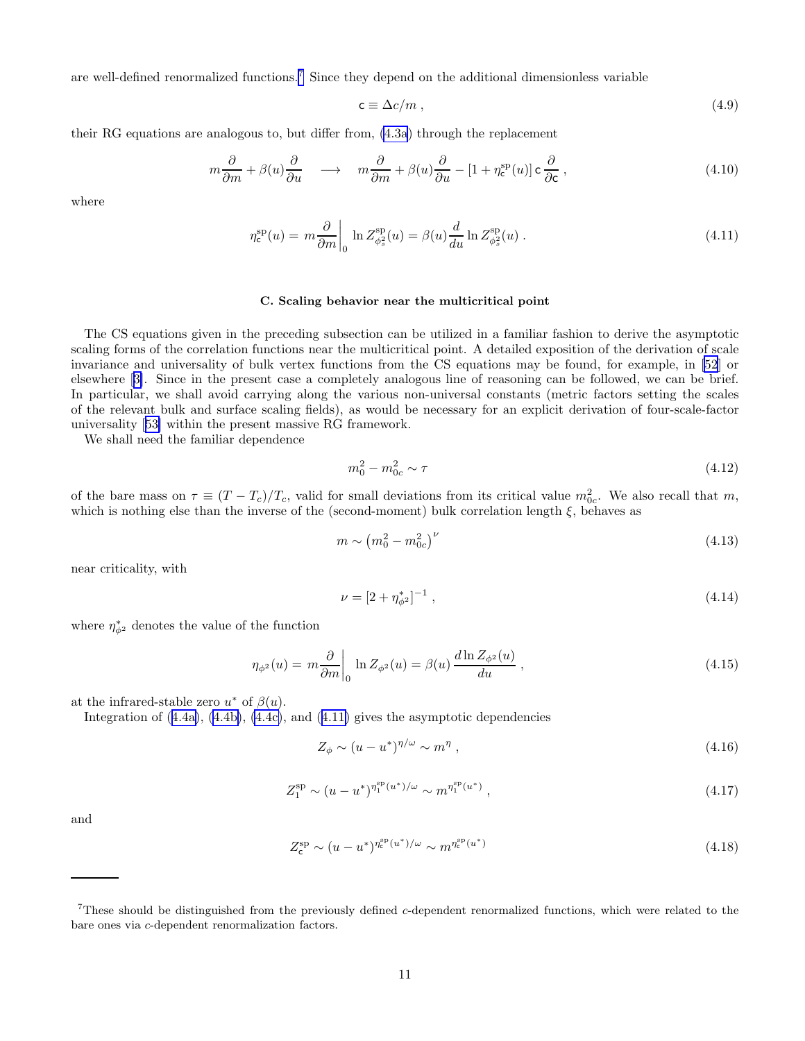are well-defined renormalized functions.[7] Since they depend on the additional dimensionless variable

$$\mathsf{c} \equiv \Delta c/m \,, \tag{4.9}$$

their RG equations are analogous to, but differ from, (4.3a) through the replacement

$$m\frac{\partial}{\partial m} + \beta(u)\frac{\partial}{\partial u} \quad \longrightarrow \quad m\frac{\partial}{\partial m} + \beta(u)\frac{\partial}{\partial u} - \left[1 + \eta_{\mathsf{c}}^{\rm sp}(u)\right] \mathsf{c}\,\frac{\partial}{\partial \mathsf{c}} \,, \tag{4.10}$$

where

$$\eta_{\mathsf{c}}^{\rm sp}(u) = m\frac{\partial}{\partial m}\bigg|_0 \ln Z_{\phi_s^2}^{\rm sp}(u) = \beta(u)\frac{d}{du}\ln Z_{\phi_s^2}^{\rm sp}(u) \,. \tag{4.11}$$

### C. Scaling behavior near the multicritical point

The CS equations given in the preceding subsection can be utilized in a familiar fashion to derive the asymptotic scaling forms of the correlation functions near the multicritical point. A detailed exposition of the derivation of scale invariance and universality of bulk vertex functions from the CS equations may be found, for example, in [52] or elsewhere [3]. Since in the present case a completely analogous line of reasoning can be followed, we can be brief. In particular, we shall avoid carrying along the various non-universal constants (metric factors setting the scales of the relevant bulk and surface scaling fields), as would be necessary for an explicit derivation of four-scale-factor universality [53] within the present massive RG framework.

We shall need the familiar dependence

$$m_0^2 - m_{0c}^2 \sim \tau \tag{4.12}$$

of the bare mass on $\tau \equiv (T - T_c)/T_c$, valid for small deviations from its critical value $m_{0c}^2$. We also recall that $m$, which is nothing else than the inverse of the (second-moment) bulk correlation length $\xi$, behaves as

$$m \sim \left(m_0^2 - m_{0c}^2\right)^{\nu} \tag{4.13}$$

near criticality, with

$$\nu = \left[2 + \eta_{\phi^2}^*\right]^{-1} \,, \tag{4.14}$$

where $\eta_{\phi^2}^*$ denotes the value of the function

$$\eta_{\phi^2}(u) = m\frac{\partial}{\partial m}\bigg|_0 \ln Z_{\phi^2}(u) = \beta(u)\,\frac{d\ln Z_{\phi^2}(u)}{du} \,, \tag{4.15}$$

at the infrared-stable zero $u^*$ of $\beta(u)$.

Integration of (4.4a), (4.4b), (4.4c), and (4.11) gives the asymptotic dependencies

$$Z_\phi \sim (u - u^*)^{\eta/\omega} \sim m^{\eta} \,, \tag{4.16}$$

$$Z_1^{\rm sp} \sim (u - u^*)^{\eta_1^{\rm sp}(u^*)/\omega} \sim m^{\eta_1^{\rm sp}(u^*)} \,, \tag{4.17}$$

and

$$Z_{\mathsf{c}}^{\rm sp} \sim (u - u^*)^{\eta_{\mathsf{c}}^{\rm sp}(u^*)/\omega} \sim m^{\eta_{\mathsf{c}}^{\rm sp}(u^*)} \tag{4.18}$$

---

[7] These should be distinguished from the previously defined $c$-dependent renormalized functions, which were related to the bare ones via $c$-dependent renormalization factors.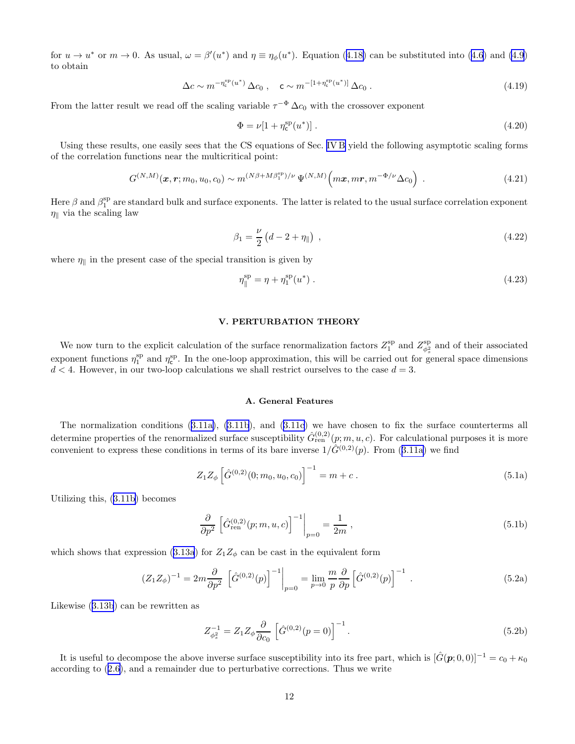for $u \to u^*$ or $m \to 0$. As usual, $\omega = \beta'(u^*)$ and $\eta \equiv \eta_\phi(u^*)$. Equation (4.18) can be substituted into (4.6) and (4.9) to obtain

$$\Delta c \sim m^{-\eta_{\mathsf{c}}^{\mathrm{sp}}(u^*)}\, \Delta c_0 \;, \quad \mathsf{c} \sim m^{-[1+\eta_{\mathsf{c}}^{\mathrm{sp}}(u^*)]}\, \Delta c_0 \;. \tag{4.19}$$

From the latter result we read off the scaling variable $\tau^{-\Phi}\,\Delta c_0$ with the crossover exponent

$$\Phi = \nu[1 + \eta_{\mathsf{c}}^{\mathrm{sp}}(u^*)] \;. \tag{4.20}$$

Using these results, one easily sees that the CS equations of Sec. IV B yield the following asymptotic scaling forms of the correlation functions near the multicritical point:

$$G^{(N,M)}(\boldsymbol{x}, \boldsymbol{r}; m_0, u_0, c_0) \sim m^{(N\beta + M\beta_1^{\mathrm{sp}})/\nu}\, \Psi^{(N,M)}\Big(m\boldsymbol{x}, m\boldsymbol{r}, m^{-\Phi/\nu}\Delta c_0\Big) \;. \tag{4.21}$$

Here $\beta$ and $\beta_1^{\mathrm{sp}}$ are standard bulk and surface exponents. The latter is related to the usual surface correlation exponent $\eta_\parallel$ via the scaling law

$$\beta_1 = \frac{\nu}{2}\left(d - 2 + \eta_\parallel\right) \;, \tag{4.22}$$

where $\eta_\parallel$ in the present case of the special transition is given by

$$\eta_\parallel^{\mathrm{sp}} = \eta + \eta_1^{\mathrm{sp}}(u^*) \;. \tag{4.23}$$

## V. PERTURBATION THEORY

We now turn to the explicit calculation of the surface renormalization factors $Z_1^{\mathrm{sp}}$ and $Z_{\phi_s^2}^{\mathrm{sp}}$ and of their associated exponent functions $\eta_1^{\mathrm{sp}}$ and $\eta_{\mathsf{c}}^{\mathrm{sp}}$. In the one-loop approximation, this will be carried out for general space dimensions $d < 4$. However, in our two-loop calculations we shall restrict ourselves to the case $d = 3$.

### A. General Features

The normalization conditions (3.11a), (3.11b), and (3.11c) we have chosen to fix the surface counterterms all determine properties of the renormalized surface susceptibility $\hat{G}^{(0,2)}_{\mathrm{ren}}(p; m, u, c)$. For calculational purposes it is more convenient to express these conditions in terms of its bare inverse $1/\hat{G}^{(0,2)}(p)$. From (3.11a) we find

$$Z_1 Z_\phi \left[\hat{G}^{(0,2)}(0; m_0, u_0, c_0)\right]^{-1} = m + c \;. \tag{5.1a}$$

Utilizing this, (3.11b) becomes

$$\frac{\partial}{\partial p^2}\left[\hat{G}^{(0,2)}_{\mathrm{ren}}(p; m, u, c)\right]^{-1}\Bigg|_{p=0} = \frac{1}{2m} \;, \tag{5.1b}$$

which shows that expression (3.13a) for $Z_1 Z_\phi$ can be cast in the equivalent form

$$(Z_1 Z_\phi)^{-1} = 2m \frac{\partial}{\partial p^2}\left[\hat{G}^{(0,2)}(p)\right]^{-1}\Bigg|_{p=0} = \lim_{p\to 0}\frac{m}{p}\frac{\partial}{\partial p}\left[\hat{G}^{(0,2)}(p)\right]^{-1} \;. \tag{5.2a}$$

Likewise (3.13b) can be rewritten as

$$Z_{\phi_s^2}^{-1} = Z_1 Z_\phi \frac{\partial}{\partial c_0}\left[\hat{G}^{(0,2)}(p=0)\right]^{-1} . \tag{5.2b}$$

It is useful to decompose the above inverse surface susceptibility into its free part, which is $[\hat{G}(\boldsymbol{p}; 0, 0)]^{-1} = c_0 + \kappa_0$ according to (2.6), and a remainder due to perturbative corrections. Thus we write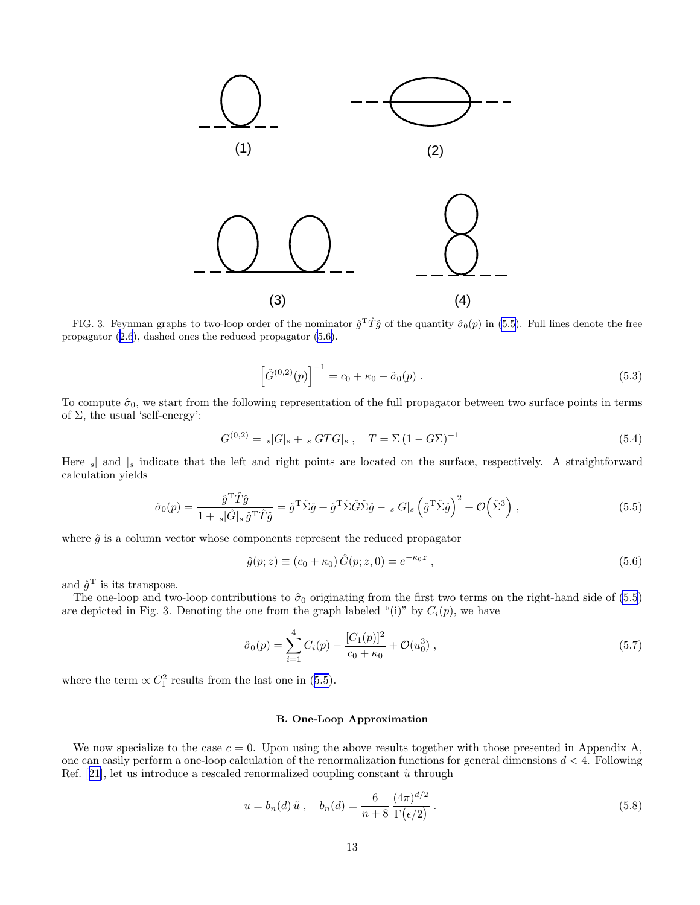FIG. 3. Feynman graphs to two-loop order of the nominator $\hat{g}^{\mathrm{T}}\hat{T}\hat{g}$ of the quantity $\hat{\sigma}_0(p)$ in (5.5). Full lines denote the free propagator (2.6), dashed ones the reduced propagator (5.6).

$$
\left[\hat{G}^{(0,2)}(p)\right]^{-1} = c_0 + \kappa_0 - \hat{\sigma}_0(p) \, . \tag{5.3}
$$

To compute $\hat{\sigma}_0$, we start from the following representation of the full propagator between two surface points in terms of $\Sigma$, the usual 'self-energy':

$$
G^{(0,2)} = {}_s|G|_s + {}_s|GTG|_s \, , \quad T = \Sigma\,(1 - G\Sigma)^{-1} \tag{5.4}
$$

Here ${}_s|$ and $|_s$ indicate that the left and right points are located on the surface, respectively. A straightforward calculation yields

$$
\hat{\sigma}_0(p) = \frac{\hat{g}^{\mathrm{T}}\hat{T}\hat{g}}{1 + {}_s|\hat{G}|_s\, \hat{g}^{\mathrm{T}}\hat{T}\hat{g}} = \hat{g}^{\mathrm{T}}\hat{\Sigma}\hat{g} + \hat{g}^{\mathrm{T}}\hat{\Sigma}\hat{G}\hat{\Sigma}\hat{g} - {}_s|G|_s \left(\hat{g}^{\mathrm{T}}\hat{\Sigma}\hat{g}\right)^2 + \mathcal{O}\!\left(\hat{\Sigma}^3\right) , \tag{5.5}
$$

where $\hat{g}$ is a column vector whose components represent the reduced propagator

$$
\hat{g}(p;z) \equiv (c_0 + \kappa_0)\, \hat{G}(p;z,0) = e^{-\kappa_0 z} \, , \tag{5.6}
$$

and $\hat{g}^{\mathrm{T}}$ is its transpose.

The one-loop and two-loop contributions to $\hat{\sigma}_0$ originating from the first two terms on the right-hand side of (5.5) are depicted in Fig. 3. Denoting the one from the graph labeled "(i)" by $C_i(p)$, we have

$$
\hat{\sigma}_0(p) = \sum_{i=1}^{4} C_i(p) - \frac{[C_1(p)]^2}{c_0 + \kappa_0} + \mathcal{O}(u_0^3) \, , \tag{5.7}
$$

where the term $\propto C_1^2$ results from the last one in (5.5).

### B. One-Loop Approximation

We now specialize to the case $c = 0$. Upon using the above results together with those presented in Appendix A, one can easily perform a one-loop calculation of the renormalization functions for general dimensions $d < 4$. Following Ref. [21], let us introduce a rescaled renormalized coupling constant $\tilde{u}$ through

$$
u = b_n(d)\, \tilde{u} \, , \quad b_n(d) = \frac{6}{n+8}\, \frac{(4\pi)^{d/2}}{\Gamma\!\left(\epsilon/2\right)} \, . \tag{5.8}
$$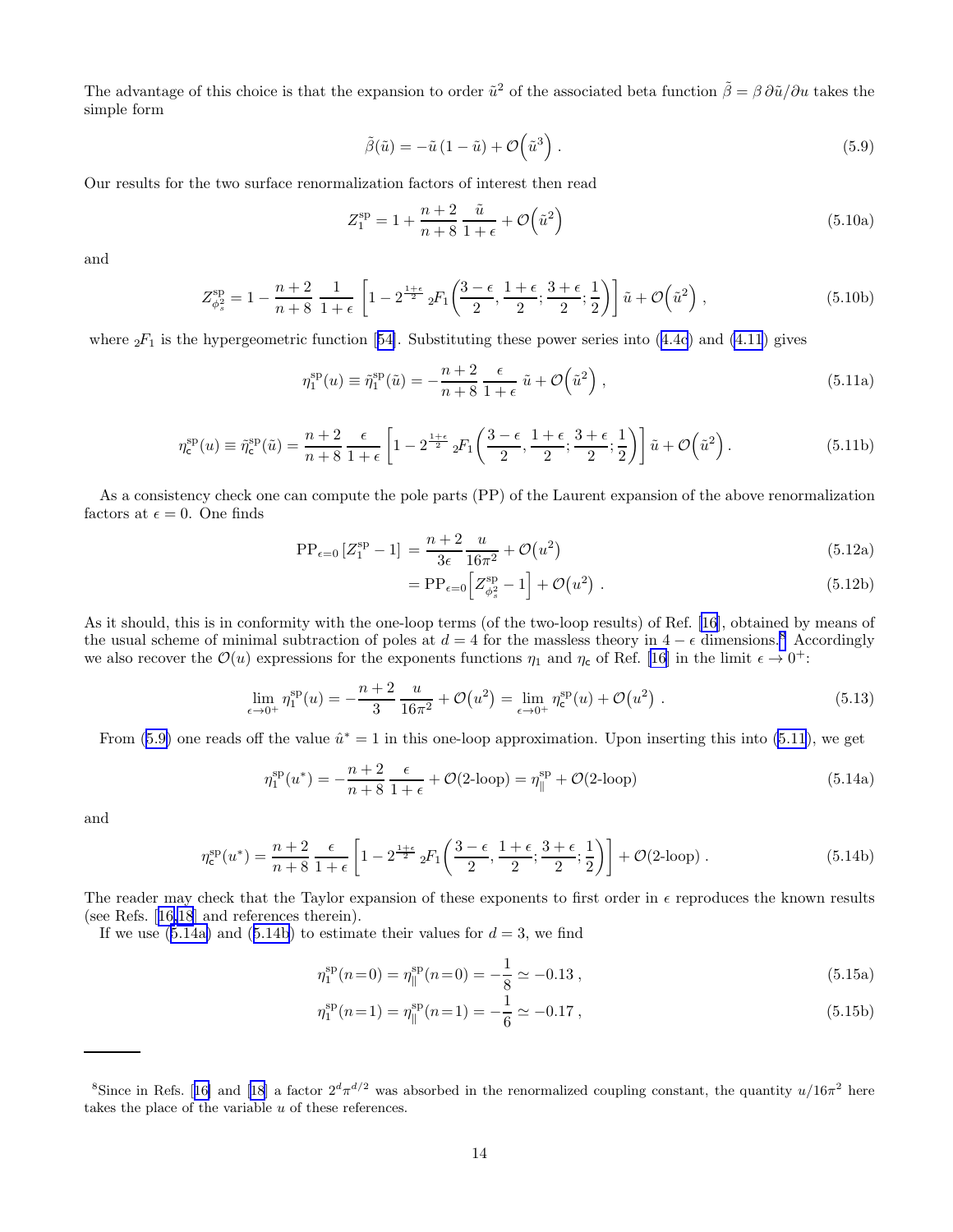The advantage of this choice is that the expansion to order $\tilde{u}^2$ of the associated beta function $\tilde{\beta} = \beta\, \partial\tilde{u}/\partial u$ takes the simple form

$$\tilde{\beta}(\tilde{u}) = -\tilde{u}\,(1-\tilde{u}) + \mathcal{O}\Big(\tilde{u}^3\Big)\,. \tag{5.9}$$

Our results for the two surface renormalization factors of interest then read

$$Z_1^{\rm sp} = 1 + \frac{n+2}{n+8}\,\frac{\tilde{u}}{1+\epsilon} + \mathcal{O}\Big(\tilde{u}^2\Big) \tag{5.10a}$$

and

$$Z_{\phi_s^2}^{\rm sp} = 1 - \frac{n+2}{n+8}\,\frac{1}{1+\epsilon}\,\left[1 - 2^{\frac{1+\epsilon}{2}}\,{}_2F_1\bigg(\frac{3-\epsilon}{2}, \frac{1+\epsilon}{2}; \frac{3+\epsilon}{2}; \frac{1}{2}\bigg)\right]\tilde{u} + \mathcal{O}\Big(\tilde{u}^2\Big)\,, \tag{5.10b}$$

where ${}_2F_1$ is the hypergeometric function [54]. Substituting these power series into (4.4c) and (4.11) gives

$$\eta_1^{\rm sp}(u) \equiv \tilde{\eta}_1^{\rm sp}(\tilde{u}) = -\frac{n+2}{n+8}\,\frac{\epsilon}{1+\epsilon}\;\tilde{u} + \mathcal{O}\Big(\tilde{u}^2\Big)\,, \tag{5.11a}$$

$$\eta_{\sf c}^{\rm sp}(u) \equiv \tilde{\eta}_{\sf c}^{\rm sp}(\tilde{u}) = \frac{n+2}{n+8}\,\frac{\epsilon}{1+\epsilon}\left[1 - 2^{\frac{1+\epsilon}{2}}\,{}_2F_1\bigg(\frac{3-\epsilon}{2}, \frac{1+\epsilon}{2}; \frac{3+\epsilon}{2}; \frac{1}{2}\bigg)\right]\tilde{u} + \mathcal{O}\Big(\tilde{u}^2\Big)\,. \tag{5.11b}$$

As a consistency check one can compute the pole parts (PP) of the Laurent expansion of the above renormalization factors at $\epsilon = 0$. One finds

$$\begin{aligned}
\mathrm{PP}_{\epsilon=0}\left[Z_1^{\rm sp} - 1\right] &= \frac{n+2}{3\epsilon}\,\frac{u}{16\pi^2} + \mathcal{O}\big(u^2\big) &(5.12a)\\
&= \mathrm{PP}_{\epsilon=0}\Big[Z_{\phi_s^2}^{\rm sp} - 1\Big] + \mathcal{O}\big(u^2\big)\,. &(5.12b)
\end{aligned}$$

As it should, this is in conformity with the one-loop terms (of the two-loop results) of Ref. [16], obtained by means of the usual scheme of minimal subtraction of poles at $d = 4$ for the massless theory in $4-\epsilon$ dimensions.[8] Accordingly we also recover the $\mathcal{O}(u)$ expressions for the exponents functions $\eta_1$ and $\eta_{\sf c}$ of Ref. [16] in the limit $\epsilon \to 0^+$:

$$\lim_{\epsilon\to 0^+}\eta_1^{\rm sp}(u) = -\frac{n+2}{3}\,\frac{u}{16\pi^2} + \mathcal{O}\big(u^2\big) = \lim_{\epsilon\to 0^+}\eta_{\sf c}^{\rm sp}(u) + \mathcal{O}\big(u^2\big)\,. \tag{5.13}$$

From (5.9) one reads off the value $\hat{u}^* = 1$ in this one-loop approximation. Upon inserting this into (5.11), we get

$$\eta_1^{\rm sp}(u^*) = -\frac{n+2}{n+8}\,\frac{\epsilon}{1+\epsilon} + \mathcal{O}(\text{2-loop}) = \eta_\parallel^{\rm sp} + \mathcal{O}(\text{2-loop}) \tag{5.14a}$$

and

$$\eta_{\sf c}^{\rm sp}(u^*) = \frac{n+2}{n+8}\,\frac{\epsilon}{1+\epsilon}\left[1 - 2^{\frac{1+\epsilon}{2}}\,{}_2F_1\bigg(\frac{3-\epsilon}{2}, \frac{1+\epsilon}{2}; \frac{3+\epsilon}{2}; \frac{1}{2}\bigg)\right] + \mathcal{O}(\text{2-loop})\,. \tag{5.14b}$$

The reader may check that the Taylor expansion of these exponents to first order in $\epsilon$ reproduces the known results (see Refs. [16,18] and references therein).

If we use (5.14a) and (5.14b) to estimate their values for $d = 3$, we find

$$\eta_1^{\rm sp}(n{=}0) = \eta_\parallel^{\rm sp}(n{=}0) = -\frac{1}{8} \simeq -0.13\,, \tag{5.15a}$$

$$\eta_1^{\rm sp}(n{=}1) = \eta_\parallel^{\rm sp}(n{=}1) = -\frac{1}{6} \simeq -0.17\,, \tag{5.15b}$$

---

[8] Since in Refs. [16] and [18] a factor $2^d\pi^{d/2}$ was absorbed in the renormalized coupling constant, the quantity $u/16\pi^2$ here takes the place of the variable $u$ of these references.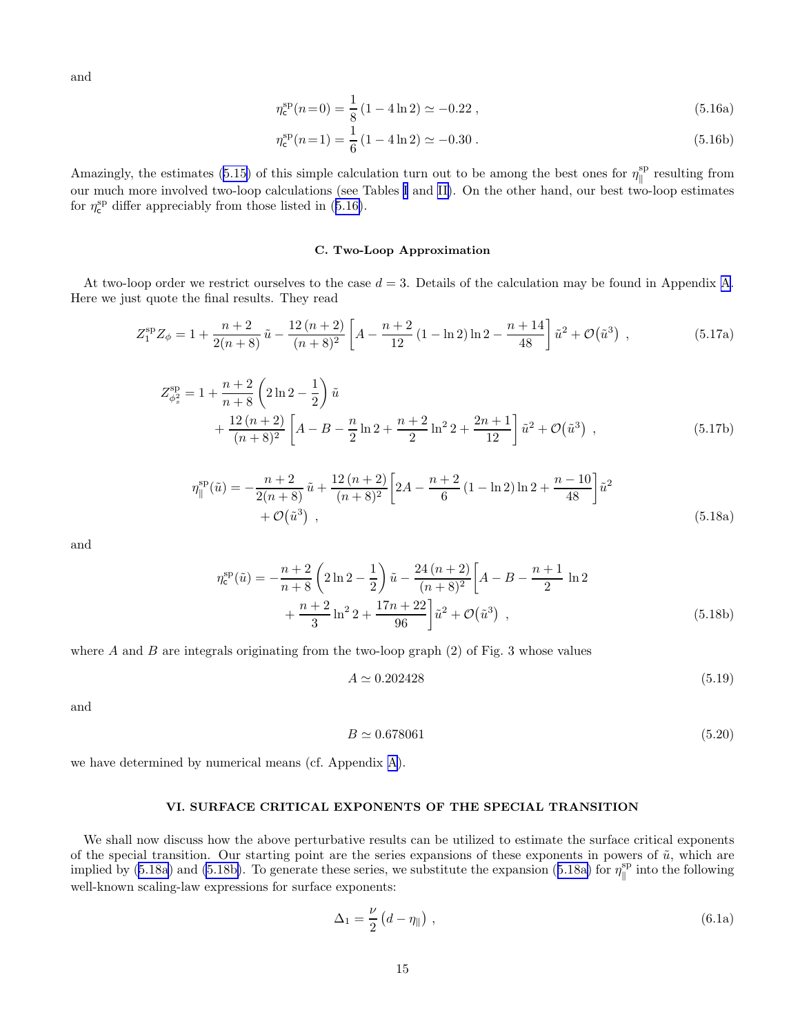and

$$\eta_{\mathsf{c}}^{\mathrm{sp}}(n\!=\!0) = \frac{1}{8}\,(1 - 4\ln 2) \simeq -0.22\;, \tag{5.16a}$$

$$\eta_{\mathsf{c}}^{\mathrm{sp}}(n\!=\!1) = \frac{1}{6}\,(1 - 4\ln 2) \simeq -0.30\;. \tag{5.16b}$$

Amazingly, the estimates (5.15) of this simple calculation turn out to be among the best ones for $\eta_\|^{\mathrm{sp}}$ resulting from our much more involved two-loop calculations (see Tables I and II). On the other hand, our best two-loop estimates for $\eta_{\mathsf{c}}^{\mathrm{sp}}$ differ appreciably from those listed in (5.16).

### C. Two-Loop Approximation

At two-loop order we restrict ourselves to the case $d = 3$. Details of the calculation may be found in Appendix A. Here we just quote the final results. They read

$$Z_1^{\mathrm{sp}} Z_\phi = 1 + \frac{n+2}{2(n+8)}\,\tilde{u} - \frac{12\,(n+2)}{(n+8)^2}\left[A - \frac{n+2}{12}\,(1-\ln 2)\ln 2 - \frac{n+14}{48}\right]\tilde{u}^2 + \mathcal{O}\big(\tilde{u}^3\big)\;, \tag{5.17a}$$

$$\begin{aligned} Z_{\phi_s^2}^{\mathrm{sp}} = 1 &+ \frac{n+2}{n+8}\left(2\ln 2 - \frac{1}{2}\right)\tilde{u} \\ &+ \frac{12\,(n+2)}{(n+8)^2}\left[A - B - \frac{n}{2}\ln 2 + \frac{n+2}{2}\ln^2 2 + \frac{2n+1}{12}\right]\tilde{u}^2 + \mathcal{O}\big(\tilde{u}^3\big)\;, \end{aligned} \tag{5.17b}$$

$$\begin{aligned} \eta_\|^{\mathrm{sp}}(\tilde{u}) = &-\frac{n+2}{2(n+8)}\,\tilde{u} + \frac{12\,(n+2)}{(n+8)^2}\left[2A - \frac{n+2}{6}\,(1-\ln 2)\ln 2 + \frac{n-10}{48}\right]\tilde{u}^2 \\ &+ \mathcal{O}\big(\tilde{u}^3\big)\;, \end{aligned} \tag{5.18a}$$

and

$$\begin{aligned} \eta_{\mathsf{c}}^{\mathrm{sp}}(\tilde{u}) = &-\frac{n+2}{n+8}\left(2\ln 2 - \frac{1}{2}\right)\tilde{u} - \frac{24\,(n+2)}{(n+8)^2}\Bigg[A - B - \frac{n+1}{2}\,\ln 2 \\ &+ \frac{n+2}{3}\ln^2 2 + \frac{17n+22}{96}\Bigg]\tilde{u}^2 + \mathcal{O}\big(\tilde{u}^3\big)\;, \end{aligned} \tag{5.18b}$$

where $A$ and $B$ are integrals originating from the two-loop graph (2) of Fig. 3 whose values

$$A \simeq 0.202428 \tag{5.19}$$

and

$$B \simeq 0.678061 \tag{5.20}$$

we have determined by numerical means (cf. Appendix A).

## VI. SURFACE CRITICAL EXPONENTS OF THE SPECIAL TRANSITION

We shall now discuss how the above perturbative results can be utilized to estimate the surface critical exponents of the special transition. Our starting point are the series expansions of these exponents in powers of $\tilde{u}$, which are implied by (5.18a) and (5.18b). To generate these series, we substitute the expansion (5.18a) for $\eta_\|^{\mathrm{sp}}$ into the following well-known scaling-law expressions for surface exponents:

$$\Delta_1 = \frac{\nu}{2}\,\big(d - \eta_\|\big)\;, \tag{6.1a}$$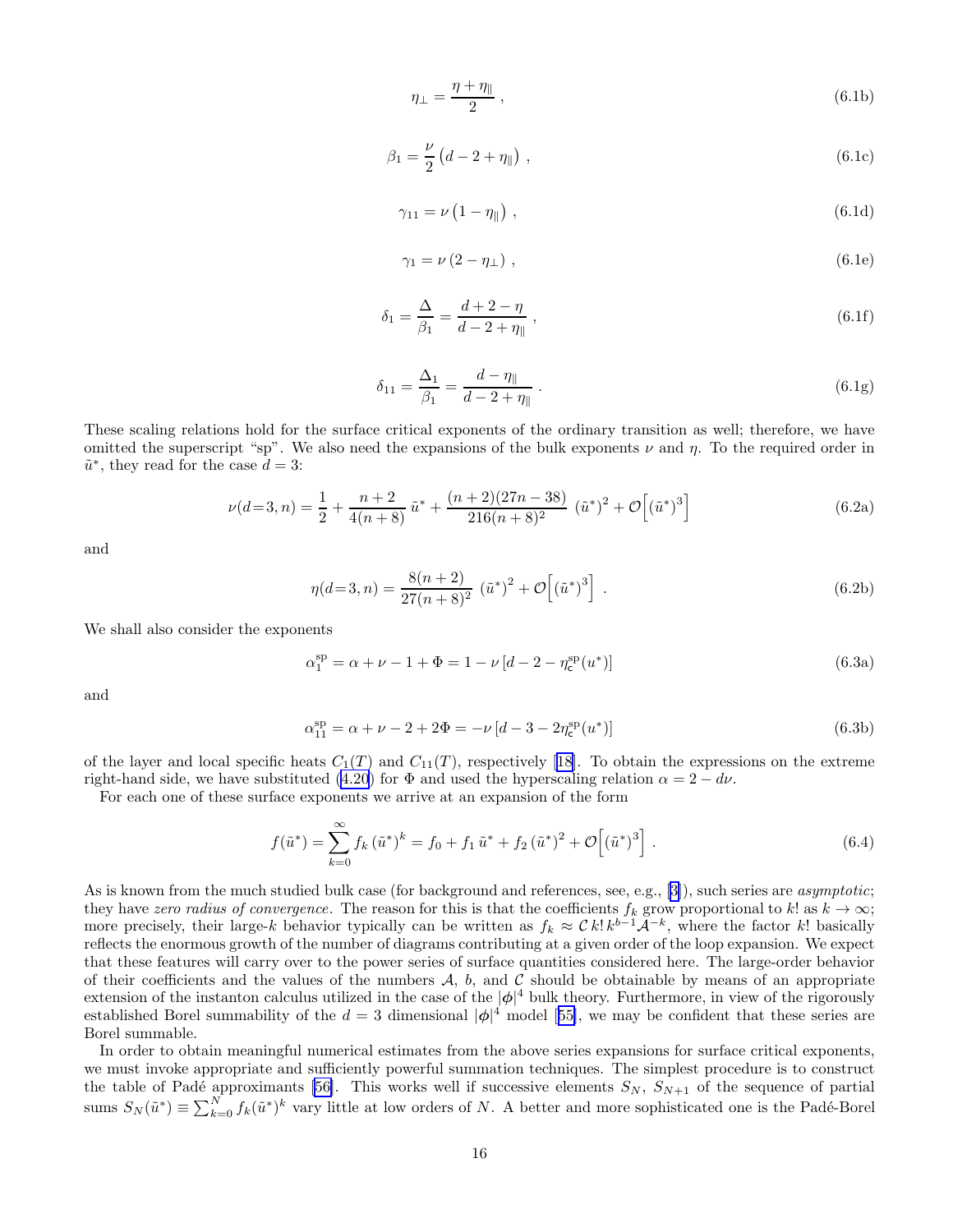$$\eta_\perp = \frac{\eta + \eta_\|}{2}\,, \tag{6.1b}$$

$$\beta_1 = \frac{\nu}{2}\left(d - 2 + \eta_\|\right)\,, \tag{6.1c}$$

$$\gamma_{11} = \nu\left(1 - \eta_\|\right)\,, \tag{6.1d}$$

$$\gamma_1 = \nu\left(2 - \eta_\perp\right)\,, \tag{6.1e}$$

$$\delta_1 = \frac{\Delta}{\beta_1} = \frac{d + 2 - \eta}{d - 2 + \eta_\|}\,, \tag{6.1f}$$

$$\delta_{11} = \frac{\Delta_1}{\beta_1} = \frac{d - \eta_\|}{d - 2 + \eta_\|}\,. \tag{6.1g}$$

These scaling relations hold for the surface critical exponents of the ordinary transition as well; therefore, we have omitted the superscript "sp". We also need the expansions of the bulk exponents $\nu$ and $\eta$. To the required order in $\tilde{u}^*$, they read for the case $d = 3$:

$$\nu(d{=}3, n) = \frac{1}{2} + \frac{n+2}{4(n+8)}\,\tilde{u}^* + \frac{(n+2)(27n-38)}{216(n+8)^2}\,\left(\tilde{u}^*\right)^2 + \mathcal{O}\Big[\left(\tilde{u}^*\right)^3\Big] \tag{6.2a}$$

and

$$\eta(d{=}3, n) = \frac{8(n+2)}{27(n+8)^2}\,\left(\tilde{u}^*\right)^2 + \mathcal{O}\Big[\left(\tilde{u}^*\right)^3\Big]\,. \tag{6.2b}$$

We shall also consider the exponents

$$\alpha_1^{\text{sp}} = \alpha + \nu - 1 + \Phi = 1 - \nu\left[d - 2 - \eta_{\mathsf{c}}^{\text{sp}}(u^*)\right] \tag{6.3a}$$

and

$$\alpha_{11}^{\text{sp}} = \alpha + \nu - 2 + 2\Phi = -\nu\left[d - 3 - 2\eta_{\mathsf{c}}^{\text{sp}}(u^*)\right] \tag{6.3b}$$

of the layer and local specific heats $C_1(T)$ and $C_{11}(T)$, respectively [18]. To obtain the expressions on the extreme right-hand side, we have substituted (4.20) for $\Phi$ and used the hyperscaling relation $\alpha = 2 - d\nu$.

For each one of these surface exponents we arrive at an expansion of the form

$$f(\tilde{u}^*) = \sum_{k=0}^{\infty} f_k\left(\tilde{u}^*\right)^k = f_0 + f_1\,\tilde{u}^* + f_2\left(\tilde{u}^*\right)^2 + \mathcal{O}\Big[\left(\tilde{u}^*\right)^3\Big]\,. \tag{6.4}$$

As is known from the much studied bulk case (for background and references, see, e.g., [3]), such series are *asymptotic*; they have *zero radius of convergence*. The reason for this is that the coefficients $f_k$ grow proportional to $k!$ as $k \to \infty$; more precisely, their large-$k$ behavior typically can be written as $f_k \approx \mathcal{C}\,k!\,k^{b-1}\mathcal{A}^{-k}$, where the factor $k!$ basically reflects the enormous growth of the number of diagrams contributing at a given order of the loop expansion. We expect that these features will carry over to the power series of surface quantities considered here. The large-order behavior of their coefficients and the values of the numbers $\mathcal{A}$, $b$, and $\mathcal{C}$ should be obtainable by means of an appropriate extension of the instanton calculus utilized in the case of the $|\boldsymbol{\phi}|^4$ bulk theory. Furthermore, in view of the rigorously established Borel summability of the $d = 3$ dimensional $|\boldsymbol{\phi}|^4$ model [55], we may be confident that these series are Borel summable.

In order to obtain meaningful numerical estimates from the above series expansions for surface critical exponents, we must invoke appropriate and sufficiently powerful summation techniques. The simplest procedure is to construct the table of Padé approximants [56]. This works well if successive elements $S_N$, $S_{N+1}$ of the sequence of partial sums $S_N(\tilde{u}^*) \equiv \sum_{k=0}^{N} f_k(\tilde{u}^*)^k$ vary little at low orders of $N$. A better and more sophisticated one is the Padé-Borel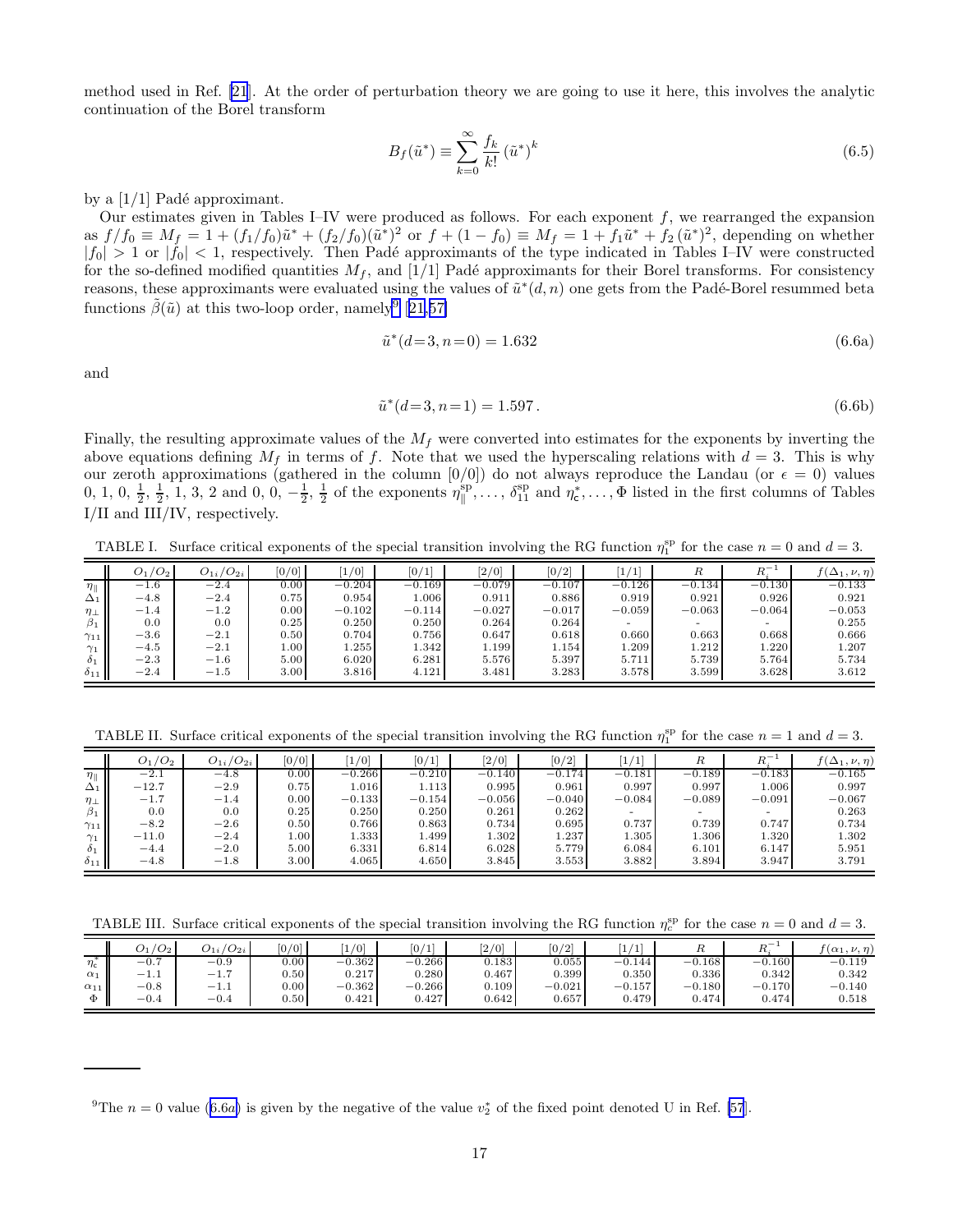method used in Ref. [21]. At the order of perturbation theory we are going to use it here, this involves the analytic continuation of the Borel transform

$$B_f(\tilde{u}^*) \equiv \sum_{k=0}^{\infty} \frac{f_k}{k!} (\tilde{u}^*)^k \tag{6.5}$$

by a [1/1] Padé approximant.

Our estimates given in Tables I–IV were produced as follows. For each exponent $f$, we rearranged the expansion as $f/f_0 \equiv M_f = 1 + (f_1/f_0)\tilde{u}^* + (f_2/f_0)(\tilde{u}^*)^2$ or $f + (1 - f_0) \equiv M_f = 1 + f_1\tilde{u}^* + f_2(\tilde{u}^*)^2$, depending on whether $|f_0| > 1$ or $|f_0| < 1$, respectively. Then Padé approximants of the type indicated in Tables I–IV were constructed for the so-defined modified quantities $M_f$, and [1/1] Padé approximants for their Borel transforms. For consistency reasons, these approximants were evaluated using the values of $\tilde{u}^*(d, n)$ one gets from the Padé-Borel resummed beta functions $\tilde{\beta}(\tilde{u})$ at this two-loop order, namely[9] [21,57]

$$\tilde{u}^*(d{=}3, n{=}0) = 1.632 \tag{6.6a}$$

and

$$\tilde{u}^*(d{=}3, n{=}1) = 1.597\,. \tag{6.6b}$$

Finally, the resulting approximate values of the $M_f$ were converted into estimates for the exponents by inverting the above equations defining $M_f$ in terms of $f$. Note that we used the hyperscaling relations with $d = 3$. This is why our zeroth approximations (gathered in the column [0/0]) do not always reproduce the Landau (or $\epsilon = 0$) values 0, 1, 0, $\frac{1}{2}$, $\frac{1}{2}$, 1, 3, 2 and 0, 0, $-\frac{1}{2}$, $\frac{1}{2}$ of the exponents $\eta_\parallel^{\text{sp}}, \ldots, \delta_{11}^{\text{sp}}$ and $\eta_c^*, \ldots, \Phi$ listed in the first columns of Tables I/II and III/IV, respectively.

TABLE I. Surface critical exponents of the special transition involving the RG function $\eta_1^{\text{sp}}$ for the case $n = 0$ and $d = 3$.

| | $O_1/O_2$ | $O_{1i}/O_{2i}$ | [0/0] | [1/0] | [0/1] | [2/0] | [0/2] | [1/1] | $R$ | $R_i^{-1}$ | $f(\Delta_1, \nu, \eta)$ |
|---|---|---|---|---|---|---|---|---|---|---|---|
| $\eta_\parallel$ | −1.6 | −2.4 | 0.00 | −0.204 | −0.169 | −0.079 | −0.107 | −0.126 | −0.134 | −0.130 | −0.133 |
| $\Delta_1$ | −4.8 | −2.4 | 0.75 | 0.954 | 1.006 | 0.911 | 0.886 | 0.919 | 0.921 | 0.926 | 0.921 |
| $\eta_\perp$ | −1.4 | −1.2 | 0.00 | −0.102 | −0.114 | −0.027 | −0.017 | −0.059 | −0.063 | −0.064 | −0.053 |
| $\beta_1$ | 0.0 | 0.0 | 0.25 | 0.250 | 0.250 | 0.264 | 0.264 | - | - | - | 0.255 |
| $\gamma_{11}$ | −3.6 | −2.1 | 0.50 | 0.704 | 0.756 | 0.647 | 0.618 | 0.660 | 0.663 | 0.668 | 0.666 |
| $\gamma_1$ | −4.5 | −2.1 | 1.00 | 1.255 | 1.342 | 1.199 | 1.154 | 1.209 | 1.212 | 1.220 | 1.207 |
| $\delta_1$ | −2.3 | −1.6 | 5.00 | 6.020 | 6.281 | 5.576 | 5.397 | 5.711 | 5.739 | 5.764 | 5.734 |
| $\delta_{11}$ | −2.4 | −1.5 | 3.00 | 3.816 | 4.121 | 3.481 | 3.283 | 3.578 | 3.599 | 3.628 | 3.612 |

TABLE II. Surface critical exponents of the special transition involving the RG function $\eta_1^{\text{sp}}$ for the case $n = 1$ and $d = 3$.

| | $O_1/O_2$ | $O_{1i}/O_{2i}$ | [0/0] | [1/0] | [0/1] | [2/0] | [0/2] | [1/1] | $R$ | $R_i^{-1}$ | $f(\Delta_1, \nu, \eta)$ |
|---|---|---|---|---|---|---|---|---|---|---|---|
| $\eta_\parallel$ | −2.1 | −4.8 | 0.00 | −0.266 | −0.210 | −0.140 | −0.174 | −0.181 | −0.189 | −0.183 | −0.165 |
| $\Delta_1$ | −12.7 | −2.9 | 0.75 | 1.016 | 1.113 | 0.995 | 0.961 | 0.997 | 0.997 | 1.006 | 0.997 |
| $\eta_\perp$ | −1.7 | −1.4 | 0.00 | −0.133 | −0.154 | −0.056 | −0.040 | −0.084 | −0.089 | −0.091 | −0.067 |
| $\beta_1$ | 0.0 | 0.0 | 0.25 | 0.250 | 0.250 | 0.261 | 0.262 | - | - | - | 0.263 |
| $\gamma_{11}$ | −8.2 | −2.6 | 0.50 | 0.766 | 0.863 | 0.734 | 0.695 | 0.737 | 0.739 | 0.747 | 0.734 |
| $\gamma_1$ | −11.0 | −2.4 | 1.00 | 1.333 | 1.499 | 1.302 | 1.237 | 1.305 | 1.306 | 1.320 | 1.302 |
| $\delta_1$ | −4.4 | −2.0 | 5.00 | 6.331 | 6.814 | 6.028 | 5.779 | 6.084 | 6.101 | 6.147 | 5.951 |
| $\delta_{11}$ | −4.8 | −1.8 | 3.00 | 4.065 | 4.650 | 3.845 | 3.553 | 3.882 | 3.894 | 3.947 | 3.791 |

TABLE III. Surface critical exponents of the special transition involving the RG function $\eta_c^{\text{sp}}$ for the case $n = 0$ and $d = 3$.

| | $O_1/O_2$ | $O_{1i}/O_{2i}$ | [0/0] | [1/0] | [0/1] | [2/0] | [0/2] | [1/1] | $R$ | $R_i^{-1}$ | $f(\alpha_1, \nu, \eta)$ |
|---|---|---|---|---|---|---|---|---|---|---|---|
| $\eta_c^*$ | −0.7 | −0.9 | 0.00 | −0.362 | −0.266 | 0.183 | 0.055 | −0.144 | −0.168 | −0.160 | −0.119 |
| $\alpha_1$ | −1.1 | −1.7 | 0.50 | 0.217 | 0.280 | 0.467 | 0.399 | 0.350 | 0.336 | 0.342 | 0.342 |
| $\alpha_{11}$ | −0.8 | −1.1 | 0.00 | −0.362 | −0.266 | 0.109 | −0.021 | −0.157 | −0.180 | −0.170 | −0.140 |
| $\Phi$ | −0.4 | −0.4 | 0.50 | 0.421 | 0.427 | 0.642 | 0.657 | 0.479 | 0.474 | 0.474 | 0.518 |

[9] The $n = 0$ value (6.6a) is given by the negative of the value $v_2^*$ of the fixed point denoted U in Ref. [57].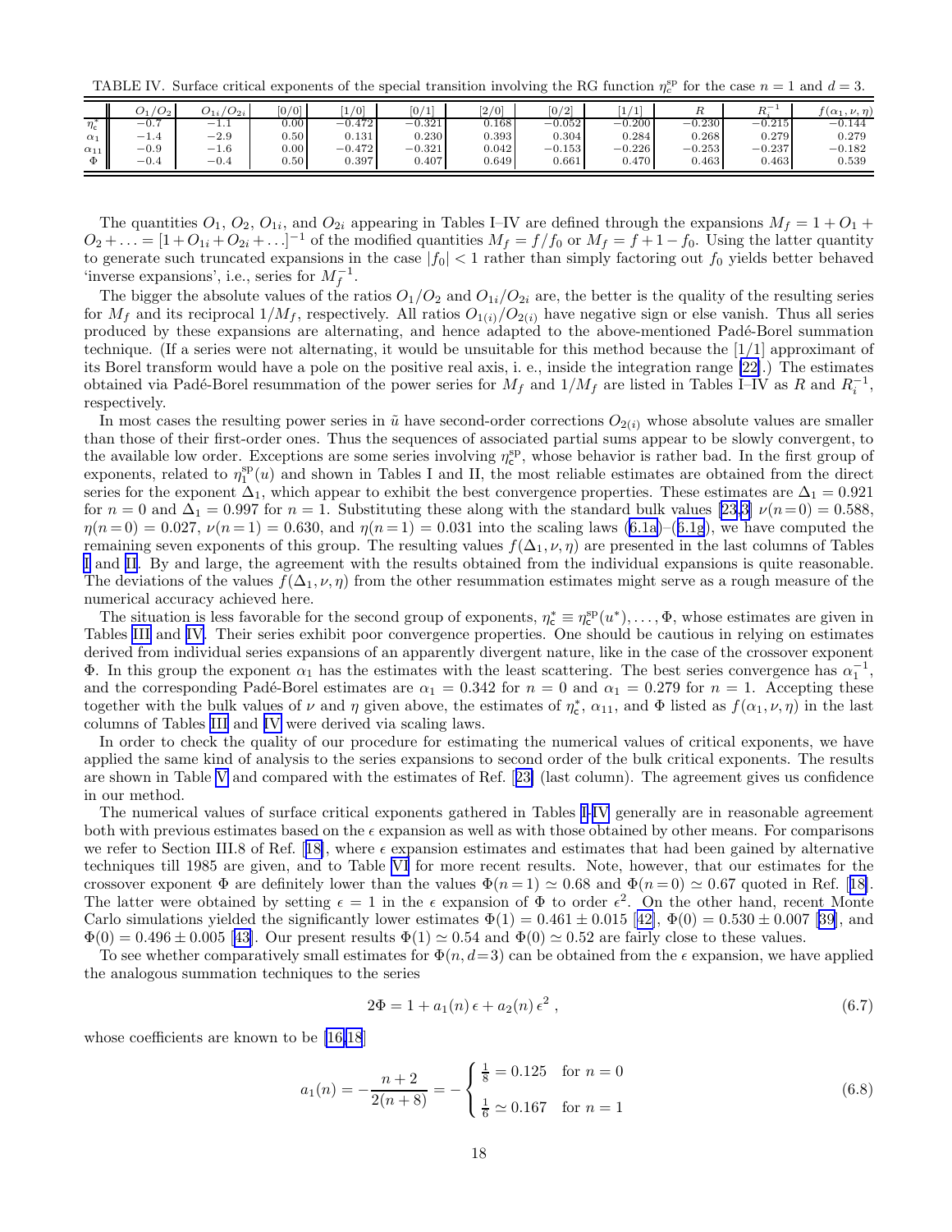TABLE IV. Surface critical exponents of the special transition involving the RG function $\eta_c^{\rm sp}$ for the case $n = 1$ and $d = 3$.

| | $O_1/O_2$ | $O_{1i}/O_{2i}$ | [0/0] | [1/0] | [0/1] | [2/0] | [0/2] | [1/1] | $R$ | $R_i^{-1}$ | $f(\alpha_1, \nu, \eta)$ |
|---|---|---|---|---|---|---|---|---|---|---|---|
| $\eta_c^*$ | $-0.7$ | $-1.1$ | 0.00 | $-0.472$ | $-0.321$ | 0.168 | $-0.052$ | $-0.200$ | $-0.230$ | $-0.215$ | $-0.144$ |
| $\alpha_1$ | $-1.4$ | $-2.9$ | 0.50 | 0.131 | 0.230 | 0.393 | 0.304 | 0.284 | 0.268 | 0.279 | 0.279 |
| $\alpha_{11}$ | $-0.9$ | $-1.6$ | 0.00 | $-0.472$ | $-0.321$ | 0.042 | $-0.153$ | $-0.226$ | $-0.253$ | $-0.237$ | $-0.182$ |
| $\Phi$ | $-0.4$ | $-0.4$ | 0.50 | 0.397 | 0.407 | 0.649 | 0.661 | 0.470 | 0.463 | 0.463 | 0.539 |

The quantities $O_1$, $O_2$, $O_{1i}$, and $O_{2i}$ appearing in Tables I–IV are defined through the expansions $M_f = 1 + O_1 + O_2 + \ldots = [1 + O_{1i} + O_{2i} + \ldots]^{-1}$ of the modified quantities $M_f = f/f_0$ or $M_f = f + 1 - f_0$. Using the latter quantity to generate such truncated expansions in the case $|f_0| < 1$ rather than simply factoring out $f_0$ yields better behaved 'inverse expansions', i.e., series for $M_f^{-1}$.

The bigger the absolute values of the ratios $O_1/O_2$ and $O_{1i}/O_{2i}$ are, the better is the quality of the resulting series for $M_f$ and its reciprocal $1/M_f$, respectively. All ratios $O_{1(i)}/O_{2(i)}$ have negative sign or else vanish. Thus all series produced by these expansions are alternating, and hence adapted to the above-mentioned Padé-Borel summation technique. (If a series were not alternating, it would be unsuitable for this method because the [1/1] approximant of its Borel transform would have a pole on the positive real axis, i. e., inside the integration range [22].) The estimates obtained via Padé-Borel resummation of the power series for $M_f$ and $1/M_f$ are listed in Tables I–IV as $R$ and $R_i^{-1}$, respectively.

In most cases the resulting power series in $\tilde{u}$ have second-order corrections $O_{2(i)}$ whose absolute values are smaller than those of their first-order ones. Thus the sequences of associated partial sums appear to be slowly convergent, to the available low order. Exceptions are some series involving $\eta_c^{\rm sp}$, whose behavior is rather bad. In the first group of exponents, related to $\eta_1^{\rm sp}(u)$ and shown in Tables I and II, the most reliable estimates are obtained from the direct series for the exponent $\Delta_1$, which appear to exhibit the best convergence properties. These estimates are $\Delta_1 = 0.921$ for $n = 0$ and $\Delta_1 = 0.997$ for $n = 1$. Substituting these along with the standard bulk values [23,3] $\nu(n{=}0) = 0.588$, $\eta(n{=}0) = 0.027$, $\nu(n{=}1) = 0.630$, and $\eta(n{=}1) = 0.031$ into the scaling laws (6.1a)–(6.1g), we have computed the remaining seven exponents of this group. The resulting values $f(\Delta_1, \nu, \eta)$ are presented in the last columns of Tables I and II. By and large, the agreement with the results obtained from the individual expansions is quite reasonable. The deviations of the values $f(\Delta_1, \nu, \eta)$ from the other resummation estimates might serve as a rough measure of the numerical accuracy achieved here.

The situation is less favorable for the second group of exponents, $\eta_c^* \equiv \eta_c^{\rm sp}(u^*), \ldots, \Phi$, whose estimates are given in Tables III and IV. Their series exhibit poor convergence properties. One should be cautious in relying on estimates derived from individual series expansions of an apparently divergent nature, like in the case of the crossover exponent $\Phi$. In this group the exponent $\alpha_1$ has the estimates with the least scattering. The best series convergence has $\alpha_1^{-1}$, and the corresponding Padé-Borel estimates are $\alpha_1 = 0.342$ for $n = 0$ and $\alpha_1 = 0.279$ for $n = 1$. Accepting these together with the bulk values of $\nu$ and $\eta$ given above, the estimates of $\eta_c^*$, $\alpha_{11}$, and $\Phi$ listed as $f(\alpha_1, \nu, \eta)$ in the last columns of Tables III and IV were derived via scaling laws.

In order to check the quality of our procedure for estimating the numerical values of critical exponents, we have applied the same kind of analysis to the series expansions to second order of the bulk critical exponents. The results are shown in Table V and compared with the estimates of Ref. [23] (last column). The agreement gives us confidence in our method.

The numerical values of surface critical exponents gathered in Tables I-IV generally are in reasonable agreement both with previous estimates based on the $\epsilon$ expansion as well as with those obtained by other means. For comparisons we refer to Section III.8 of Ref. [18], where $\epsilon$ expansion estimates and estimates that had been gained by alternative techniques till 1985 are given, and to Table VI for more recent results. Note, however, that our estimates for the crossover exponent $\Phi$ are definitely lower than the values $\Phi(n{=}1) \simeq 0.68$ and $\Phi(n{=}0) \simeq 0.67$ quoted in Ref. [18]. The latter were obtained by setting $\epsilon = 1$ in the $\epsilon$ expansion of $\Phi$ to order $\epsilon^2$. On the other hand, recent Monte Carlo simulations yielded the significantly lower estimates $\Phi(1) = 0.461 \pm 0.015$ [42], $\Phi(0) = 0.530 \pm 0.007$ [39], and $\Phi(0) = 0.496 \pm 0.005$ [43]. Our present results $\Phi(1) \simeq 0.54$ and $\Phi(0) \simeq 0.52$ are fairly close to these values.

To see whether comparatively small estimates for $\Phi(n, d{=}3)$ can be obtained from the $\epsilon$ expansion, we have applied the analogous summation techniques to the series

$$2\Phi = 1 + a_1(n)\,\epsilon + a_2(n)\,\epsilon^2\,, \tag{6.7}$$

whose coefficients are known to be [16,18]

$$a_1(n) = -\frac{n+2}{2(n+8)} = -\begin{cases} \frac{1}{8} = 0.125 & \text{for } n = 0 \\[2ex] \frac{1}{6} \simeq 0.167 & \text{for } n = 1 \end{cases} \tag{6.8}$$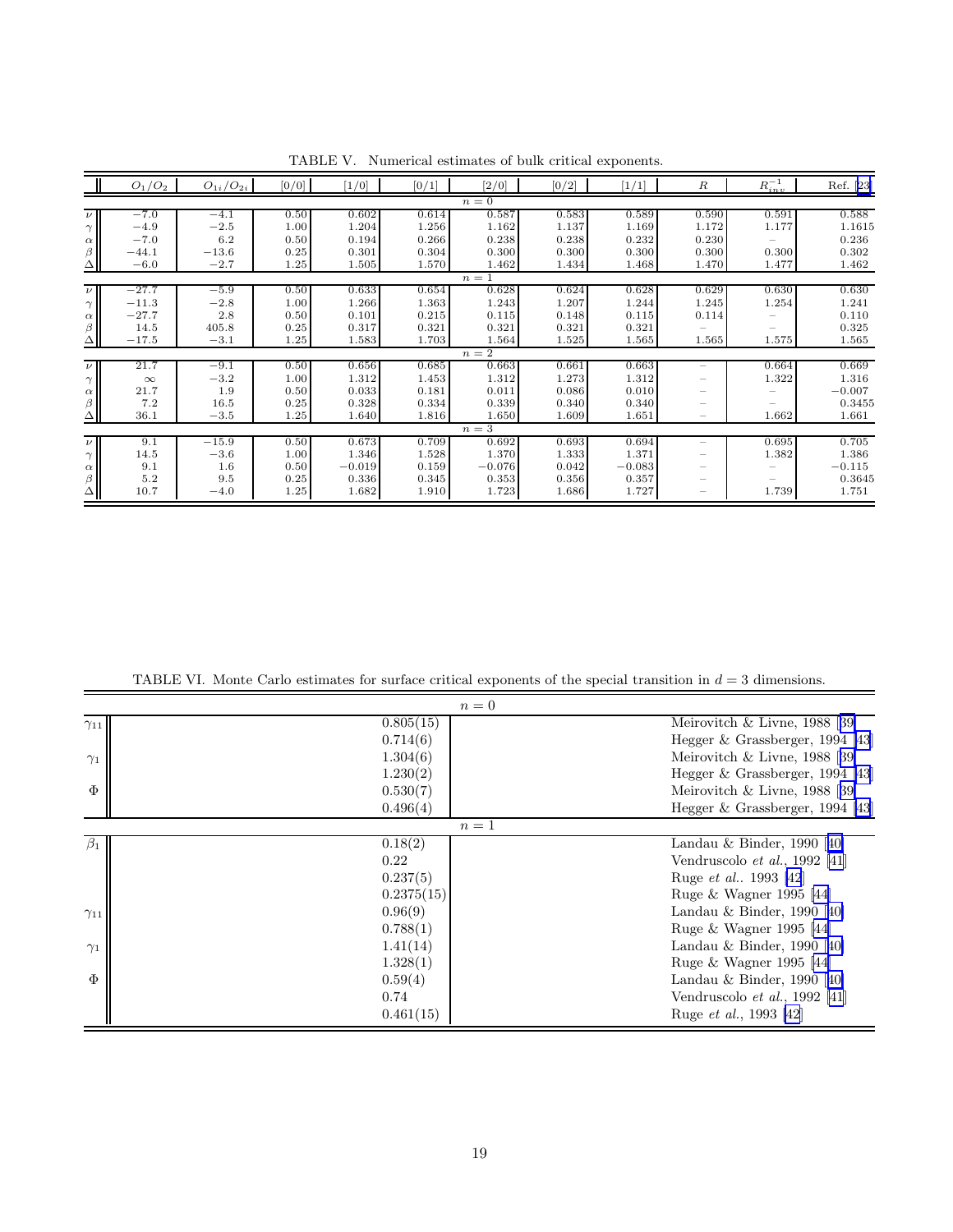TABLE V. Numerical estimates of bulk critical exponents.

| | $O_1/O_2$ | $O_{1i}/O_{2i}$ | [0/0] | [1/0] | [0/1] | [2/0] | [0/2] | [1/1] | $R$ | $R_{inv}^{-1}$ | Ref. [23] |
|---|---|---|---|---|---|---|---|---|---|---|---|
| | | | | | | $n=0$ | | | | | |
| $\nu$ | $-7.0$ | $-4.1$ | 0.50 | 0.602 | 0.614 | 0.587 | 0.583 | 0.589 | 0.590 | 0.591 | 0.588 |
| $\gamma$ | $-4.9$ | $-2.5$ | 1.00 | 1.204 | 1.256 | 1.162 | 1.137 | 1.169 | 1.172 | 1.177 | 1.1615 |
| $\alpha$ | $-7.0$ | 6.2 | 0.50 | 0.194 | 0.266 | 0.238 | 0.238 | 0.232 | 0.230 | – | 0.236 |
| $\beta$ | $-44.1$ | $-13.6$ | 0.25 | 0.301 | 0.304 | 0.300 | 0.300 | 0.300 | 0.300 | 0.300 | 0.302 |
| $\Delta$ | $-6.0$ | $-2.7$ | 1.25 | 1.505 | 1.570 | 1.462 | 1.434 | 1.468 | 1.470 | 1.477 | 1.462 |
| | | | | | | $n=1$ | | | | | |
| $\nu$ | $-27.7$ | $-5.9$ | 0.50 | 0.633 | 0.654 | 0.628 | 0.624 | 0.628 | 0.629 | 0.630 | 0.630 |
| $\gamma$ | $-11.3$ | $-2.8$ | 1.00 | 1.266 | 1.363 | 1.243 | 1.207 | 1.244 | 1.245 | 1.254 | 1.241 |
| $\alpha$ | $-27.7$ | 2.8 | 0.50 | 0.101 | 0.215 | 0.115 | 0.148 | 0.115 | 0.114 | – | 0.110 |
| $\beta$ | 14.5 | 405.8 | 0.25 | 0.317 | 0.321 | 0.321 | 0.321 | 0.321 | – | – | 0.325 |
| $\Delta$ | $-17.5$ | $-3.1$ | 1.25 | 1.583 | 1.703 | 1.564 | 1.525 | 1.565 | 1.565 | 1.575 | 1.565 |
| | | | | | | $n=2$ | | | | | |
| $\nu$ | 21.7 | $-9.1$ | 0.50 | 0.656 | 0.685 | 0.663 | 0.661 | 0.663 | – | 0.664 | 0.669 |
| $\gamma$ | $\infty$ | $-3.2$ | 1.00 | 1.312 | 1.453 | 1.312 | 1.273 | 1.312 | – | 1.322 | 1.316 |
| $\alpha$ | 21.7 | 1.9 | 0.50 | 0.033 | 0.181 | 0.011 | 0.086 | 0.010 | – | – | $-0.007$ |
| $\beta$ | 7.2 | 16.5 | 0.25 | 0.328 | 0.334 | 0.339 | 0.340 | 0.340 | – | – | 0.3455 |
| $\Delta$ | 36.1 | $-3.5$ | 1.25 | 1.640 | 1.816 | 1.650 | 1.609 | 1.651 | – | 1.662 | 1.661 |
| | | | | | | $n=3$ | | | | | |
| $\nu$ | 9.1 | $-15.9$ | 0.50 | 0.673 | 0.709 | 0.692 | 0.693 | 0.694 | – | 0.695 | 0.705 |
| $\gamma$ | 14.5 | $-3.6$ | 1.00 | 1.346 | 1.528 | 1.370 | 1.333 | 1.371 | – | 1.382 | 1.386 |
| $\alpha$ | 9.1 | 1.6 | 0.50 | $-0.019$ | 0.159 | $-0.076$ | 0.042 | $-0.083$ | – | – | $-0.115$ |
| $\beta$ | 5.2 | 9.5 | 0.25 | 0.336 | 0.345 | 0.353 | 0.356 | 0.357 | – | – | 0.3645 |
| $\Delta$ | 10.7 | $-4.0$ | 1.25 | 1.682 | 1.910 | 1.723 | 1.686 | 1.727 | – | 1.739 | 1.751 |

TABLE VI. Monte Carlo estimates for surface critical exponents of the special transition in $d = 3$ dimensions.

| | | |
|---|---|---|
| | $n=0$ | |
| $\gamma_{11}$ | 0.805(15) | Meirovitch & Livne, 1988 [39] |
| | 0.714(6) | Hegger & Grassberger, 1994 [43] |
| $\gamma_1$ | 1.304(6) | Meirovitch & Livne, 1988 [39] |
| | 1.230(2) | Hegger & Grassberger, 1994 [43] |
| $\Phi$ | 0.530(7) | Meirovitch & Livne, 1988 [39] |
| | 0.496(4) | Hegger & Grassberger, 1994 [43] |
| | $n=1$ | |
| $\beta_1$ | 0.18(2) | Landau & Binder, 1990 [40] |
| | 0.22 | Vendruscolo *et al.*, 1992 [41] |
| | 0.237(5) | Ruge *et al.*. 1993 [42] |
| | 0.2375(15) | Ruge & Wagner 1995 [44] |
| $\gamma_{11}$ | 0.96(9) | Landau & Binder, 1990 [40] |
| | 0.788(1) | Ruge & Wagner 1995 [44] |
| $\gamma_1$ | 1.41(14) | Landau & Binder, 1990 [40] |
| | 1.328(1) | Ruge & Wagner 1995 [44] |
| $\Phi$ | 0.59(4) | Landau & Binder, 1990 [40] |
| | 0.74 | Vendruscolo *et al.*, 1992 [41] |
| | 0.461(15) | Ruge *et al.*, 1993 [42] |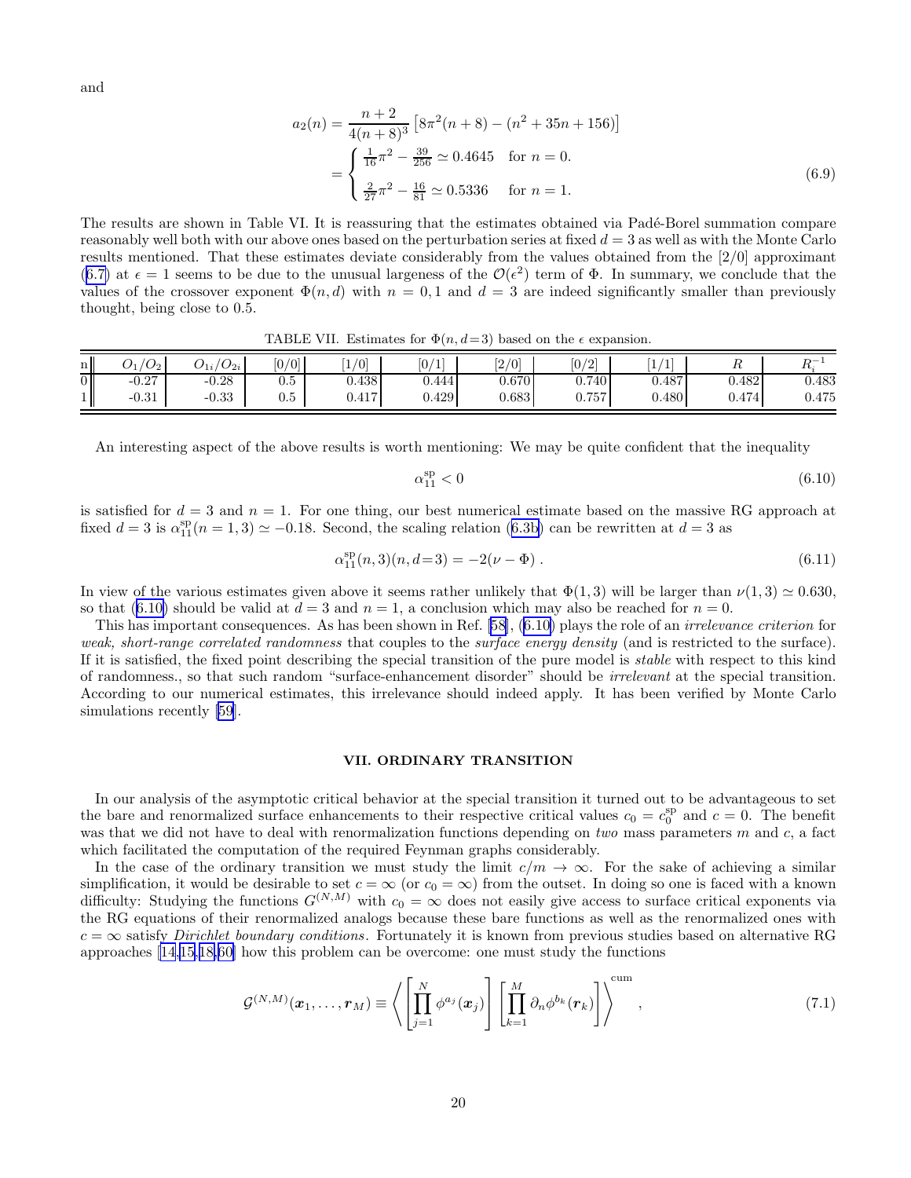and

$$a_2(n) = \frac{n+2}{4(n+8)^3}\left[8\pi^2(n+8) - (n^2+35n+156)\right]$$
$$= \begin{cases} \frac{1}{16}\pi^2 - \frac{39}{256} \simeq 0.4645 & \text{for } n=0. \\ \frac{2}{27}\pi^2 - \frac{16}{81} \simeq 0.5336 & \text{for } n=1. \end{cases} \tag{6.9}$$

The results are shown in Table VI. It is reassuring that the estimates obtained via Padé-Borel summation compare reasonably well both with our above ones based on the perturbation series at fixed $d=3$ as well as with the Monte Carlo results mentioned. That these estimates deviate considerably from the values obtained from the [2/0] approximant (6.7) at $\epsilon = 1$ seems to be due to the unusual largeness of the $\mathcal{O}(\epsilon^2)$ term of $\Phi$. In summary, we conclude that the values of the crossover exponent $\Phi(n,d)$ with $n=0,1$ and $d=3$ are indeed significantly smaller than previously thought, being close to 0.5.

TABLE VII. Estimates for $\Phi(n, d{=}3)$ based on the $\epsilon$ expansion.

| n | $O_1/O_2$ | $O_{1i}/O_{2i}$ | [0/0] | [1/0] | [0/1] | [2/0] | [0/2] | [1/1] | $R$ | $R_i^{-1}$ |
|---|---|---|---|---|---|---|---|---|---|---|
| 0 | -0.27 | -0.28 | 0.5 | 0.438 | 0.444 | 0.670 | 0.740 | 0.487 | 0.482 | 0.483 |
| 1 | -0.31 | -0.33 | 0.5 | 0.417 | 0.429 | 0.683 | 0.757 | 0.480 | 0.474 | 0.475 |

An interesting aspect of the above results is worth mentioning: We may be quite confident that the inequality

$$\alpha_{11}^{\text{sp}} < 0 \tag{6.10}$$

is satisfied for $d=3$ and $n=1$. For one thing, our best numerical estimate based on the massive RG approach at fixed $d=3$ is $\alpha_{11}^{\text{sp}}(n=1,3) \simeq -0.18$. Second, the scaling relation (6.3b) can be rewritten at $d=3$ as

$$\alpha_{11}^{\text{sp}}(n,3)(n,d{=}3) = -2(\nu - \Phi)\,. \tag{6.11}$$

In view of the various estimates given above it seems rather unlikely that $\Phi(1,3)$ will be larger than $\nu(1,3) \simeq 0.630$, so that (6.10) should be valid at $d=3$ and $n=1$, a conclusion which may also be reached for $n=0$.

This has important consequences. As has been shown in Ref. [58], (6.10) plays the role of an *irrelevance criterion* for *weak, short-range correlated randomness* that couples to the *surface energy density* (and is restricted to the surface). If it is satisfied, the fixed point describing the special transition of the pure model is *stable* with respect to this kind of randomness., so that such random "surface-enhancement disorder" should be *irrelevant* at the special transition. According to our numerical estimates, this irrelevance should indeed apply. It has been verified by Monte Carlo simulations recently [59].

## VII. ORDINARY TRANSITION

In our analysis of the asymptotic critical behavior at the special transition it turned out to be advantageous to set the bare and renormalized surface enhancements to their respective critical values $c_0 = c_0^{\text{sp}}$ and $c=0$. The benefit was that we did not have to deal with renormalization functions depending on *two* mass parameters $m$ and $c$, a fact which facilitated the computation of the required Feynman graphs considerably.

In the case of the ordinary transition we must study the limit $c/m \to \infty$. For the sake of achieving a similar simplification, it would be desirable to set $c = \infty$ (or $c_0 = \infty$) from the outset. In doing so one is faced with a known difficulty: Studying the functions $G^{(N,M)}$ with $c_0 = \infty$ does not easily give access to surface critical exponents via the RG equations of their renormalized analogs because these bare functions as well as the renormalized ones with $c = \infty$ satisfy *Dirichlet boundary conditions*. Fortunately it is known from previous studies based on alternative RG approaches [14,15,18,60] how this problem can be overcome: one must study the functions

$$\mathcal{G}^{(N,M)}(\boldsymbol{x}_1,\ldots,\boldsymbol{r}_M) \equiv \left\langle \left[\prod_{j=1}^{N}\phi^{a_j}(\boldsymbol{x}_j)\right]\left[\prod_{k=1}^{M}\partial_n\phi^{b_k}(\boldsymbol{r}_k)\right]\right\rangle^{\text{cum}}, \tag{7.1}$$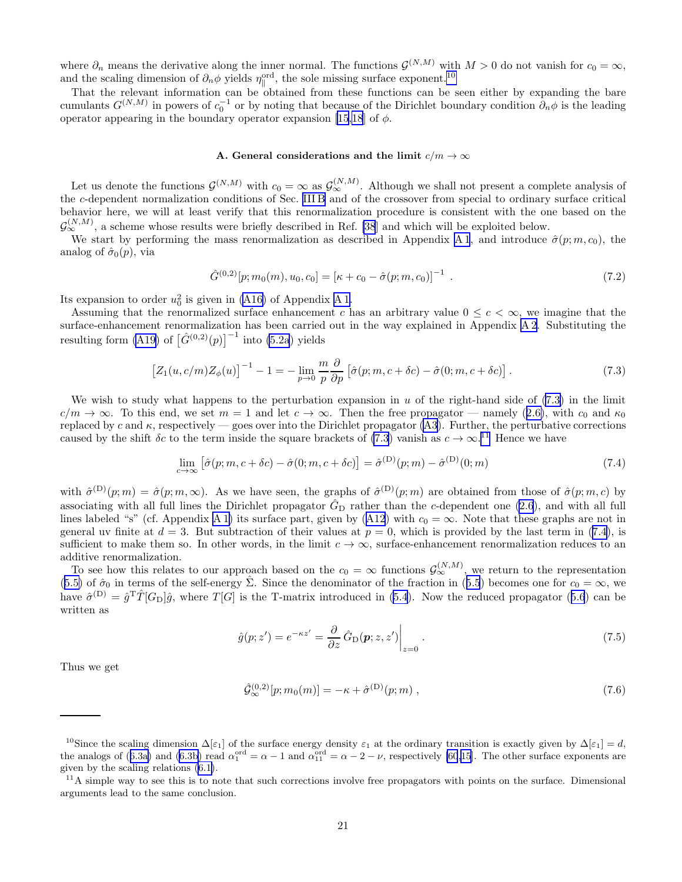where $\partial_n$ means the derivative along the inner normal. The functions $\mathcal{G}^{(N,M)}$ with $M > 0$ do not vanish for $c_0 = \infty$, and the scaling dimension of $\partial_n \phi$ yields $\eta_\parallel^{\rm ord}$, the sole missing surface exponent.[10]

That the relevant information can be obtained from these functions can be seen either by expanding the bare cumulants $G^{(N,M)}$ in powers of $c_0^{-1}$ or by noting that because of the Dirichlet boundary condition $\partial_n \phi$ is the leading operator appearing in the boundary operator expansion [15,18] of $\phi$.

### A. General considerations and the limit $c/m \to \infty$

Let us denote the functions $\mathcal{G}^{(N,M)}$ with $c_0 = \infty$ as $\mathcal{G}_\infty^{(N,M)}$. Although we shall not present a complete analysis of the $c$-dependent normalization conditions of Sec. III B and of the crossover from special to ordinary surface critical behavior here, we will at least verify that this renormalization procedure is consistent with the one based on the $\mathcal{G}_\infty^{(N,M)}$, a scheme whose results were briefly described in Ref. [38] and which will be exploited below.

We start by performing the mass renormalization as described in Appendix A 1, and introduce $\hat{\sigma}(p; m, c_0)$, the analog of $\hat{\sigma}_0(p)$, via

$$\hat{G}^{(0,2)}[p; m_0(m), u_0, c_0] = [\kappa + c_0 - \hat{\sigma}(p; m, c_0)]^{-1} \ . \tag{7.2}$$

Its expansion to order $u_0^2$ is given in (A16) of Appendix A 1.

Assuming that the renormalized surface enhancement $c$ has an arbitrary value $0 \leq c < \infty$, we imagine that the surface-enhancement renormalization has been carried out in the way explained in Appendix A 2. Substituting the resulting form (A19) of $\left[\hat{G}^{(0,2)}(p)\right]^{-1}$ into (5.2a) yields

$$\left[Z_1(u, c/m) Z_\phi(u)\right]^{-1} - 1 = -\lim_{p \to 0} \frac{m}{p} \frac{\partial}{\partial p} \left[\hat{\sigma}(p; m, c + \delta c) - \hat{\sigma}(0; m, c + \delta c)\right] . \tag{7.3}$$

We wish to study what happens to the perturbation expansion in $u$ of the right-hand side of (7.3) in the limit $c/m \to \infty$. To this end, we set $m = 1$ and let $c \to \infty$. Then the free propagator — namely (2.6), with $c_0$ and $\kappa_0$ replaced by $c$ and $\kappa$, respectively — goes over into the Dirichlet propagator (A3). Further, the perturbative corrections caused by the shift $\delta c$ to the term inside the square brackets of (7.3) vanish as $c \to \infty$.[11] Hence we have

$$\lim_{c \to \infty} \left[\hat{\sigma}(p; m, c + \delta c) - \hat{\sigma}(0; m, c + \delta c)\right] = \hat{\sigma}^{(\rm D)}(p; m) - \hat{\sigma}^{(\rm D)}(0; m) \tag{7.4}$$

with $\hat{\sigma}^{(\rm D)}(p; m) = \hat{\sigma}(p; m, \infty)$. As we have seen, the graphs of $\hat{\sigma}^{(\rm D)}(p; m)$ are obtained from those of $\hat{\sigma}(p; m, c)$ by associating with all full lines the Dirichlet propagator $\hat{G}_{\rm D}$ rather than the $c$-dependent one (2.6), and with all full lines labeled "s" (cf. Appendix A 1) its surface part, given by (A12) with $c_0 = \infty$. Note that these graphs are not in general uv finite at $d = 3$. But subtraction of their values at $p = 0$, which is provided by the last term in (7.4), is sufficient to make them so. In other words, in the limit $c \to \infty$, surface-enhancement renormalization reduces to an additive renormalization.

To see how this relates to our approach based on the $c_0 = \infty$ functions $\mathcal{G}_\infty^{(N,M)}$, we return to the representation (5.5) of $\hat{\sigma}_0$ in terms of the self-energy $\hat{\Sigma}$. Since the denominator of the fraction in (5.5) becomes one for $c_0 = \infty$, we have $\hat{\sigma}^{(\rm D)} = \hat{g}^{\rm T} \hat{T}[G_{\rm D}] \hat{g}$, where $T[G]$ is the T-matrix introduced in (5.4). Now the reduced propagator (5.6) can be written as

$$\hat{g}(p; z') = e^{-\kappa z'} = \frac{\partial}{\partial z} \hat{G}_{\rm D}(\boldsymbol{p}; z, z') \bigg|_{z=0} . \tag{7.5}$$

Thus we get

$$\hat{\mathcal{G}}_\infty^{(0,2)}[p; m_0(m)] = -\kappa + \hat{\sigma}^{(\rm D)}(p; m) \ , \tag{7.6}$$

---

[10] Since the scaling dimension $\Delta[\varepsilon_1]$ of the surface energy density $\varepsilon_1$ at the ordinary transition is exactly given by $\Delta[\varepsilon_1] = d$, the analogs of (6.3a) and (6.3b) read $\alpha_1^{\rm ord} = \alpha - 1$ and $\alpha_{11}^{\rm ord} = \alpha - 2 - \nu$, respectively [60,15]. The other surface exponents are given by the scaling relations (6.1).

[11] A simple way to see this is to note that such corrections involve free propagators with points on the surface. Dimensional arguments lead to the same conclusion.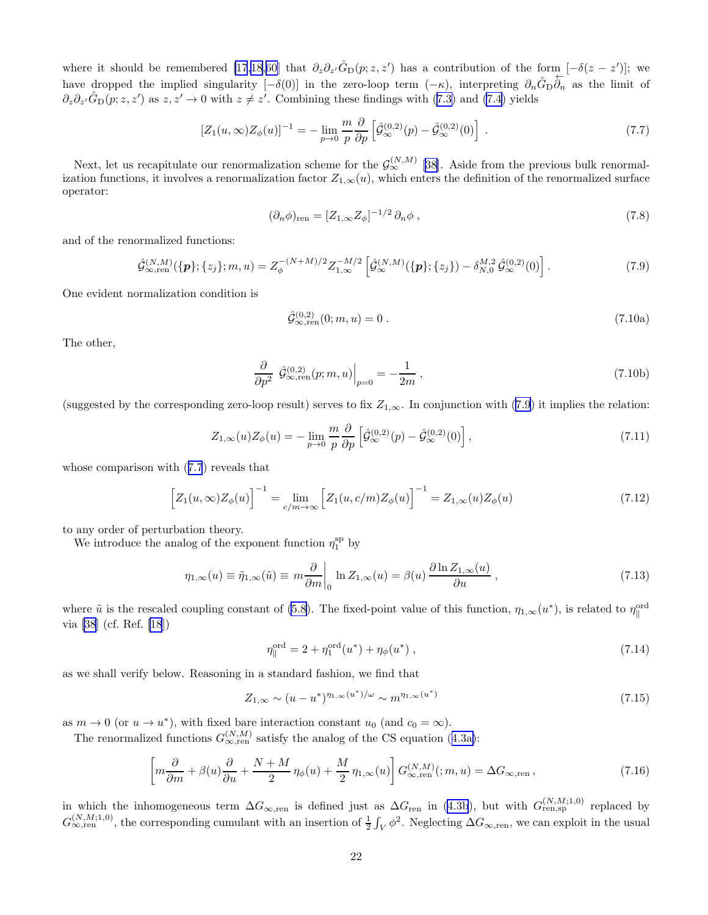where it should be remembered [17,18,60] that $\partial_z\partial_{z'}\hat{G}_{\rm D}(p;z,z')$ has a contribution of the form $[-\delta(z-z')]$; we have dropped the implied singularity $[-\delta(0)]$ in the zero-loop term $(-\kappa)$, interpreting $\partial_n\hat{G}_{\rm D}\overleftarrow{\partial}_n$ as the limit of $\partial_z\partial_{z'}\hat{G}_{\rm D}(p;z,z')$ as $z,z'\to 0$ with $z\neq z'$. Combining these findings with (7.3) and (7.4) yields

$$[Z_1(u,\infty)Z_\phi(u)]^{-1} = -\lim_{p\to 0}\frac{m}{p}\frac{\partial}{\partial p}\left[\hat{\mathcal{G}}_\infty^{(0,2)}(p)-\hat{\mathcal{G}}_\infty^{(0,2)}(0)\right] . \tag{7.7}$$

Next, let us recapitulate our renormalization scheme for the $\mathcal{G}_\infty^{(N,M)}$ [38]. Aside from the previous bulk renormalization functions, it involves a renormalization factor $Z_{1,\infty}(u)$, which enters the definition of the renormalized surface operator:

$$(\partial_n\phi)_{\rm ren} = [Z_{1,\infty}Z_\phi]^{-1/2}\,\partial_n\phi \, , \tag{7.8}$$

and of the renormalized functions:

$$\hat{\mathcal{G}}_{\infty,{\rm ren}}^{(N,M)}(\{\boldsymbol{p}\};\{z_j\};m,u) = Z_\phi^{-(N+M)/2}Z_{1,\infty}^{-M/2}\left[\hat{\mathcal{G}}_\infty^{(N,M)}(\{\boldsymbol{p}\};\{z_j\})-\delta_{N,0}^{M,2}\,\hat{\mathcal{G}}_\infty^{(0,2)}(0)\right]. \tag{7.9}$$

One evident normalization condition is

$$\hat{\mathcal{G}}_{\infty,{\rm ren}}^{(0,2)}(0;m,u) = 0 \, . \tag{7.10a}$$

The other,

$$\frac{\partial}{\partial p^2}\;\hat{\mathcal{G}}_{\infty,{\rm ren}}^{(0,2)}(p;m,u)\Big|_{p=0} = -\frac{1}{2m} \, , \tag{7.10b}$$

(suggested by the corresponding zero-loop result) serves to fix $Z_{1,\infty}$. In conjunction with (7.9) it implies the relation:

$$Z_{1,\infty}(u)Z_\phi(u) = -\lim_{p\to 0}\frac{m}{p}\frac{\partial}{\partial p}\left[\hat{\mathcal{G}}_\infty^{(0,2)}(p)-\hat{\mathcal{G}}_\infty^{(0,2)}(0)\right], \tag{7.11}$$

whose comparison with (7.7) reveals that

$$\Big[Z_1(u,\infty)Z_\phi(u)\Big]^{-1} = \lim_{c/m\to\infty}\Big[Z_1(u,c/m)Z_\phi(u)\Big]^{-1} = Z_{1,\infty}(u)Z_\phi(u) \tag{7.12}$$

to any order of perturbation theory.

We introduce the analog of the exponent function $\eta_1^{\rm sp}$ by

$$\eta_{1,\infty}(u) \equiv \tilde{\eta}_{1,\infty}(\tilde{u}) \equiv m\frac{\partial}{\partial m}\Big|_0 \ln Z_{1,\infty}(u) = \beta(u)\,\frac{\partial\ln Z_{1,\infty}(u)}{\partial u} \, , \tag{7.13}$$

where $\tilde{u}$ is the rescaled coupling constant of (5.8). The fixed-point value of this function, $\eta_{1,\infty}(u^*)$, is related to $\eta_\parallel^{\rm ord}$ via [38] (cf. Ref. [18])

$$\eta_\parallel^{\rm ord} = 2+\eta_1^{\rm ord}(u^*)+\eta_\phi(u^*) \, , \tag{7.14}$$

as we shall verify below. Reasoning in a standard fashion, we find that

$$Z_{1,\infty} \sim (u-u^*)^{\eta_{1,\infty}(u^*)/\omega} \sim m^{\eta_{1,\infty}(u^*)} \tag{7.15}$$

as $m\to 0$ (or $u\to u^*$), with fixed bare interaction constant $u_0$ (and $c_0=\infty$).

The renormalized functions $G_{\infty,{\rm ren}}^{(N,M)}$ satisfy the analog of the CS equation (4.3a):

$$\left[m\frac{\partial}{\partial m}+\beta(u)\frac{\partial}{\partial u}+\frac{N+M}{2}\,\eta_\phi(u)+\frac{M}{2}\,\eta_{1,\infty}(u)\right]G_{\infty,{\rm ren}}^{(N,M)}(;m,u) = \Delta G_{\infty,{\rm ren}} \, , \tag{7.16}$$

in which the inhomogeneous term $\Delta G_{\infty,{\rm ren}}$ is defined just as $\Delta G_{\rm ren}$ in (4.3b), but with $G_{\rm ren,sp}^{(N,M;1,0)}$ replaced by $G_{\infty,{\rm ren}}^{(N,M;1,0)}$, the corresponding cumulant with an insertion of $\frac{1}{2}\int_V\phi^2$. Neglecting $\Delta G_{\infty,{\rm ren}}$, we can exploit in the usual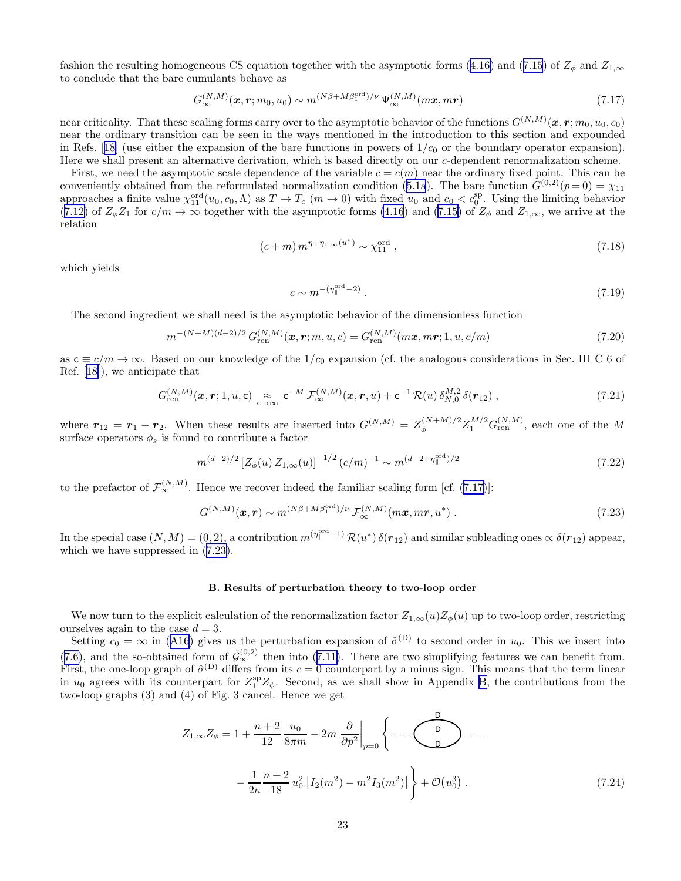fashion the resulting homogeneous CS equation together with the asymptotic forms (4.16) and (7.15) of $Z_\phi$ and $Z_{1,\infty}$ to conclude that the bare cumulants behave as

$$G_\infty^{(N,M)}(\boldsymbol{x},\boldsymbol{r};m_0,u_0) \sim m^{(N\beta+M\beta_1^{\rm ord})/\nu}\,\Psi_\infty^{(N,M)}(m\boldsymbol{x},m\boldsymbol{r}) \tag{7.17}$$

near criticality. That these scaling forms carry over to the asymptotic behavior of the functions $G^{(N,M)}(\boldsymbol{x},\boldsymbol{r};m_0,u_0,c_0)$ near the ordinary transition can be seen in the ways mentioned in the introduction to this section and expounded in Refs. [18] (use either the expansion of the bare functions in powers of $1/c_0$ or the boundary operator expansion). Here we shall present an alternative derivation, which is based directly on our $c$-dependent renormalization scheme.

First, we need the asymptotic scale dependence of the variable $c = c(m)$ near the ordinary fixed point. This can be conveniently obtained from the reformulated normalization condition (5.1a). The bare function $G^{(0,2)}(p=0) = \chi_{11}$ approaches a finite value $\chi_{11}^{\rm ord}(u_0,c_0,\Lambda)$ as $T\to T_c$ $(m\to 0)$ with fixed $u_0$ and $c_0 < c_0^{\rm sp}$. Using the limiting behavior (7.12) of $Z_\phi Z_1$ for $c/m\to\infty$ together with the asymptotic forms (4.16) and (7.15) of $Z_\phi$ and $Z_{1,\infty}$, we arrive at the relation

$$(c+m)\,m^{\eta+\eta_{1,\infty}(u^*)} \sim \chi_{11}^{\rm ord}\,, \tag{7.18}$$

which yields

$$c \sim m^{-(\eta_\parallel^{\rm ord}-2)}\,. \tag{7.19}$$

The second ingredient we shall need is the asymptotic behavior of the dimensionless function

$$m^{-(N+M)(d-2)/2}\,G_{\rm ren}^{(N,M)}(\boldsymbol{x},\boldsymbol{r};m,u,c) = G_{\rm ren}^{(N,M)}(m\boldsymbol{x},m\boldsymbol{r};1,u,c/m) \tag{7.20}$$

as $\mathsf{c}\equiv c/m\to\infty$. Based on our knowledge of the $1/c_0$ expansion (cf. the analogous considerations in Sec. III C 6 of Ref. [18]), we anticipate that

$$G_{\rm ren}^{(N,M)}(\boldsymbol{x},\boldsymbol{r};1,u,\mathsf{c}) \underset{\mathsf{c}\to\infty}{\approx} \mathsf{c}^{-M}\,\mathcal{F}_\infty^{(N,M)}(\boldsymbol{x},\boldsymbol{r},u) + \mathsf{c}^{-1}\,\mathcal{R}(u)\,\delta_{N,0}^{M,2}\,\delta(\boldsymbol{r}_{12})\,, \tag{7.21}$$

where $\boldsymbol{r}_{12}=\boldsymbol{r}_1-\boldsymbol{r}_2$. When these results are inserted into $G^{(N,M)} = Z_\phi^{(N+M)/2}Z_1^{M/2}G_{\rm ren}^{(N,M)}$, each one of the $M$ surface operators $\phi_s$ is found to contribute a factor

$$m^{(d-2)/2}\,[Z_\phi(u)\,Z_{1,\infty}(u)]^{-1/2}\,(c/m)^{-1} \sim m^{(d-2+\eta_\parallel^{\rm ord})/2} \tag{7.22}$$

to the prefactor of $\mathcal{F}_\infty^{(N,M)}$. Hence we recover indeed the familiar scaling form [cf. (7.17)]:

$$G^{(N,M)}(\boldsymbol{x},\boldsymbol{r}) \sim m^{(N\beta+M\beta_1^{\rm ord})/\nu}\,\mathcal{F}_\infty^{(N,M)}(m\boldsymbol{x},m\boldsymbol{r},u^*)\,. \tag{7.23}$$

In the special case $(N,M)=(0,2)$, a contribution $m^{(\eta_\parallel^{\rm ord}-1)}\,\mathcal{R}(u^*)\,\delta(\boldsymbol{r}_{12})$ and similar subleading ones $\propto\delta(\boldsymbol{r}_{12})$ appear, which we have suppressed in (7.23).

### B. Results of perturbation theory to two-loop order

We now turn to the explicit calculation of the renormalization factor $Z_{1,\infty}(u)Z_\phi(u)$ up to two-loop order, restricting ourselves again to the case $d=3$.

Setting $c_0=\infty$ in (A16) gives us the perturbation expansion of $\hat\sigma^{(\rm D)}$ to second order in $u_0$. This we insert into (7.6), and the so-obtained form of $\hat{\mathcal{G}}_\infty^{(0,2)}$ then into (7.11). There are two simplifying features we can benefit from. First, the one-loop graph of $\hat\sigma^{(\rm D)}$ differs from its $c=0$ counterpart by a minus sign. This means that the term linear in $u_0$ agrees with its counterpart for $Z_1^{\rm sp}Z_\phi$. Second, as we shall show in Appendix B, the contributions from the two-loop graphs (3) and (4) of Fig. 3 cancel. Hence we get

$$Z_{1,\infty}Z_\phi = 1 + \frac{n+2}{12}\,\frac{u_0}{8\pi m} - 2m\,\frac{\partial}{\partial p^2}\bigg|_{p=0}\bigg\{ [\text{graph with three D lines}] - \frac{1}{2\kappa}\,\frac{n+2}{18}\,u_0^2\left[I_2(m^2)-m^2I_3(m^2)\right]\bigg\} + \mathcal{O}(u_0^3)\,. \tag{7.24}$$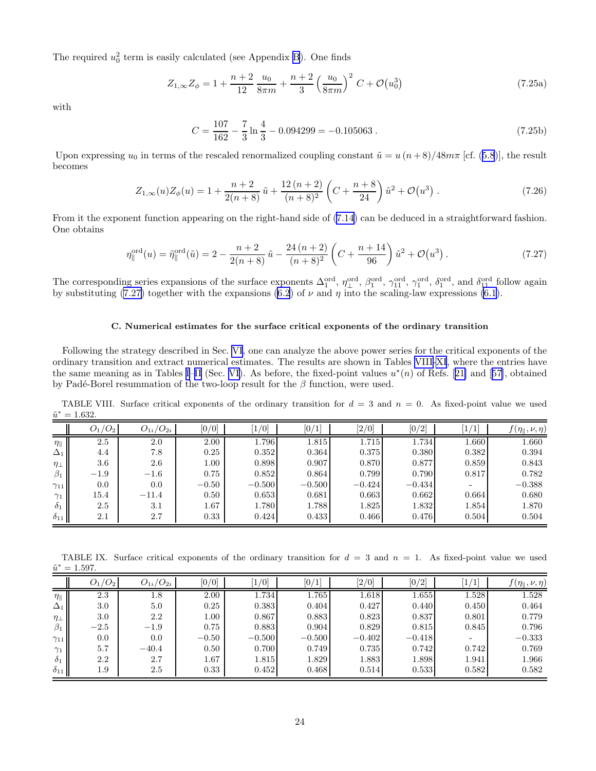The required $u_0^2$ term is easily calculated (see Appendix B). One finds

$$Z_{1,\infty}Z_\phi = 1 + \frac{n+2}{12}\,\frac{u_0}{8\pi m} + \frac{n+2}{3}\Big(\frac{u_0}{8\pi m}\Big)^2\, C + \mathcal{O}\big(u_0^3\big) \tag{7.25a}$$

with

$$C = \frac{107}{162} - \frac{7}{3}\ln\frac{4}{3} - 0.094299 = -0.105063\,. \tag{7.25b}$$

Upon expressing $u_0$ in terms of the rescaled renormalized coupling constant $\tilde{u} = u\,(n+8)/48m\pi$ [cf. (5.8)], the result becomes

$$Z_{1,\infty}(u)Z_\phi(u) = 1 + \frac{n+2}{2(n+8)}\,\tilde{u} + \frac{12\,(n+2)}{(n+8)^2}\left(C + \frac{n+8}{24}\right)\tilde{u}^2 + \mathcal{O}\big(u^3\big)\,. \tag{7.26}$$

From it the exponent function appearing on the right-hand side of (7.14) can be deduced in a straightforward fashion. One obtains

$$\eta_\parallel^{\rm ord}(u) = \tilde{\eta}_\parallel^{\rm ord}(\tilde{u}) = 2 - \frac{n+2}{2(n+8)}\,\tilde{u} - \frac{24\,(n+2)}{(n+8)^2}\left(C + \frac{n+14}{96}\right)\tilde{u}^2 + \mathcal{O}\big(u^3\big)\,. \tag{7.27}$$

The corresponding series expansions of the surface exponents $\Delta_1^{\rm ord}$, $\eta_\perp^{\rm ord}$, $\beta_1^{\rm ord}$, $\gamma_{11}^{\rm ord}$, $\gamma_1^{\rm ord}$, $\delta_1^{\rm ord}$, and $\delta_{11}^{\rm ord}$ follow again by substituting (7.27) together with the expansions (6.2) of $\nu$ and $\eta$ into the scaling-law expressions (6.1).

### C. Numerical estimates for the surface critical exponents of the ordinary transition

Following the strategy described in Sec. VI, one can analyze the above power series for the critical exponents of the ordinary transition and extract numerical estimates. The results are shown in Tables VIII–XI, where the entries have the same meaning as in Tables I–II (Sec. VI). As before, the fixed-point values $u^*(n)$ of Refs. [21] and [57], obtained by Padé-Borel resummation of the two-loop result for the $\beta$ function, were used.

TABLE VIII. Surface critical exponents of the ordinary transition for $d = 3$ and $n = 0$. As fixed-point value we used $\tilde{u}^* = 1.632$.

| | $O_1/O_2$ | $O_{1i}/O_{2i}$ | [0/0] | [1/0] | [0/1] | [2/0] | [0/2] | [1/1] | $f(\eta_\parallel,\nu,\eta)$ |
|---|---|---|---|---|---|---|---|---|---|
| $\eta_\parallel$ | 2.5 | 2.0 | 2.00 | 1.796 | 1.815 | 1.715 | 1.734 | 1.660 | 1.660 |
| $\Delta_1$ | 4.4 | 7.8 | 0.25 | 0.352 | 0.364 | 0.375 | 0.380 | 0.382 | 0.394 |
| $\eta_\perp$ | 3.6 | 2.6 | 1.00 | 0.898 | 0.907 | 0.870 | 0.877 | 0.859 | 0.843 |
| $\beta_1$ | $-1.9$ | $-1.6$ | 0.75 | 0.852 | 0.864 | 0.799 | 0.790 | 0.817 | 0.782 |
| $\gamma_{11}$ | 0.0 | 0.0 | $-0.50$ | $-0.500$ | $-0.500$ | $-0.424$ | $-0.434$ | - | $-0.388$ |
| $\gamma_1$ | 15.4 | $-11.4$ | 0.50 | 0.653 | 0.681 | 0.663 | 0.662 | 0.664 | 0.680 |
| $\delta_1$ | 2.5 | 3.1 | 1.67 | 1.780 | 1.788 | 1.825 | 1.832 | 1.854 | 1.870 |
| $\delta_{11}$ | 2.1 | 2.7 | 0.33 | 0.424 | 0.433 | 0.466 | 0.476 | 0.504 | 0.504 |

TABLE IX. Surface critical exponents of the ordinary transition for $d = 3$ and $n = 1$. As fixed-point value we used $\tilde{u}^* = 1.597$.

| | $O_1/O_2$ | $O_{1i}/O_{2i}$ | [0/0] | [1/0] | [0/1] | [2/0] | [0/2] | [1/1] | $f(\eta_\parallel,\nu,\eta)$ |
|---|---|---|---|---|---|---|---|---|---|
| $\eta_\parallel$ | 2.3 | 1.8 | 2.00 | 1.734 | 1.765 | 1.618 | 1.655 | 1.528 | 1.528 |
| $\Delta_1$ | 3.0 | 5.0 | 0.25 | 0.383 | 0.404 | 0.427 | 0.440 | 0.450 | 0.464 |
| $\eta_\perp$ | 3.0 | 2.2 | 1.00 | 0.867 | 0.883 | 0.823 | 0.837 | 0.801 | 0.779 |
| $\beta_1$ | $-2.5$ | $-1.9$ | 0.75 | 0.883 | 0.904 | 0.829 | 0.815 | 0.845 | 0.796 |
| $\gamma_{11}$ | 0.0 | 0.0 | $-0.50$ | $-0.500$ | $-0.500$ | $-0.402$ | $-0.418$ | - | $-0.333$ |
| $\gamma_1$ | 5.7 | $-40.4$ | 0.50 | 0.700 | 0.749 | 0.735 | 0.742 | 0.742 | 0.769 |
| $\delta_1$ | 2.2 | 2.7 | 1.67 | 1.815 | 1.829 | 1.883 | 1.898 | 1.941 | 1.966 |
| $\delta_{11}$ | 1.9 | 2.5 | 0.33 | 0.452 | 0.468 | 0.514 | 0.533 | 0.582 | 0.582 |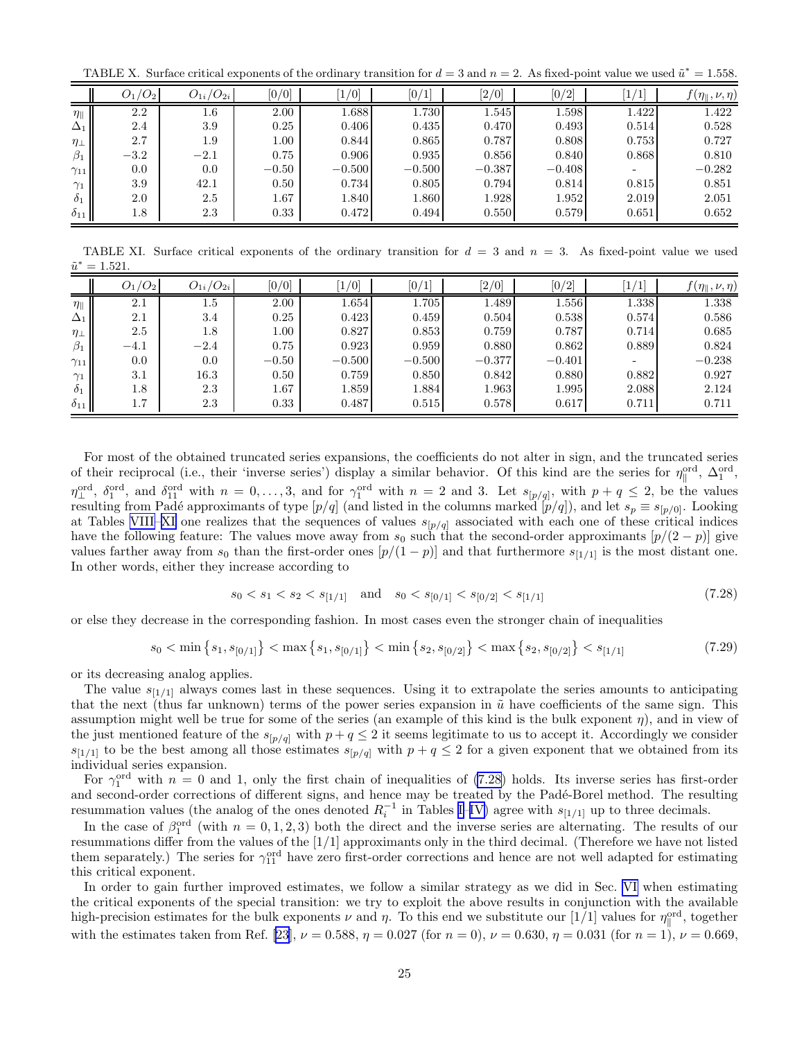TABLE X. Surface critical exponents of the ordinary transition for $d = 3$ and $n = 2$. As fixed-point value we used $\tilde{u}^* = 1.558$.

| | $O_1/O_2$ | $O_{1i}/O_{2i}$ | [0/0] | [1/0] | [0/1] | [2/0] | [0/2] | [1/1] | $f(\eta_\parallel, \nu, \eta)$ |
|---|---|---|---|---|---|---|---|---|---|
| $\eta_\parallel$ | 2.2 | 1.6 | 2.00 | 1.688 | 1.730 | 1.545 | 1.598 | 1.422 | 1.422 |
| $\Delta_1$ | 2.4 | 3.9 | 0.25 | 0.406 | 0.435 | 0.470 | 0.493 | 0.514 | 0.528 |
| $\eta_\perp$ | 2.7 | 1.9 | 1.00 | 0.844 | 0.865 | 0.787 | 0.808 | 0.753 | 0.727 |
| $\beta_1$ | $-3.2$ | $-2.1$ | 0.75 | 0.906 | 0.935 | 0.856 | 0.840 | 0.868 | 0.810 |
| $\gamma_{11}$ | 0.0 | 0.0 | $-0.50$ | $-0.500$ | $-0.500$ | $-0.387$ | $-0.408$ | - | $-0.282$ |
| $\gamma_1$ | 3.9 | 42.1 | 0.50 | 0.734 | 0.805 | 0.794 | 0.814 | 0.815 | 0.851 |
| $\delta_1$ | 2.0 | 2.5 | 1.67 | 1.840 | 1.860 | 1.928 | 1.952 | 2.019 | 2.051 |
| $\delta_{11}$ | 1.8 | 2.3 | 0.33 | 0.472 | 0.494 | 0.550 | 0.579 | 0.651 | 0.652 |

TABLE XI. Surface critical exponents of the ordinary transition for $d = 3$ and $n = 3$. As fixed-point value we used $\tilde{u}^* = 1.521$.

| | $O_1/O_2$ | $O_{1i}/O_{2i}$ | [0/0] | [1/0] | [0/1] | [2/0] | [0/2] | [1/1] | $f(\eta_\parallel, \nu, \eta)$ |
|---|---|---|---|---|---|---|---|---|---|
| $\eta_\parallel$ | 2.1 | 1.5 | 2.00 | 1.654 | 1.705 | 1.489 | 1.556 | 1.338 | 1.338 |
| $\Delta_1$ | 2.1 | 3.4 | 0.25 | 0.423 | 0.459 | 0.504 | 0.538 | 0.574 | 0.586 |
| $\eta_\perp$ | 2.5 | 1.8 | 1.00 | 0.827 | 0.853 | 0.759 | 0.787 | 0.714 | 0.685 |
| $\beta_1$ | $-4.1$ | $-2.4$ | 0.75 | 0.923 | 0.959 | 0.880 | 0.862 | 0.889 | 0.824 |
| $\gamma_{11}$ | 0.0 | 0.0 | $-0.50$ | $-0.500$ | $-0.500$ | $-0.377$ | $-0.401$ | - | $-0.238$ |
| $\gamma_1$ | 3.1 | 16.3 | 0.50 | 0.759 | 0.850 | 0.842 | 0.880 | 0.882 | 0.927 |
| $\delta_1$ | 1.8 | 2.3 | 1.67 | 1.859 | 1.884 | 1.963 | 1.995 | 2.088 | 2.124 |
| $\delta_{11}$ | 1.7 | 2.3 | 0.33 | 0.487 | 0.515 | 0.578 | 0.617 | 0.711 | 0.711 |

For most of the obtained truncated series expansions, the coefficients do not alter in sign, and the truncated series of their reciprocal (i.e., their 'inverse series') display a similar behavior. Of this kind are the series for $\eta_\parallel^{\rm ord}$, $\Delta_1^{\rm ord}$, $\eta_\perp^{\rm ord}$, $\delta_1^{\rm ord}$, and $\delta_{11}^{\rm ord}$ with $n = 0, \ldots, 3$, and for $\gamma_1^{\rm ord}$ with $n = 2$ and 3. Let $s_{[p/q]}$, with $p + q \leq 2$, be the values resulting from Padé approximants of type $[p/q]$ (and listed in the columns marked $[p/q]$), and let $s_p \equiv s_{[p/0]}$. Looking at Tables VIII–XI one realizes that the sequences of values $s_{[p/q]}$ associated with each one of these critical indices have the following feature: The values move away from $s_0$ such that the second-order approximants $[p/(2-p)]$ give values farther away from $s_0$ than the first-order ones $[p/(1-p)]$ and that furthermore $s_{[1/1]}$ is the most distant one. In other words, either they increase according to

$$s_0 < s_1 < s_2 < s_{[1/1]} \quad \text{and} \quad s_0 < s_{[0/1]} < s_{[0/2]} < s_{[1/1]} \tag{7.28}$$

or else they decrease in the corresponding fashion. In most cases even the stronger chain of inequalities

$$s_0 < \min\{s_1, s_{[0/1]}\} < \max\{s_1, s_{[0/1]}\} < \min\{s_2, s_{[0/2]}\} < \max\{s_2, s_{[0/2]}\} < s_{[1/1]} \tag{7.29}$$

or its decreasing analog applies.

The value $s_{[1/1]}$ always comes last in these sequences. Using it to extrapolate the series amounts to anticipating that the next (thus far unknown) terms of the power series expansion in $\tilde{u}$ have coefficients of the same sign. This assumption might well be true for some of the series (an example of this kind is the bulk exponent $\eta$), and in view of the just mentioned feature of the $s_{[p/q]}$ with $p + q \leq 2$ it seems legitimate to us to accept it. Accordingly we consider $s_{[1/1]}$ to be the best among all those estimates $s_{[p/q]}$ with $p + q \leq 2$ for a given exponent that we obtained from its individual series expansion.

For $\gamma_1^{\rm ord}$ with $n = 0$ and 1, only the first chain of inequalities of (7.28) holds. Its inverse series has first-order and second-order corrections of different signs, and hence may be treated by the Padé-Borel method. The resulting resummation values (the analog of the ones denoted $R_i^{-1}$ in Tables I–IV) agree with $s_{[1/1]}$ up to three decimals.

In the case of $\beta_1^{\rm ord}$ (with $n = 0, 1, 2, 3$) both the direct and the inverse series are alternating. The results of our resummations differ from the values of the [1/1] approximants only in the third decimal. (Therefore we have not listed them separately.) The series for $\gamma_{11}^{\rm ord}$ have zero first-order corrections and hence are not well adapted for estimating this critical exponent.

In order to gain further improved estimates, we follow a similar strategy as we did in Sec. VI when estimating the critical exponents of the special transition: we try to exploit the above results in conjunction with the available high-precision estimates for the bulk exponents $\nu$ and $\eta$. To this end we substitute our [1/1] values for $\eta_\parallel^{\rm ord}$, together with the estimates taken from Ref. [23], $\nu = 0.588$, $\eta = 0.027$ (for $n = 0$), $\nu = 0.630$, $\eta = 0.031$ (for $n = 1$), $\nu = 0.669$,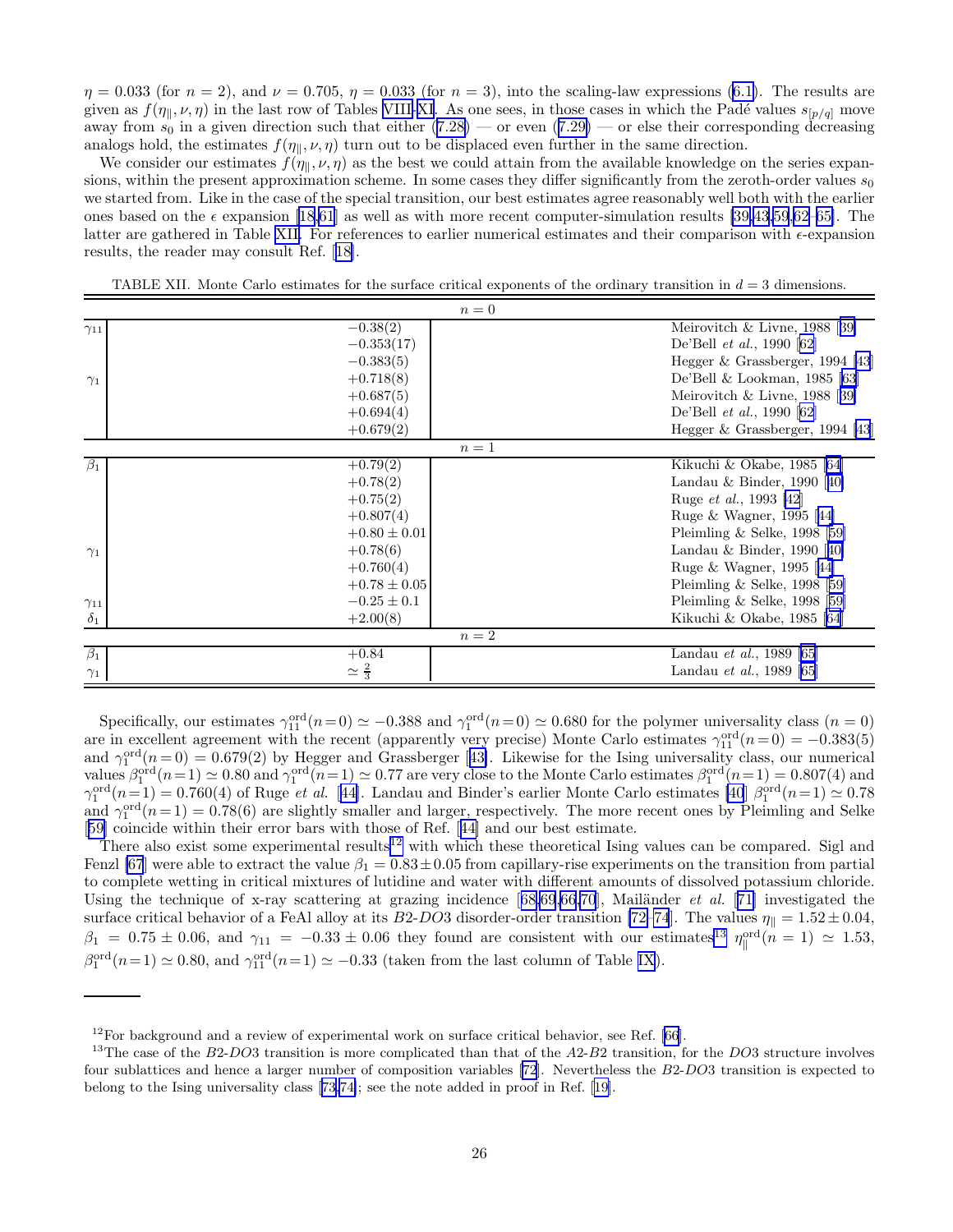$\eta = 0.033$ (for $n = 2$), and $\nu = 0.705$, $\eta = 0.033$ (for $n = 3$), into the scaling-law expressions (6.1). The results are given as $f(\eta_\parallel, \nu, \eta)$ in the last row of Tables VIII-XI. As one sees, in those cases in which the Padé values $s_{[p/q]}$ move away from $s_0$ in a given direction such that either (7.28) — or even (7.29) — or else their corresponding decreasing analogs hold, the estimates $f(\eta_\parallel, \nu, \eta)$ turn out to be displaced even further in the same direction.

We consider our estimates $f(\eta_\parallel, \nu, \eta)$ as the best we could attain from the available knowledge on the series expansions, within the present approximation scheme. In some cases they differ significantly from the zeroth-order values $s_0$ we started from. Like in the case of the special transition, our best estimates agree reasonably well both with the earlier ones based on the $\epsilon$ expansion [18,61] as well as with more recent computer-simulation results [39,43,59,62–65]. The latter are gathered in Table XII. For references to earlier numerical estimates and their comparison with $\epsilon$-expansion results, the reader may consult Ref. [18].

TABLE XII. Monte Carlo estimates for the surface critical exponents of the ordinary transition in $d = 3$ dimensions.

| | | |
|---|---|---|
| | $n = 0$ | |
| $\gamma_{11}$ | $-0.38(2)$ | Meirovitch & Livne, 1988 [39] |
| | $-0.353(17)$ | De'Bell *et al.*, 1990 [62] |
| | $-0.383(5)$ | Hegger & Grassberger, 1994 [43] |
| $\gamma_1$ | $+0.718(8)$ | De'Bell & Lookman, 1985 [63] |
| | $+0.687(5)$ | Meirovitch & Livne, 1988 [39] |
| | $+0.694(4)$ | De'Bell *et al.*, 1990 [62] |
| | $+0.679(2)$ | Hegger & Grassberger, 1994 [43] |
| | $n = 1$ | |
| $\beta_1$ | $+0.79(2)$ | Kikuchi & Okabe, 1985 [64] |
| | $+0.78(2)$ | Landau & Binder, 1990 [40] |
| | $+0.75(2)$ | Ruge *et al.*, 1993 [42] |
| | $+0.807(4)$ | Ruge & Wagner, 1995 [44] |
| | $+0.80 \pm 0.01$ | Pleimling & Selke, 1998 [59] |
| $\gamma_1$ | $+0.78(6)$ | Landau & Binder, 1990 [40] |
| | $+0.760(4)$ | Ruge & Wagner, 1995 [44] |
| | $+0.78 \pm 0.05$ | Pleimling & Selke, 1998 [59] |
| $\gamma_{11}$ | $-0.25 \pm 0.1$ | Pleimling & Selke, 1998 [59] |
| $\delta_1$ | $+2.00(8)$ | Kikuchi & Okabe, 1985 [64] |
| | $n = 2$ | |
| $\beta_1$ | $+0.84$ | Landau *et al.*, 1989 [65] |
| $\gamma_1$ | $\simeq \frac{2}{3}$ | Landau *et al.*, 1989 [65] |

Specifically, our estimates $\gamma_{11}^{\rm ord}(n{=}0) \simeq -0.388$ and $\gamma_1^{\rm ord}(n{=}0) \simeq 0.680$ for the polymer universality class ($n = 0$) are in excellent agreement with the recent (apparently very precise) Monte Carlo estimates $\gamma_{11}^{\rm ord}(n{=}0) = -0.383(5)$ and $\gamma_1^{\rm ord}(n{=}0) = 0.679(2)$ by Hegger and Grassberger [43]. Likewise for the Ising universality class, our numerical values $\beta_1^{\rm ord}(n{=}1) \simeq 0.80$ and $\gamma_1^{\rm ord}(n{=}1) \simeq 0.77$ are very close to the Monte Carlo estimates $\beta_1^{\rm ord}(n{=}1) = 0.807(4)$ and $\gamma_1^{\rm ord}(n{=}1) = 0.760(4)$ of Ruge *et al.* [44]. Landau and Binder's earlier Monte Carlo estimates [40] $\beta_1^{\rm ord}(n{=}1) \simeq 0.78$ and $\gamma_1^{\rm ord}(n{=}1) = 0.78(6)$ are slightly smaller and larger, respectively. The more recent ones by Pleimling and Selke [59] coincide within their error bars with those of Ref. [44] and our best estimate.

There also exist some experimental results[12] with which these theoretical Ising values can be compared. Sigl and Fenzl [67] were able to extract the value $\beta_1 = 0.83 \pm 0.05$ from capillary-rise experiments on the transition from partial to complete wetting in critical mixtures of lutidine and water with different amounts of dissolved potassium chloride. Using the technique of x-ray scattering at grazing incidence [68,69,66,70], Mailänder *et al.* [71] investigated the surface critical behavior of a FeAl alloy at its *B*2-*DO*3 disorder-order transition [72–74]. The values $\eta_\parallel = 1.52 \pm 0.04$, $\beta_1 = 0.75 \pm 0.06$, and $\gamma_{11} = -0.33 \pm 0.06$ they found are consistent with our estimates[13] $\eta_\parallel^{\rm ord}(n = 1) \simeq 1.53$, $\beta_1^{\rm ord}(n{=}1) \simeq 0.80$, and $\gamma_{11}^{\rm ord}(n{=}1) \simeq -0.33$ (taken from the last column of Table IX).

---

[12] For background and a review of experimental work on surface critical behavior, see Ref. [66].

[13] The case of the *B*2-*DO*3 transition is more complicated than that of the *A*2-*B*2 transition, for the *DO*3 structure involves four sublattices and hence a larger number of composition variables [72]. Nevertheless the *B*2-*DO*3 transition is expected to belong to the Ising universality class [73,74]; see the note added in proof in Ref. [19].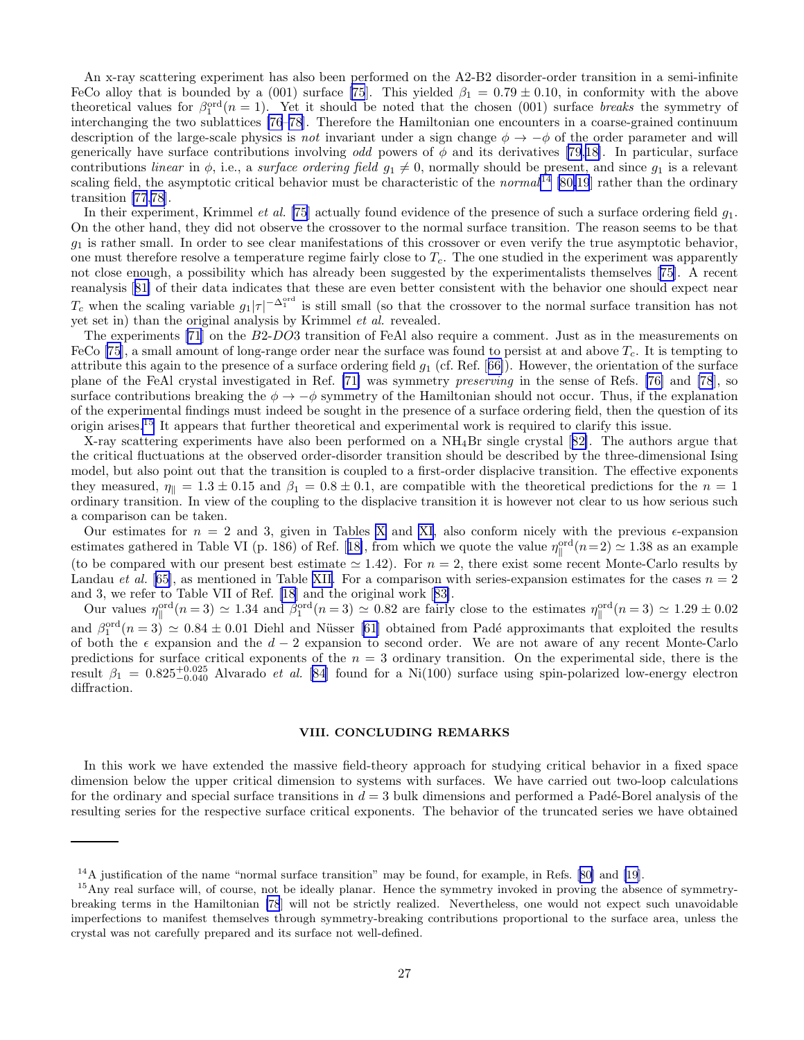An x-ray scattering experiment has also been performed on the A2-B2 disorder-order transition in a semi-infinite FeCo alloy that is bounded by a (001) surface [75]. This yielded $\beta_1 = 0.79 \pm 0.10$, in conformity with the above theoretical values for $\beta_1^{\rm ord}(n=1)$. Yet it should be noted that the chosen (001) surface *breaks* the symmetry of interchanging the two sublattices [76–78]. Therefore the Hamiltonian one encounters in a coarse-grained continuum description of the large-scale physics is *not* invariant under a sign change $\phi \to -\phi$ of the order parameter and will generically have surface contributions involving *odd* powers of $\phi$ and its derivatives [79,18]. In particular, surface contributions *linear* in $\phi$, i.e., a *surface ordering field* $g_1 \neq 0$, normally should be present, and since $g_1$ is a relevant scaling field, the asymptotic critical behavior must be characteristic of the *normal*[14] [80,19] rather than the ordinary transition [77,78].

In their experiment, Krimmel *et al.* [75] actually found evidence of the presence of such a surface ordering field $g_1$. On the other hand, they did not observe the crossover to the normal surface transition. The reason seems to be that $g_1$ is rather small. In order to see clear manifestations of this crossover or even verify the true asymptotic behavior, one must therefore resolve a temperature regime fairly close to $T_c$. The one studied in the experiment was apparently not close enough, a possibility which has already been suggested by the experimentalists themselves [75]. A recent reanalysis [81] of their data indicates that these are even better consistent with the behavior one should expect near $T_c$ when the scaling variable $g_1|\tau|^{-\Delta_1^{\rm ord}}$ is still small (so that the crossover to the normal surface transition has not yet set in) than the original analysis by Krimmel *et al.* revealed.

The experiments [71] on the $B2$-$DO3$ transition of FeAl also require a comment. Just as in the measurements on FeCo [75], a small amount of long-range order near the surface was found to persist at and above $T_c$. It is tempting to attribute this again to the presence of a surface ordering field $g_1$ (cf. Ref. [66]). However, the orientation of the surface plane of the FeAl crystal investigated in Ref. [71] was symmetry *preserving* in the sense of Refs. [76] and [78], so surface contributions breaking the $\phi \to -\phi$ symmetry of the Hamiltonian should not occur. Thus, if the explanation of the experimental findings must indeed be sought in the presence of a surface ordering field, then the question of its origin arises.[15] It appears that further theoretical and experimental work is required to clarify this issue.

X-ray scattering experiments have also been performed on a $NH_4Br$ single crystal [82]. The authors argue that the critical fluctuations at the observed order-disorder transition should be described by the three-dimensional Ising model, but also point out that the transition is coupled to a first-order displacive transition. The effective exponents they measured, $\eta_\parallel = 1.3 \pm 0.15$ and $\beta_1 = 0.8 \pm 0.1$, are compatible with the theoretical predictions for the $n = 1$ ordinary transition. In view of the coupling to the displacive transition it is however not clear to us how serious such a comparison can be taken.

Our estimates for $n = 2$ and 3, given in Tables X and XI, also conform nicely with the previous $\epsilon$-expansion estimates gathered in Table VI (p. 186) of Ref. [18], from which we quote the value $\eta_\parallel^{\rm ord}(n{=}2) \simeq 1.38$ as an example (to be compared with our present best estimate $\simeq 1.42$). For $n = 2$, there exist some recent Monte-Carlo results by Landau *et al.* [65], as mentioned in Table XII. For a comparison with series-expansion estimates for the cases $n = 2$ and 3, we refer to Table VII of Ref. [18] and the original work [83].

Our values $\eta_\parallel^{\rm ord}(n{=}3) \simeq 1.34$ and $\beta_1^{\rm ord}(n{=}3) \simeq 0.82$ are fairly close to the estimates $\eta_\parallel^{\rm ord}(n{=}3) \simeq 1.29 \pm 0.02$ and $\beta_1^{\rm ord}(n{=}3) \simeq 0.84 \pm 0.01$ Diehl and Nüsser [61] obtained from Padé approximants that exploited the results of both the $\epsilon$ expansion and the $d-2$ expansion to second order. We are not aware of any recent Monte-Carlo predictions for surface critical exponents of the $n = 3$ ordinary transition. On the experimental side, there is the result $\beta_1 = 0.825^{+0.025}_{-0.040}$ Alvarado *et al.* [84] found for a Ni(100) surface using spin-polarized low-energy electron diffraction.

## VIII. CONCLUDING REMARKS

In this work we have extended the massive field-theory approach for studying critical behavior in a fixed space dimension below the upper critical dimension to systems with surfaces. We have carried out two-loop calculations for the ordinary and special surface transitions in $d = 3$ bulk dimensions and performed a Padé-Borel analysis of the resulting series for the respective surface critical exponents. The behavior of the truncated series we have obtained

---

[14] A justification of the name "normal surface transition" may be found, for example, in Refs. [80] and [19].

[15] Any real surface will, of course, not be ideally planar. Hence the symmetry invoked in proving the absence of symmetry-breaking terms in the Hamiltonian [78] will not be strictly realized. Nevertheless, one would not expect such unavoidable imperfections to manifest themselves through symmetry-breaking contributions proportional to the surface area, unless the crystal was not carefully prepared and its surface not well-defined.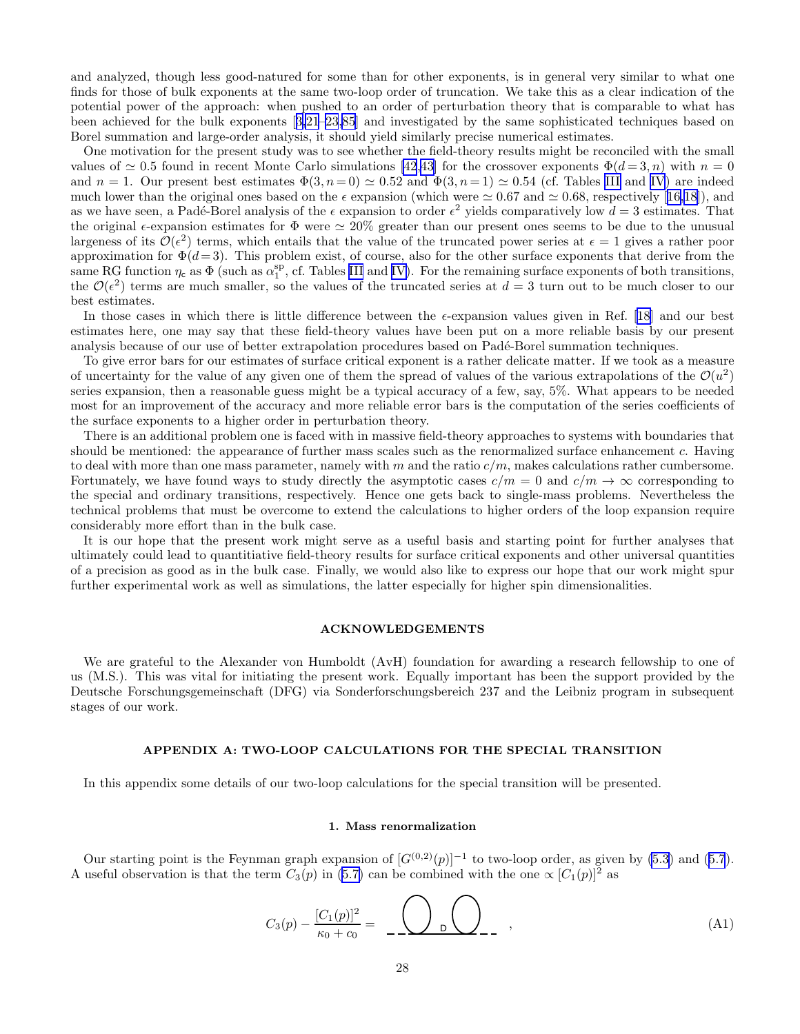and analyzed, though less good-natured for some than for other exponents, is in general very similar to what one finds for those of bulk exponents at the same two-loop order of truncation. We take this as a clear indication of the potential power of the approach: when pushed to an order of perturbation theory that is comparable to what has been achieved for the bulk exponents [3,21–23,85] and investigated by the same sophisticated techniques based on Borel summation and large-order analysis, it should yield similarly precise numerical estimates.

One motivation for the present study was to see whether the field-theory results might be reconciled with the small values of $\simeq 0.5$ found in recent Monte Carlo simulations [42,43] for the crossover exponents $\Phi(d=3, n)$ with $n = 0$ and $n = 1$. Our present best estimates $\Phi(3, n=0) \simeq 0.52$ and $\Phi(3, n=1) \simeq 0.54$ (cf. Tables III and IV) are indeed much lower than the original ones based on the $\epsilon$ expansion (which were $\simeq 0.67$ and $\simeq 0.68$, respectively [16,18]), and as we have seen, a Padé-Borel analysis of the $\epsilon$ expansion to order $\epsilon^2$ yields comparatively low $d = 3$ estimates. That the original $\epsilon$-expansion estimates for $\Phi$ were $\simeq 20\%$ greater than our present ones seems to be due to the unusual largeness of its $\mathcal{O}(\epsilon^2)$ terms, which entails that the value of the truncated power series at $\epsilon = 1$ gives a rather poor approximation for $\Phi(d=3)$. This problem exist, of course, also for the other surface exponents that derive from the same RG function $\eta_c$ as $\Phi$ (such as $\alpha_1^{\rm sp}$, cf. Tables III and IV). For the remaining surface exponents of both transitions, the $\mathcal{O}(\epsilon^2)$ terms are much smaller, so the values of the truncated series at $d = 3$ turn out to be much closer to our best estimates.

In those cases in which there is little difference between the $\epsilon$-expansion values given in Ref. [18] and our best estimates here, one may say that these field-theory values have been put on a more reliable basis by our present analysis because of our use of better extrapolation procedures based on Padé-Borel summation techniques.

To give error bars for our estimates of surface critical exponent is a rather delicate matter. If we took as a measure of uncertainty for the value of any given one of them the spread of values of the various extrapolations of the $\mathcal{O}(u^2)$ series expansion, then a reasonable guess might be a typical accuracy of a few, say, 5%. What appears to be needed most for an improvement of the accuracy and more reliable error bars is the computation of the series coefficients of the surface exponents to a higher order in perturbation theory.

There is an additional problem one is faced with in massive field-theory approaches to systems with boundaries that should be mentioned: the appearance of further mass scales such as the renormalized surface enhancement $c$. Having to deal with more than one mass parameter, namely with $m$ and the ratio $c/m$, makes calculations rather cumbersome. Fortunately, we have found ways to study directly the asymptotic cases $c/m = 0$ and $c/m \to \infty$ corresponding to the special and ordinary transitions, respectively. Hence one gets back to single-mass problems. Nevertheless the technical problems that must be overcome to extend the calculations to higher orders of the loop expansion require considerably more effort than in the bulk case.

It is our hope that the present work might serve as a useful basis and starting point for further analyses that ultimately could lead to quantitiative field-theory results for surface critical exponents and other universal quantities of a precision as good as in the bulk case. Finally, we would also like to express our hope that our work might spur further experimental work as well as simulations, the latter especially for higher spin dimensionalities.

## ACKNOWLEDGEMENTS

We are grateful to the Alexander von Humboldt (AvH) foundation for awarding a research fellowship to one of us (M.S.). This was vital for initiating the present work. Equally important has been the support provided by the Deutsche Forschungsgemeinschaft (DFG) via Sonderforschungsbereich 237 and the Leibniz program in subsequent stages of our work.

## APPENDIX A: TWO-LOOP CALCULATIONS FOR THE SPECIAL TRANSITION

In this appendix some details of our two-loop calculations for the special transition will be presented.

### 1. Mass renormalization

Our starting point is the Feynman graph expansion of $[G^{(0,2)}(p)]^{-1}$ to two-loop order, as given by (5.3) and (5.7). A useful observation is that the term $C_3(p)$ in (5.7) can be combined with the one $\propto [C_1(p)]^2$ as

$$C_3(p) - \frac{[C_1(p)]^2}{\kappa_0 + c_0} = \quad \text{[diagram: two tadpole loops joined by a D propagator]} \quad , \tag{A1}$$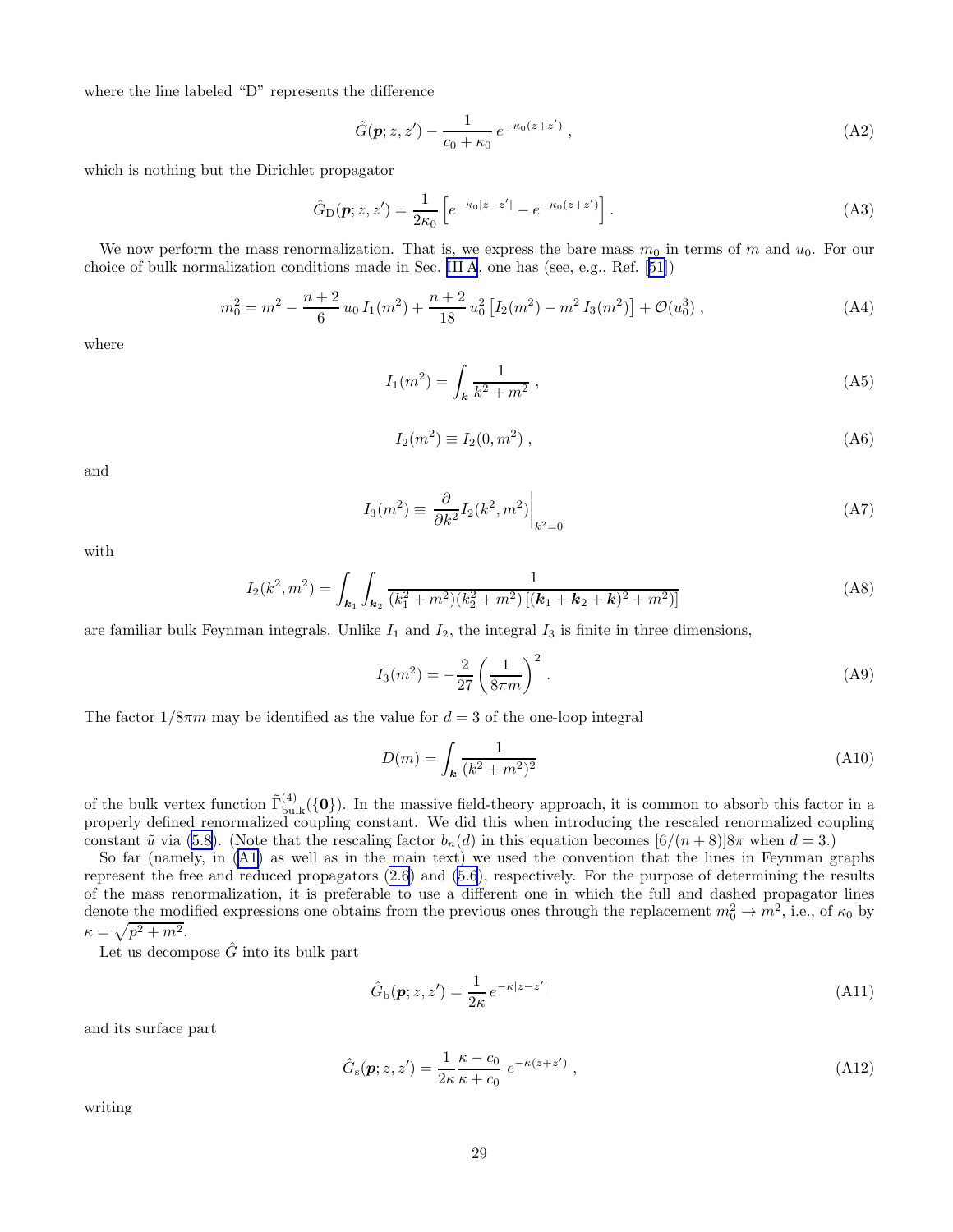where the line labeled "D" represents the difference

$$\hat{G}(\boldsymbol{p};z,z') - \frac{1}{c_0+\kappa_0}\, e^{-\kappa_0(z+z')}\;, \tag{A2}$$

which is nothing but the Dirichlet propagator

$$\hat{G}_{\mathrm{D}}(\boldsymbol{p};z,z') = \frac{1}{2\kappa_0}\left[e^{-\kappa_0|z-z'|} - e^{-\kappa_0(z+z')}\right]. \tag{A3}$$

We now perform the mass renormalization. That is, we express the bare mass $m_0$ in terms of $m$ and $u_0$. For our choice of bulk normalization conditions made in Sec. III A, one has (see, e.g., Ref. [51])

$$m_0^2 = m^2 - \frac{n+2}{6}\,u_0\,I_1(m^2) + \frac{n+2}{18}\,u_0^2\left[I_2(m^2) - m^2\,I_3(m^2)\right] + \mathcal{O}(u_0^3)\;, \tag{A4}$$

where

$$I_1(m^2) = \int_{\boldsymbol{k}} \frac{1}{k^2+m^2}\;, \tag{A5}$$

$$I_2(m^2) \equiv I_2(0,m^2)\;, \tag{A6}$$

and

$$I_3(m^2) \equiv \left.\frac{\partial}{\partial k^2} I_2(k^2,m^2)\right|_{k^2=0} \tag{A7}$$

with

$$I_2(k^2,m^2) = \int_{\boldsymbol{k}_1}\int_{\boldsymbol{k}_2} \frac{1}{(k_1^2+m^2)(k_2^2+m^2)\left[(\boldsymbol{k}_1+\boldsymbol{k}_2+\boldsymbol{k})^2+m^2)\right]} \tag{A8}$$

are familiar bulk Feynman integrals. Unlike $I_1$ and $I_2$, the integral $I_3$ is finite in three dimensions,

$$I_3(m^2) = -\frac{2}{27}\left(\frac{1}{8\pi m}\right)^2. \tag{A9}$$

The factor $1/8\pi m$ may be identified as the value for $d=3$ of the one-loop integral

$$D(m) = \int_{\boldsymbol{k}} \frac{1}{(k^2+m^2)^2} \tag{A10}$$

of the bulk vertex function $\tilde{\Gamma}^{(4)}_{\mathrm{bulk}}(\{\boldsymbol{0}\})$. In the massive field-theory approach, it is common to absorb this factor in a properly defined renormalized coupling constant. We did this when introducing the rescaled renormalized coupling constant $\tilde{u}$ via (5.8). (Note that the rescaling factor $b_n(d)$ in this equation becomes $[6/(n+8)]8\pi$ when $d=3$.)

So far (namely, in (A1) as well as in the main text) we used the convention that the lines in Feynman graphs represent the free and reduced propagators (2.6) and (5.6), respectively. For the purpose of determining the results of the mass renormalization, it is preferable to use a different one in which the full and dashed propagator lines denote the modified expressions one obtains from the previous ones through the replacement $m_0^2 \to m^2$, i.e., of $\kappa_0$ by $\kappa = \sqrt{p^2+m^2}$.

Let us decompose $\hat{G}$ into its bulk part

$$\hat{G}_{\mathrm{b}}(\boldsymbol{p};z,z') = \frac{1}{2\kappa}\, e^{-\kappa|z-z'|} \tag{A11}$$

and its surface part

$$\hat{G}_{\mathrm{s}}(\boldsymbol{p};z,z') = \frac{1}{2\kappa}\,\frac{\kappa-c_0}{\kappa+c_0}\; e^{-\kappa(z+z')}\;, \tag{A12}$$

writing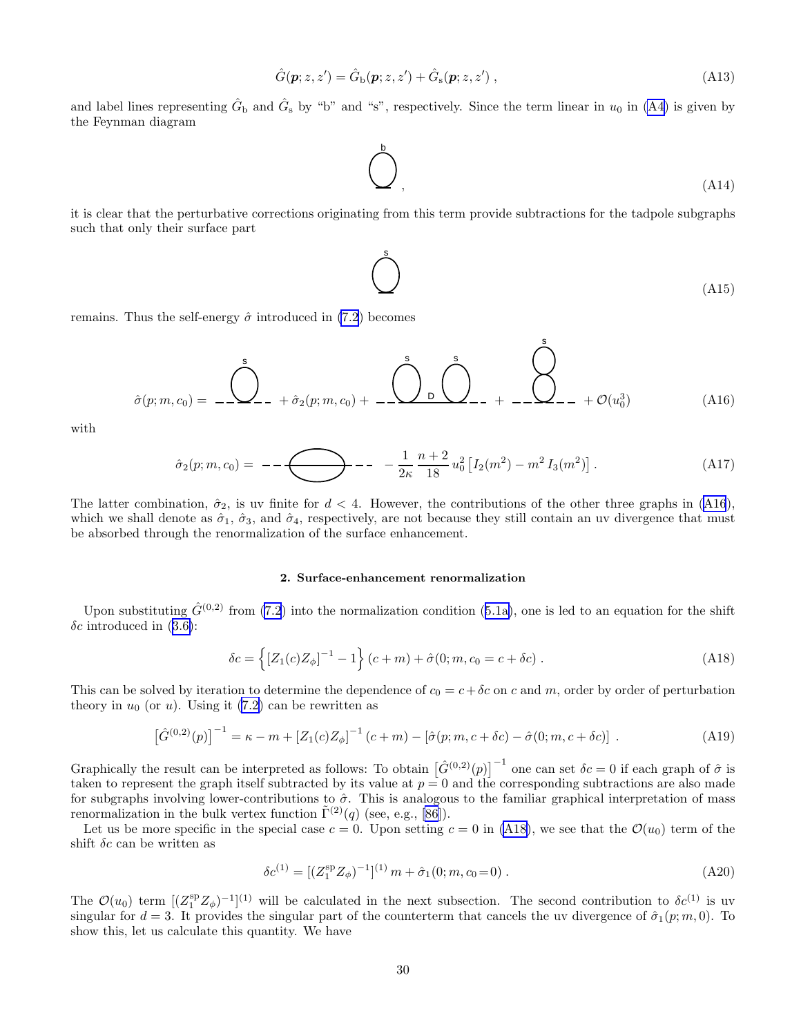$$\hat{G}(\boldsymbol{p};z,z') = \hat{G}_{\rm b}(\boldsymbol{p};z,z') + \hat{G}_{\rm s}(\boldsymbol{p};z,z')\;, \tag{A13}$$

and label lines representing $\hat{G}_{\rm b}$ and $\hat{G}_{\rm s}$ by "b" and "s", respectively. Since the term linear in $u_0$ in (A4) is given by the Feynman diagram

$$\text{[diagram: tadpole loop labeled b]}\;, \tag{A14}$$

it is clear that the perturbative corrections originating from this term provide subtractions for the tadpole subgraphs such that only their surface part

$$\text{[diagram: tadpole loop labeled s]} \tag{A15}$$

remains. Thus the self-energy $\hat{\sigma}$ introduced in (7.2) becomes

$$\hat{\sigma}(p;m,c_0) = \text{[diagram: tadpole s]} + \hat{\sigma}_2(p;m,c_0) + \text{[diagram: two tadpoles s, s connected by line D]} + \text{[diagram: double tadpole with top loop s]} + \mathcal{O}(u_0^3) \tag{A16}$$

with

$$\hat{\sigma}_2(p;m,c_0) = \text{[diagram: sunset]} - \frac{1}{2\kappa}\,\frac{n+2}{18}\,u_0^2\left[I_2(m^2) - m^2\, I_3(m^2)\right]. \tag{A17}$$

The latter combination, $\hat{\sigma}_2$, is uv finite for $d<4$. However, the contributions of the other three graphs in (A16), which we shall denote as $\hat{\sigma}_1$, $\hat{\sigma}_3$, and $\hat{\sigma}_4$, respectively, are not because they still contain an uv divergence that must be absorbed through the renormalization of the surface enhancement.

### 2. Surface-enhancement renormalization

Upon substituting $\hat{G}^{(0,2)}$ from (7.2) into the normalization condition (5.1a), one is led to an equation for the shift $\delta c$ introduced in (3.6):

$$\delta c = \left\{\left[Z_1(c)Z_\phi\right]^{-1} - 1\right\}(c+m) + \hat{\sigma}(0;m,c_0=c+\delta c)\;. \tag{A18}$$

This can be solved by iteration to determine the dependence of $c_0 = c+\delta c$ on $c$ and $m$, order by order of perturbation theory in $u_0$ (or $u$). Using it (7.2) can be rewritten as

$$\left[\hat{G}^{(0,2)}(p)\right]^{-1} = \kappa - m + \left[Z_1(c)Z_\phi\right]^{-1}(c+m) - \left[\hat{\sigma}(p;m,c+\delta c) - \hat{\sigma}(0;m,c+\delta c)\right]\;. \tag{A19}$$

Graphically the result can be interpreted as follows: To obtain $\left[\hat{G}^{(0,2)}(p)\right]^{-1}$ one can set $\delta c = 0$ if each graph of $\hat{\sigma}$ is taken to represent the graph itself subtracted by its value at $p=0$ and the corresponding subtractions are also made for subgraphs involving lower-contributions to $\hat{\sigma}$. This is analogous to the familiar graphical interpretation of mass renormalization in the bulk vertex function $\tilde{\Gamma}^{(2)}(q)$ (see, e.g., [86]).

Let us be more specific in the special case $c=0$. Upon setting $c=0$ in (A18), we see that the $\mathcal{O}(u_0)$ term of the shift $\delta c$ can be written as

$$\delta c^{(1)} = \left[(Z_1^{\rm sp} Z_\phi)^{-1}\right]^{(1)} m + \hat{\sigma}_1(0;m,c_0\!=\!0)\;. \tag{A20}$$

The $\mathcal{O}(u_0)$ term $[(Z_1^{\rm sp} Z_\phi)^{-1}]^{(1)}$ will be calculated in the next subsection. The second contribution to $\delta c^{(1)}$ is uv singular for $d=3$. It provides the singular part of the counterterm that cancels the uv divergence of $\hat{\sigma}_1(p;m,0)$. To show this, let us calculate this quantity. We have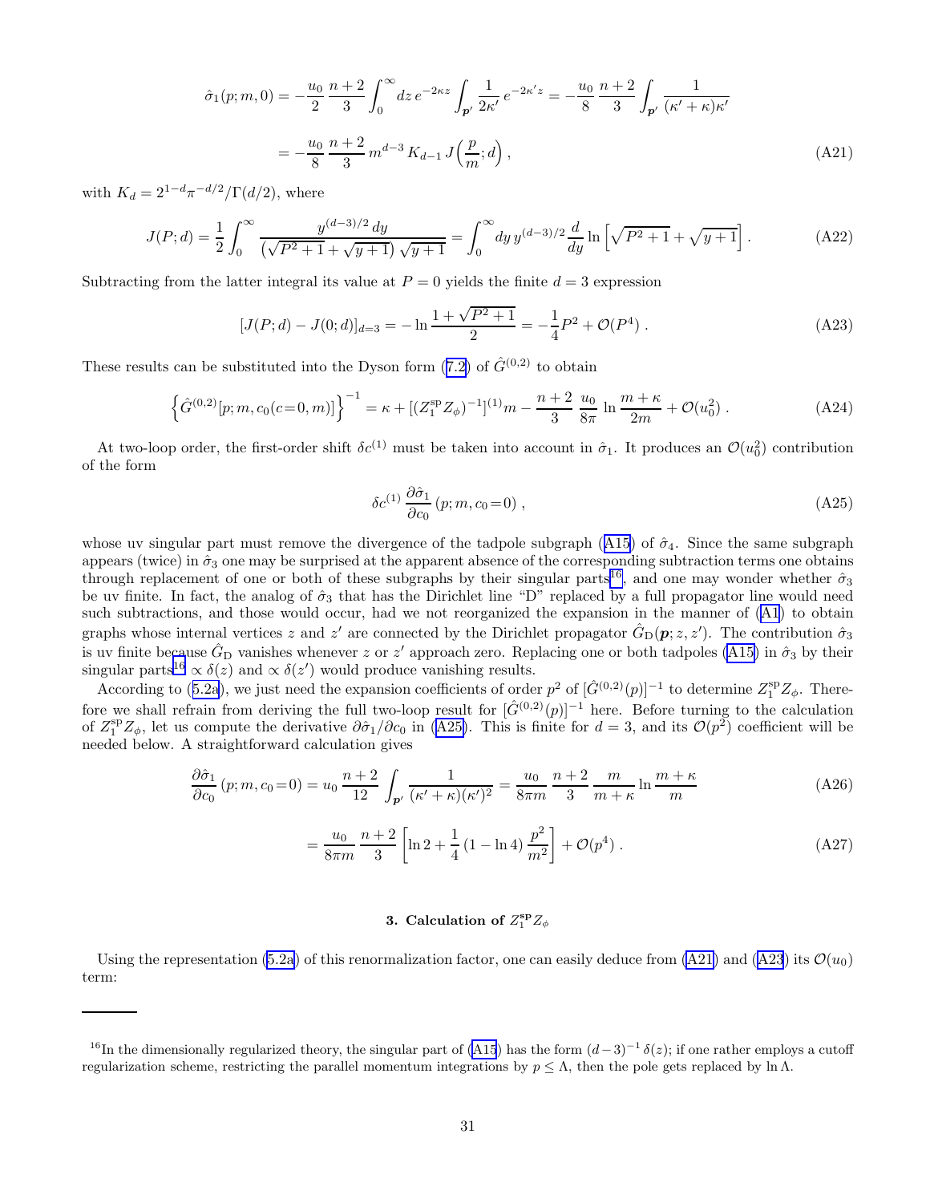$$
\hat{\sigma}_1(p;m,0) = -\frac{u_0}{2}\,\frac{n+2}{3}\int_0^\infty dz\, e^{-2\kappa z}\int_{\boldsymbol{p}'}\frac{1}{2\kappa'}\,e^{-2\kappa' z} = -\frac{u_0}{8}\,\frac{n+2}{3}\int_{\boldsymbol{p}'}\frac{1}{(\kappa'+\kappa)\kappa'}
$$

$$
= -\frac{u_0}{8}\,\frac{n+2}{3}\,m^{d-3}\,K_{d-1}\,J\Big(\frac{p}{m};d\Big)\,, \tag{A21}
$$

with $K_d = 2^{1-d}\pi^{-d/2}/\Gamma(d/2)$, where

$$
J(P;d) = \frac{1}{2}\int_0^\infty \frac{y^{(d-3)/2}\,dy}{\big(\sqrt{P^2+1}+\sqrt{y+1}\big)\sqrt{y+1}} = \int_0^\infty dy\, y^{(d-3)/2}\frac{d}{dy}\ln\Big[\sqrt{P^2+1}+\sqrt{y+1}\Big]\,. \tag{A22}
$$

Subtracting from the latter integral its value at $P=0$ yields the finite $d=3$ expression

$$
[J(P;d)-J(0;d)]_{d=3} = -\ln\frac{1+\sqrt{P^2+1}}{2} = -\frac{1}{4}P^2 + \mathcal{O}(P^4)\,. \tag{A23}
$$

These results can be substituted into the Dyson form (7.2) of $\hat{G}^{(0,2)}$ to obtain

$$
\Big\{\hat{G}^{(0,2)}[p;m,c_0(c{=}0,m)]\Big\}^{-1} = \kappa + [(Z_1^{\rm sp}Z_\phi)^{-1}]^{(1)}m - \frac{n+2}{3}\,\frac{u_0}{8\pi}\,\ln\frac{m+\kappa}{2m} + \mathcal{O}(u_0^2)\,. \tag{A24}
$$

At two-loop order, the first-order shift $\delta c^{(1)}$ must be taken into account in $\hat{\sigma}_1$. It produces an $\mathcal{O}(u_0^2)$ contribution of the form

$$
\delta c^{(1)}\,\frac{\partial\hat{\sigma}_1}{\partial c_0}\,(p;m,c_0{=}0)\,, \tag{A25}
$$

whose uv singular part must remove the divergence of the tadpole subgraph (A15) of $\hat{\sigma}_4$. Since the same subgraph appears (twice) in $\hat{\sigma}_3$ one may be surprised at the apparent absence of the corresponding subtraction terms one obtains through replacement of one or both of these subgraphs by their singular parts[16], and one may wonder whether $\hat{\sigma}_3$ be uv finite. In fact, the analog of $\hat{\sigma}_3$ that has the Dirichlet line "D" replaced by a full propagator line would need such subtractions, and those would occur, had we not reorganized the expansion in the manner of (A1) to obtain graphs whose internal vertices $z$ and $z'$ are connected by the Dirichlet propagator $\hat{G}_{\rm D}(\boldsymbol{p};z,z')$. The contribution $\hat{\sigma}_3$ is uv finite because $\hat{G}_{\rm D}$ vanishes whenever $z$ or $z'$ approach zero. Replacing one or both tadpoles (A15) in $\hat{\sigma}_3$ by their singular parts[16] $\propto\delta(z)$ and $\propto\delta(z')$ would produce vanishing results.

According to (5.2a), we just need the expansion coefficients of order $p^2$ of $[\hat{G}^{(0,2)}(p)]^{-1}$ to determine $Z_1^{\rm sp}Z_\phi$. Therefore we shall refrain from deriving the full two-loop result for $[\hat{G}^{(0,2)}(p)]^{-1}$ here. Before turning to the calculation of $Z_1^{\rm sp}Z_\phi$, let us compute the derivative $\partial\hat{\sigma}_1/\partial c_0$ in (A25). This is finite for $d=3$, and its $\mathcal{O}(p^2)$ coefficient will be needed below. A straightforward calculation gives

$$
\frac{\partial\hat{\sigma}_1}{\partial c_0}\,(p;m,c_0{=}0) = u_0\,\frac{n+2}{12}\int_{\boldsymbol{p}'}\frac{1}{(\kappa'+\kappa)(\kappa')^2} = \frac{u_0}{8\pi m}\,\frac{n+2}{3}\,\frac{m}{m+\kappa}\ln\frac{m+\kappa}{m} \tag{A26}
$$

$$
= \frac{u_0}{8\pi m}\,\frac{n+2}{3}\left[\ln 2 + \frac{1}{4}\,(1-\ln 4)\,\frac{p^2}{m^2}\right] + \mathcal{O}(p^4)\,. \tag{A27}
$$

### 3. Calculation of $Z_1^{\rm sp}Z_\phi$

Using the representation (5.2a) of this renormalization factor, one can easily deduce from (A21) and (A23) its $\mathcal{O}(u_0)$ term:

---

[16] In the dimensionally regularized theory, the singular part of (A15) has the form $(d-3)^{-1}\,\delta(z)$; if one rather employs a cutoff regularization scheme, restricting the parallel momentum integrations by $p\le\Lambda$, then the pole gets replaced by $\ln\Lambda$.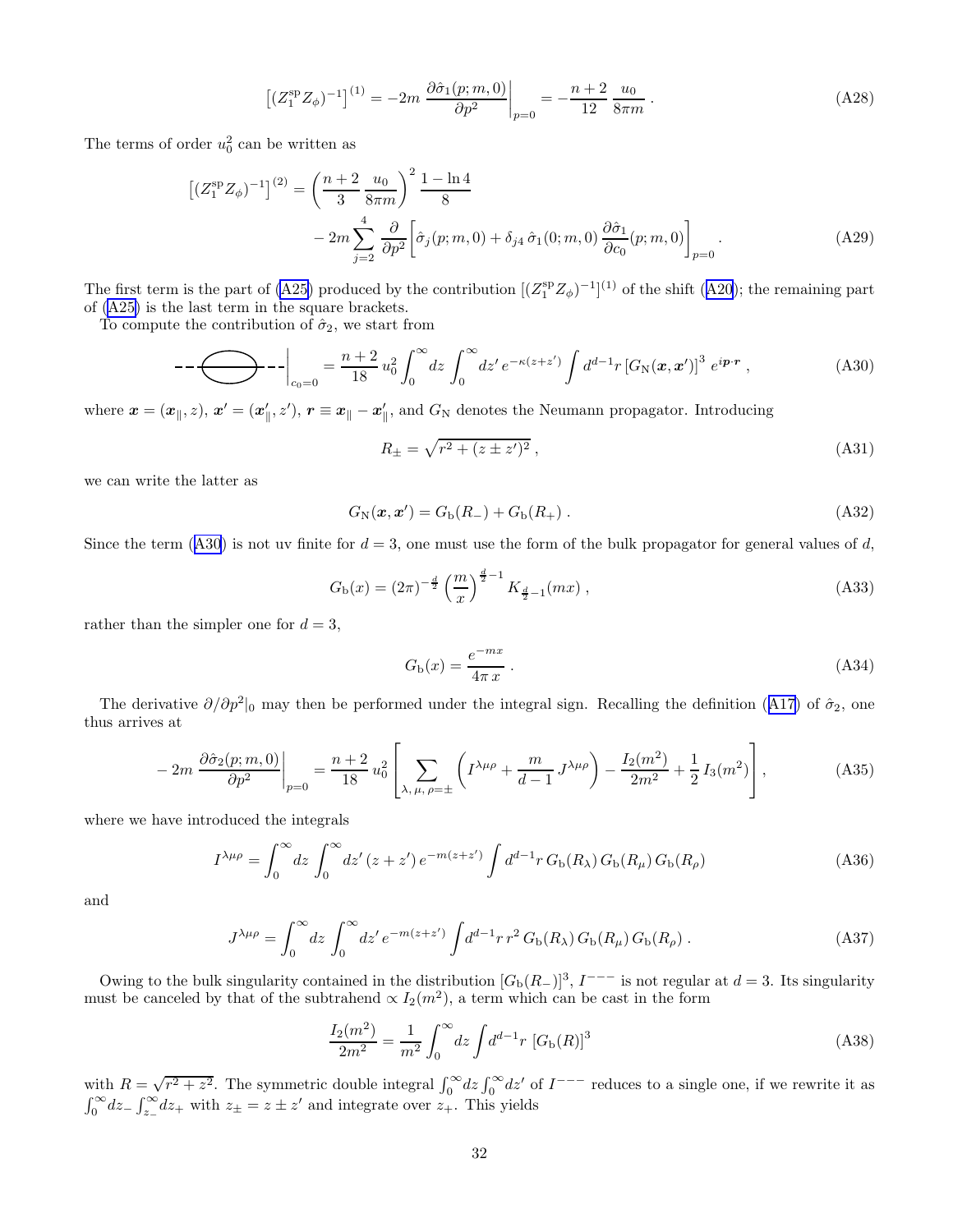$$\left[(Z_1^{\rm sp} Z_\phi)^{-1}\right]^{(1)} = -2m \left.\frac{\partial \hat\sigma_1(p;m,0)}{\partial p^2}\right|_{p=0} = -\frac{n+2}{12}\,\frac{u_0}{8\pi m}\,. \tag{A28}$$

The terms of order $u_0^2$ can be written as

$$\left[(Z_1^{\rm sp} Z_\phi)^{-1}\right]^{(2)} = \left(\frac{n+2}{3}\,\frac{u_0}{8\pi m}\right)^2 \frac{1-\ln 4}{8} - 2m \sum_{j=2}^{4} \frac{\partial}{\partial p^2}\left[\hat\sigma_j(p;m,0) + \delta_{j4}\,\hat\sigma_1(0;m,0)\,\frac{\partial \hat\sigma_1}{\partial c_0}(p;m,0)\right]_{p=0}. \tag{A29}$$

The first term is the part of (A25) produced by the contribution $[(Z_1^{\rm sp} Z_\phi)^{-1}]^{(1)}$ of the shift (A20); the remaining part of (A25) is the last term in the square brackets.

To compute the contribution of $\hat\sigma_2$, we start from

$$\left.\text{(diagram)}\right|_{c_0=0} = \frac{n+2}{18}\,u_0^2 \int_0^\infty dz \int_0^\infty dz'\, e^{-\kappa(z+z')} \int d^{d-1}r\, [G_{\rm N}(\boldsymbol{x},\boldsymbol{x}')]^3\, e^{i\boldsymbol{p}\cdot\boldsymbol{r}}\,, \tag{A30}$$

where $\boldsymbol{x} = (\boldsymbol{x}_\parallel, z)$, $\boldsymbol{x}' = (\boldsymbol{x}'_\parallel, z')$, $\boldsymbol{r} \equiv \boldsymbol{x}_\parallel - \boldsymbol{x}'_\parallel$, and $G_{\rm N}$ denotes the Neumann propagator. Introducing

$$R_\pm = \sqrt{r^2 + (z \pm z')^2}\,, \tag{A31}$$

we can write the latter as

$$G_{\rm N}(\boldsymbol{x},\boldsymbol{x}') = G_{\rm b}(R_-) + G_{\rm b}(R_+)\,. \tag{A32}$$

Since the term (A30) is not uv finite for $d=3$, one must use the form of the bulk propagator for general values of $d$,

$$G_{\rm b}(x) = (2\pi)^{-\frac{d}{2}} \left(\frac{m}{x}\right)^{\frac{d}{2}-1} K_{\frac{d}{2}-1}(mx)\,, \tag{A33}$$

rather than the simpler one for $d=3$,

$$G_{\rm b}(x) = \frac{e^{-mx}}{4\pi\, x}\,. \tag{A34}$$

The derivative $\partial/\partial p^2|_0$ may then be performed under the integral sign. Recalling the definition (A17) of $\hat\sigma_2$, one thus arrives at

$$-2m \left.\frac{\partial \hat\sigma_2(p;m,0)}{\partial p^2}\right|_{p=0} = \frac{n+2}{18}\,u_0^2 \left[\sum_{\lambda,\,\mu,\,\rho=\pm}\left(I^{\lambda\mu\rho} + \frac{m}{d-1}\,J^{\lambda\mu\rho}\right) - \frac{I_2(m^2)}{2m^2} + \frac{1}{2}\,I_3(m^2)\right], \tag{A35}$$

where we have introduced the integrals

$$I^{\lambda\mu\rho} = \int_0^\infty dz \int_0^\infty dz'\,(z+z')\,e^{-m(z+z')} \int d^{d-1}r\, G_{\rm b}(R_\lambda)\,G_{\rm b}(R_\mu)\,G_{\rm b}(R_\rho) \tag{A36}$$

and

$$J^{\lambda\mu\rho} = \int_0^\infty dz \int_0^\infty dz'\,e^{-m(z+z')} \int d^{d-1}r\, r^2\, G_{\rm b}(R_\lambda)\,G_{\rm b}(R_\mu)\,G_{\rm b}(R_\rho)\,. \tag{A37}$$

Owing to the bulk singularity contained in the distribution $[G_{\rm b}(R_-)]^3$, $I^{---}$ is not regular at $d=3$. Its singularity must be canceled by that of the subtrahend $\propto I_2(m^2)$, a term which can be cast in the form

$$\frac{I_2(m^2)}{2m^2} = \frac{1}{m^2}\int_0^\infty dz \int d^{d-1}r\, [G_{\rm b}(R)]^3 \tag{A38}$$

with $R = \sqrt{r^2+z^2}$. The symmetric double integral $\int_0^\infty dz \int_0^\infty dz'$ of $I^{---}$ reduces to a single one, if we rewrite it as $\int_0^\infty dz_- \int_{z_-}^\infty dz_+$ with $z_\pm = z \pm z'$ and integrate over $z_+$. This yields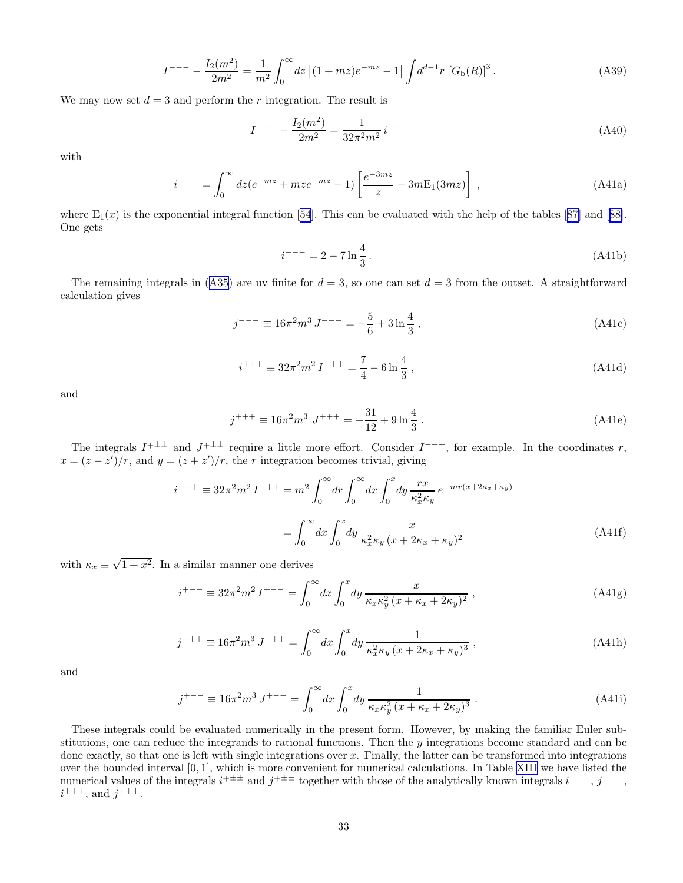$$I^{---} - \frac{I_2(m^2)}{2m^2} = \frac{1}{m^2}\int_0^\infty dz\,\left[(1+mz)e^{-mz}-1\right]\int d^{d-1}r\,\left[G_{\rm b}(R)\right]^3 . \tag{A39}$$

We may now set $d = 3$ and perform the $r$ integration. The result is

$$I^{---} - \frac{I_2(m^2)}{2m^2} = \frac{1}{32\pi^2 m^2}\, i^{---} \tag{A40}$$

with

$$i^{---} = \int_0^\infty dz (e^{-mz} + mze^{-mz} - 1)\left[\frac{e^{-3mz}}{z} - 3m{\rm E}_1(3mz)\right] , \tag{A41a}$$

where ${\rm E}_1(x)$ is the exponential integral function [54]. This can be evaluated with the help of the tables [87] and [88]. One gets

$$i^{---} = 2 - 7\ln\frac{4}{3} . \tag{A41b}$$

The remaining integrals in (A35) are uv finite for $d = 3$, so one can set $d = 3$ from the outset. A straightforward calculation gives

$$j^{---} \equiv 16\pi^2 m^3\, J^{---} = -\frac{5}{6} + 3\ln\frac{4}{3} , \tag{A41c}$$

$$i^{+++} \equiv 32\pi^2 m^2\, I^{+++} = \frac{7}{4} - 6\ln\frac{4}{3} , \tag{A41d}$$

and

$$j^{+++} \equiv 16\pi^2 m^3\ J^{+++} = -\frac{31}{12} + 9\ln\frac{4}{3} . \tag{A41e}$$

The integrals $I^{\mp\pm\pm}$ and $J^{\mp\pm\pm}$ require a little more effort. Consider $I^{-++}$, for example. In the coordinates $r$, $x = (z - z')/r$, and $y = (z + z')/r$, the $r$ integration becomes trivial, giving

$$\begin{aligned} i^{-++} \equiv 32\pi^2 m^2\, I^{-++} &= m^2\int_0^\infty dr \int_0^\infty dx \int_0^x dy\, \frac{rx}{\kappa_x^2\kappa_y}\, e^{-mr(x+2\kappa_x+\kappa_y)} \\ &= \int_0^\infty dx \int_0^x dy\, \frac{x}{\kappa_x^2\kappa_y\,(x + 2\kappa_x + \kappa_y)^2} \end{aligned} \tag{A41f}$$

with $\kappa_x \equiv \sqrt{1 + x^2}$. In a similar manner one derives

$$i^{+--} \equiv 32\pi^2 m^2\, I^{+--} = \int_0^\infty dx \int_0^x dy\, \frac{x}{\kappa_x\kappa_y^2\,(x + \kappa_x + 2\kappa_y)^2} , \tag{A41g}$$

$$j^{-++} \equiv 16\pi^2 m^3\, J^{-++} = \int_0^\infty dx \int_0^x dy\, \frac{1}{\kappa_x^2\kappa_y\,(x + 2\kappa_x + \kappa_y)^3} , \tag{A41h}$$

and

$$j^{+--} \equiv 16\pi^2 m^3\, J^{+--} = \int_0^\infty dx \int_0^x dy\, \frac{1}{\kappa_x\kappa_y^2\,(x + \kappa_x + 2\kappa_y)^3} . \tag{A41i}$$

These integrals could be evaluated numerically in the present form. However, by making the familiar Euler substitutions, one can reduce the integrands to rational functions. Then the $y$ integrations become standard and can be done exactly, so that one is left with single integrations over $x$. Finally, the latter can be transformed into integrations over the bounded interval $[0, 1]$, which is more convenient for numerical calculations. In Table XIII we have listed the numerical values of the integrals $i^{\mp\pm\pm}$ and $j^{\mp\pm\pm}$ together with those of the analytically known integrals $i^{---}$, $j^{---}$, $i^{+++}$, and $j^{+++}$.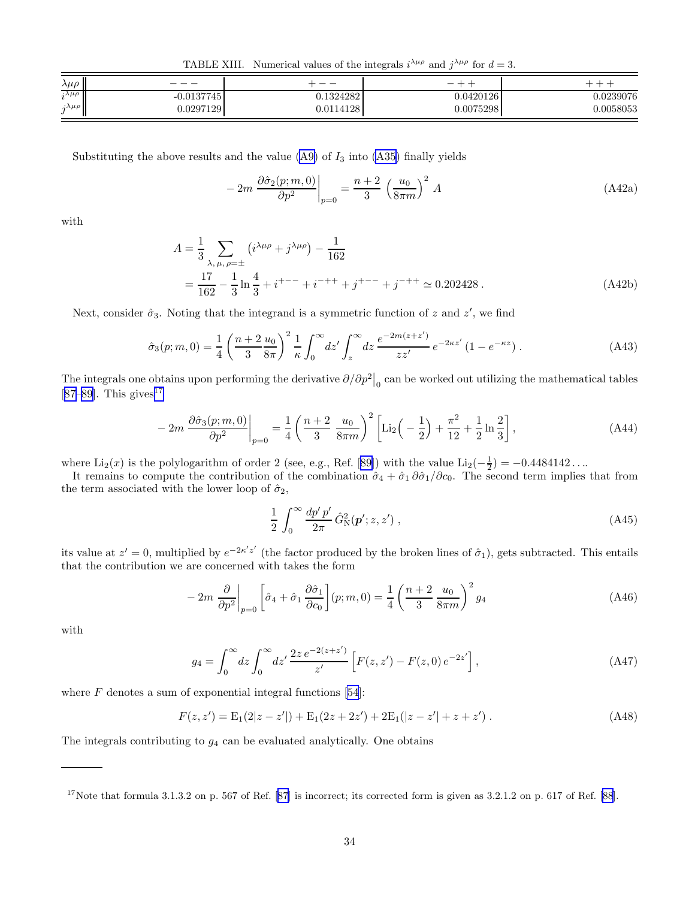TABLE XIII. Numerical values of the integrals $i^{\lambda\mu\rho}$ and $j^{\lambda\mu\rho}$ for $d=3$.

| $\lambda\mu\rho$ | $---$ | $+--$ | $-++$ | $+++$ |
|---|---|---|---|---|
| $i^{\lambda\mu\rho}$ | -0.0137745 | 0.1324282 | 0.0420126 | 0.0239076 |
| $j^{\lambda\mu\rho}$ | 0.0297129 | 0.0114128 | 0.0075298 | 0.0058053 |

Substituting the above results and the value (A9) of $I_3$ into (A35) finally yields

$$-2m\,\frac{\partial\hat{\sigma}_2(p;m,0)}{\partial p^2}\bigg|_{p=0}=\frac{n+2}{3}\,\left(\frac{u_0}{8\pi m}\right)^2 A \tag{A42a}$$

with

$$\begin{aligned}A&=\frac{1}{3}\sum_{\lambda,\,\mu,\,\rho=\pm}\left(i^{\lambda\mu\rho}+j^{\lambda\mu\rho}\right)-\frac{1}{162}\\&=\frac{17}{162}-\frac{1}{3}\ln\frac{4}{3}+i^{+--}+i^{-++}+j^{+--}+j^{-++}\simeq 0.202428\,.\end{aligned} \tag{A42b}$$

Next, consider $\hat{\sigma}_3$. Noting that the integrand is a symmetric function of $z$ and $z'$, we find

$$\hat{\sigma}_3(p;m,0)=\frac{1}{4}\left(\frac{n+2}{3}\frac{u_0}{8\pi}\right)^2\frac{1}{\kappa}\int_0^\infty dz'\int_z^\infty dz\,\frac{e^{-2m(z+z')}}{zz'}\,e^{-2\kappa z'}\left(1-e^{-\kappa z}\right). \tag{A43}$$

The integrals one obtains upon performing the derivative $\partial/\partial p^2\big|_0$ can be worked out utilizing the mathematical tables [87–89]. This gives[17]

$$-2m\,\frac{\partial\hat{\sigma}_3(p;m,0)}{\partial p^2}\bigg|_{p=0}=\frac{1}{4}\left(\frac{n+2}{3}\,\frac{u_0}{8\pi m}\right)^2\left[\mathrm{Li}_2\Big(-\frac{1}{2}\Big)+\frac{\pi^2}{12}+\frac{1}{2}\ln\frac{2}{3}\right], \tag{A44}$$

where $\mathrm{Li}_2(x)$ is the polylogarithm of order 2 (see, e.g., Ref. [89]) with the value $\mathrm{Li}_2(-\frac{1}{2})=-0.4484142\ldots$.

It remains to compute the contribution of the combination $\hat{\sigma}_4+\hat{\sigma}_1\,\partial\hat{\sigma}_1/\partial c_0$. The second term implies that from the term associated with the lower loop of $\hat{\sigma}_2$,

$$\frac{1}{2}\int_0^\infty\frac{dp'\,p'}{2\pi}\,\hat{G}^2_{\mathrm{N}}(\boldsymbol{p}';z,z')\,, \tag{A45}$$

its value at $z'=0$, multiplied by $e^{-2\kappa' z'}$ (the factor produced by the broken lines of $\hat{\sigma}_1$), gets subtracted. This entails that the contribution we are concerned with takes the form

$$-2m\,\frac{\partial}{\partial p^2}\bigg|_{p=0}\left[\hat{\sigma}_4+\hat{\sigma}_1\,\frac{\partial\hat{\sigma}_1}{\partial c_0}\right](p;m,0)=\frac{1}{4}\left(\frac{n+2}{3}\,\frac{u_0}{8\pi m}\right)^2 g_4 \tag{A46}$$

with

$$g_4=\int_0^\infty dz\int_0^\infty dz'\,\frac{2z\,e^{-2(z+z')}}{z'}\left[F(z,z')-F(z,0)\,e^{-2z'}\right], \tag{A47}$$

where $F$ denotes a sum of exponential integral functions [54]:

$$F(z,z')=\mathrm{E}_1(2|z-z'|)+\mathrm{E}_1(2z+2z')+2\mathrm{E}_1(|z-z'|+z+z')\,. \tag{A48}$$

The integrals contributing to $g_4$ can be evaluated analytically. One obtains

---

[17] Note that formula 3.1.3.2 on p. 567 of Ref. [87] is incorrect; its corrected form is given as 3.2.1.2 on p. 617 of Ref. [88].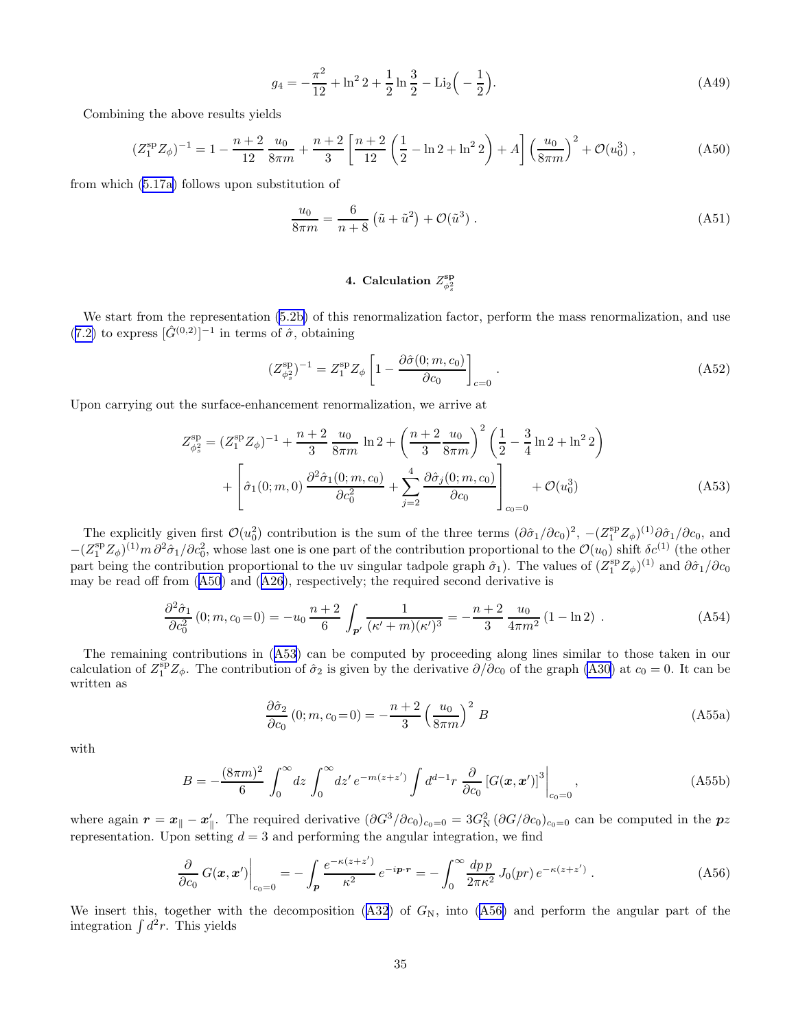$$g_4 = -\frac{\pi^2}{12} + \ln^2 2 + \frac{1}{2}\ln\frac{3}{2} - \mathrm{Li}_2\Big(-\frac{1}{2}\Big). \tag{A49}$$

Combining the above results yields

$$(Z_1^{\mathrm{sp}} Z_\phi)^{-1} = 1 - \frac{n+2}{12}\,\frac{u_0}{8\pi m} + \frac{n+2}{3}\left[\frac{n+2}{12}\left(\frac{1}{2} - \ln 2 + \ln^2 2\right) + A\right]\left(\frac{u_0}{8\pi m}\right)^2 + \mathcal{O}(u_0^3)\,, \tag{A50}$$

from which (5.17a) follows upon substitution of

$$\frac{u_0}{8\pi m} = \frac{6}{n+8}\left(\tilde{u} + \tilde{u}^2\right) + \mathcal{O}(\tilde{u}^3)\,. \tag{A51}$$

#### 4. Calculation $Z^{\mathrm{sp}}_{\phi_s^2}$

We start from the representation (5.2b) of this renormalization factor, perform the mass renormalization, and use (7.2) to express $[\hat{G}^{(0,2)}]^{-1}$ in terms of $\hat{\sigma}$, obtaining

$$(Z^{\mathrm{sp}}_{\phi_s^2})^{-1} = Z_1^{\mathrm{sp}} Z_\phi \left[1 - \frac{\partial\hat{\sigma}(0;m,c_0)}{\partial c_0}\right]_{c=0}\,. \tag{A52}$$

Upon carrying out the surface-enhancement renormalization, we arrive at

$$\begin{aligned}
Z^{\mathrm{sp}}_{\phi_s^2} = {} & (Z_1^{\mathrm{sp}} Z_\phi)^{-1} + \frac{n+2}{3}\,\frac{u_0}{8\pi m}\,\ln 2 + \left(\frac{n+2}{3}\,\frac{u_0}{8\pi m}\right)^2\left(\frac{1}{2} - \frac{3}{4}\ln 2 + \ln^2 2\right) \\
& + \left[\hat{\sigma}_1(0;m,0)\,\frac{\partial^2\hat{\sigma}_1(0;m,c_0)}{\partial c_0^2} + \sum_{j=2}^{4}\frac{\partial\hat{\sigma}_j(0;m,c_0)}{\partial c_0}\right]_{c_0=0} + \mathcal{O}(u_0^3)
\end{aligned} \tag{A53}$$

The explicitly given first $\mathcal{O}(u_0^2)$ contribution is the sum of the three terms $(\partial\hat{\sigma}_1/\partial c_0)^2$, $-(Z_1^{\mathrm{sp}}Z_\phi)^{(1)}\partial\hat{\sigma}_1/\partial c_0$, and $-(Z_1^{\mathrm{sp}}Z_\phi)^{(1)} m\,\partial^2\hat{\sigma}_1/\partial c_0^2$, whose last one is one part of the contribution proportional to the $\mathcal{O}(u_0)$ shift $\delta c^{(1)}$ (the other part being the contribution proportional to the uv singular tadpole graph $\hat{\sigma}_1$). The values of $(Z_1^{\mathrm{sp}}Z_\phi)^{(1)}$ and $\partial\hat{\sigma}_1/\partial c_0$ may be read off from (A50) and (A26), respectively; the required second derivative is

$$\frac{\partial^2\hat{\sigma}_1}{\partial c_0^2}\,(0;m,c_0\!=\!0) = -u_0\,\frac{n+2}{6}\int_{\boldsymbol{p}'}\frac{1}{(\kappa'+m)(\kappa')^3} = -\frac{n+2}{3}\,\frac{u_0}{4\pi m^2}\,(1-\ln 2)\,. \tag{A54}$$

The remaining contributions in (A53) can be computed by proceeding along lines similar to those taken in our calculation of $Z_1^{\mathrm{sp}}Z_\phi$. The contribution of $\hat{\sigma}_2$ is given by the derivative $\partial/\partial c_0$ of the graph (A30) at $c_0 = 0$. It can be written as

$$\frac{\partial\hat{\sigma}_2}{\partial c_0}\,(0;m,c_0\!=\!0) = -\frac{n+2}{3}\left(\frac{u_0}{8\pi m}\right)^2 B \tag{A55a}$$

with

$$B = -\frac{(8\pi m)^2}{6}\int_0^\infty dz\int_0^\infty dz'\,e^{-m(z+z')}\int d^{d-1}r\,\frac{\partial}{\partial c_0}\left[G(\boldsymbol{x},\boldsymbol{x}')\right]^3\Big|_{c_0=0}\,, \tag{A55b}$$

where again $\boldsymbol{r} = \boldsymbol{x}_\parallel - \boldsymbol{x}'_\parallel$. The required derivative $(\partial G^3/\partial c_0)_{c_0=0} = 3G_{\mathrm{N}}^2\,(\partial G/\partial c_0)_{c_0=0}$ can be computed in the $\boldsymbol{p}z$ representation. Upon setting $d=3$ and performing the angular integration, we find

$$\frac{\partial}{\partial c_0}\,G(\boldsymbol{x},\boldsymbol{x}')\Big|_{c_0=0} = -\int_{\boldsymbol{p}}\frac{e^{-\kappa(z+z')}}{\kappa^2}\,e^{-i\boldsymbol{p}\cdot\boldsymbol{r}} = -\int_0^\infty\frac{dp\,p}{2\pi\kappa^2}\,J_0(pr)\,e^{-\kappa(z+z')}\,. \tag{A56}$$

We insert this, together with the decomposition (A32) of $G_{\mathrm{N}}$, into (A56) and perform the angular part of the integration $\int d^2r$. This yields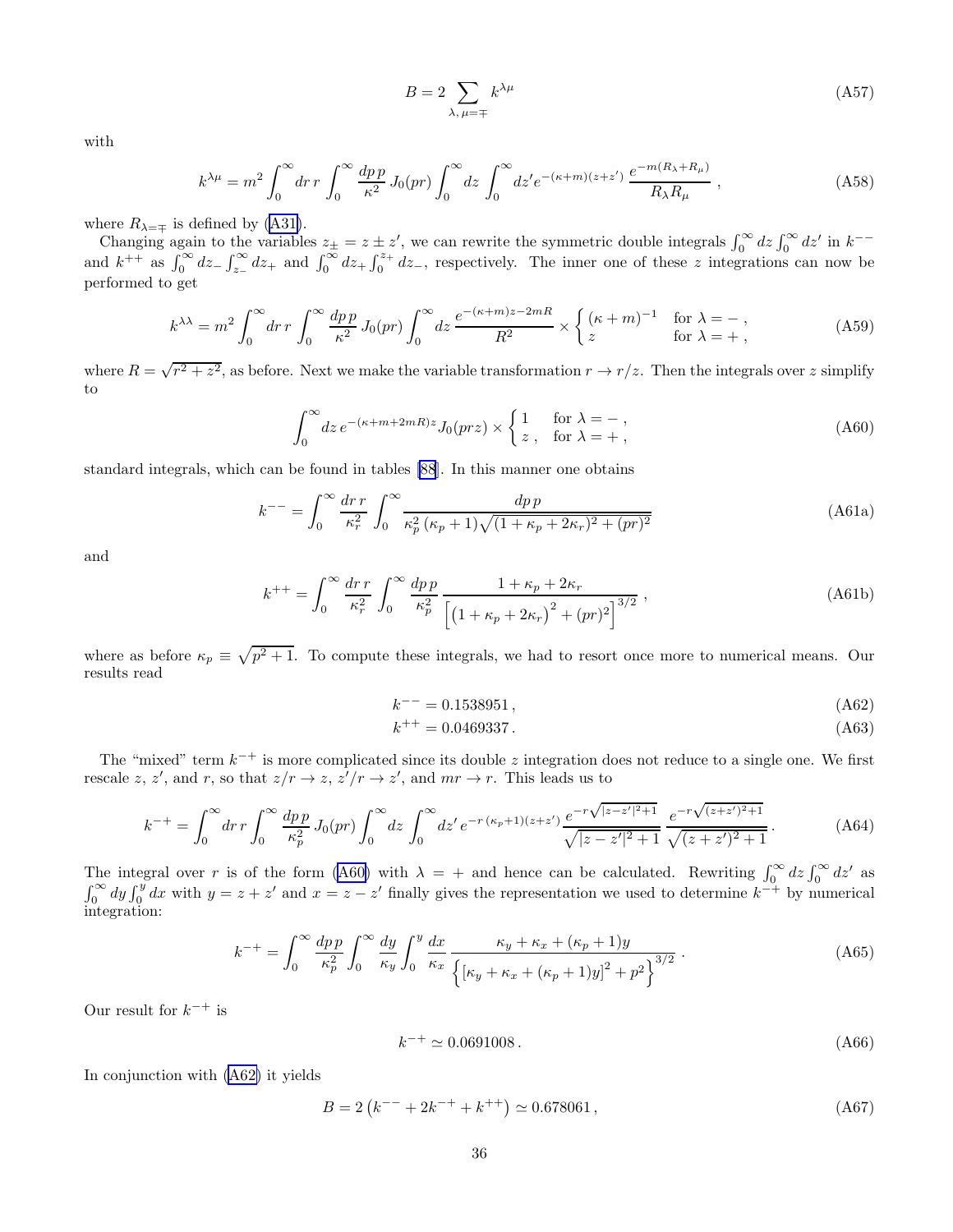$$B = 2 \sum_{\lambda,\, \mu = \mp} k^{\lambda\mu} \tag{A57}$$

with

$$k^{\lambda\mu} = m^2 \int_0^\infty dr\, r \int_0^\infty \frac{dp\, p}{\kappa^2}\, J_0(pr) \int_0^\infty dz \int_0^\infty dz' e^{-(\kappa+m)(z+z')}\, \frac{e^{-m(R_\lambda + R_\mu)}}{R_\lambda R_\mu}\,, \tag{A58}$$

where $R_{\lambda=\mp}$ is defined by (A31).

Changing again to the variables $z_\pm = z \pm z'$, we can rewrite the symmetric double integrals $\int_0^\infty dz \int_0^\infty dz'$ in $k^{--}$ and $k^{++}$ as $\int_0^\infty dz_- \int_{z_-}^\infty dz_+$ and $\int_0^\infty dz_+ \int_0^{z_+} dz_-$, respectively. The inner one of these $z$ integrations can now be performed to get

$$k^{\lambda\lambda} = m^2 \int_0^\infty dr\, r \int_0^\infty \frac{dp\, p}{\kappa^2}\, J_0(pr) \int_0^\infty dz\, \frac{e^{-(\kappa+m)z - 2mR}}{R^2} \times \begin{cases} (\kappa+m)^{-1} & \text{for } \lambda = -\,, \\ z & \text{for } \lambda = +\,, \end{cases} \tag{A59}$$

where $R = \sqrt{r^2 + z^2}$, as before. Next we make the variable transformation $r \to r/z$. Then the integrals over $z$ simplify to

$$\int_0^\infty dz\, e^{-(\kappa+m+2mR)z} J_0(prz) \times \begin{cases} 1 & \text{for } \lambda = -\,, \\ z\,, & \text{for } \lambda = +\,, \end{cases} \tag{A60}$$

standard integrals, which can be found in tables [88]. In this manner one obtains

$$k^{--} = \int_0^\infty \frac{dr\, r}{\kappa_r^2} \int_0^\infty \frac{dp\, p}{\kappa_p^2\, (\kappa_p + 1)\sqrt{(1 + \kappa_p + 2\kappa_r)^2 + (pr)^2}} \tag{A61a}$$

and

$$k^{++} = \int_0^\infty \frac{dr\, r}{\kappa_r^2} \int_0^\infty \frac{dp\, p}{\kappa_p^2}\, \frac{1 + \kappa_p + 2\kappa_r}{\left[\left(1 + \kappa_p + 2\kappa_r\right)^2 + (pr)^2\right]^{3/2}}\,, \tag{A61b}$$

where as before $\kappa_p \equiv \sqrt{p^2 + 1}$. To compute these integrals, we had to resort once more to numerical means. Our results read

$$k^{--} = 0.1538951\,, \tag{A62}$$

$$k^{++} = 0.0469337\,. \tag{A63}$$

The "mixed" term $k^{-+}$ is more complicated since its double $z$ integration does not reduce to a single one. We first rescale $z$, $z'$, and $r$, so that $z/r \to z$, $z'/r \to z'$, and $mr \to r$. This leads us to

$$k^{-+} = \int_0^\infty dr\, r \int_0^\infty \frac{dp\, p}{\kappa_p^2}\, J_0(pr) \int_0^\infty dz \int_0^\infty dz'\, e^{-r\,(\kappa_p+1)(z+z')}\, \frac{e^{-r\sqrt{|z-z'|^2+1}}}{\sqrt{|z-z'|^2+1}}\, \frac{e^{-r\sqrt{(z+z')^2+1}}}{\sqrt{(z+z')^2+1}}\,. \tag{A64}$$

The integral over $r$ is of the form (A60) with $\lambda = +$ and hence can be calculated. Rewriting $\int_0^\infty dz \int_0^\infty dz'$ as $\int_0^\infty dy \int_0^y dx$ with $y = z + z'$ and $x = z - z'$ finally gives the representation we used to determine $k^{-+}$ by numerical integration:

$$k^{-+} = \int_0^\infty \frac{dp\, p}{\kappa_p^2} \int_0^\infty \frac{dy}{\kappa_y} \int_0^y \frac{dx}{\kappa_x}\, \frac{\kappa_y + \kappa_x + (\kappa_p+1)y}{\left\{\left[\kappa_y + \kappa_x + (\kappa_p+1)y\right]^2 + p^2\right\}^{3/2}}\,. \tag{A65}$$

Our result for $k^{-+}$ is

$$k^{-+} \simeq 0.0691008\,. \tag{A66}$$

In conjunction with (A62) it yields

$$B = 2\left(k^{--} + 2k^{-+} + k^{++}\right) \simeq 0.678061\,, \tag{A67}$$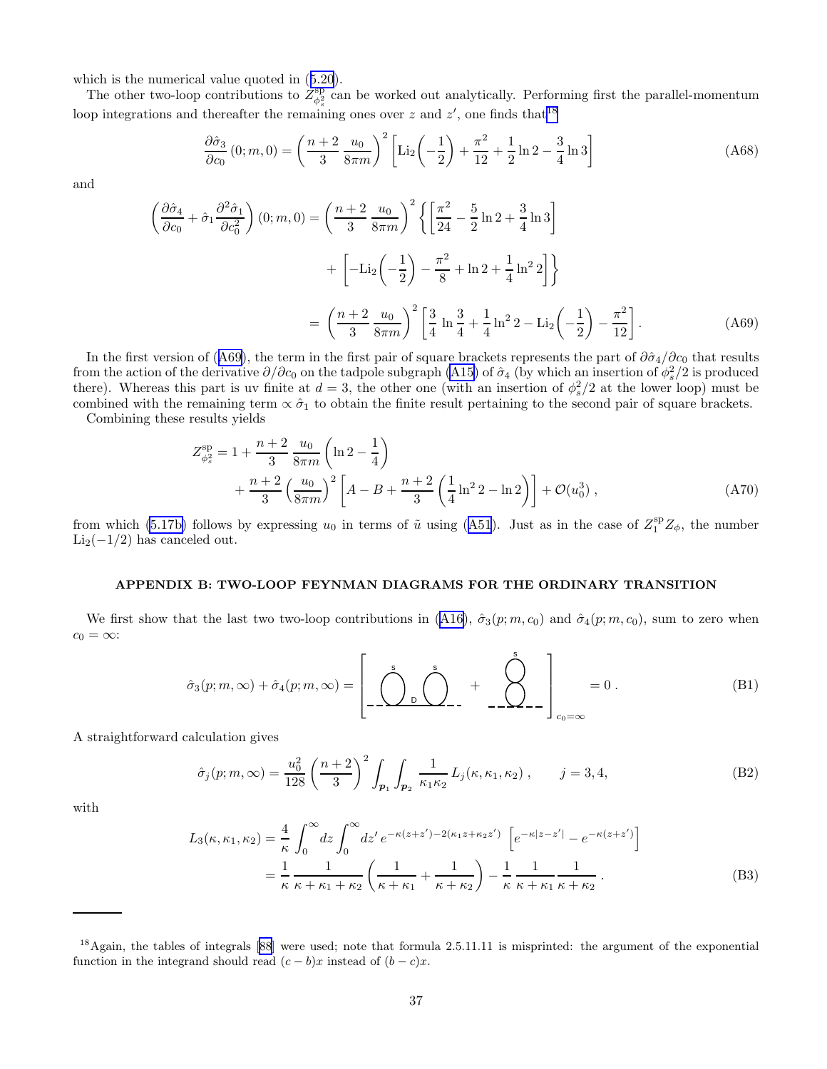which is the numerical value quoted in (5.20).

The other two-loop contributions to $Z^{\rm sp}_{\phi_s^2}$ can be worked out analytically. Performing first the parallel-momentum loop integrations and thereafter the remaining ones over $z$ and $z'$, one finds that[18]

$$\frac{\partial\hat\sigma_3}{\partial c_0}(0;m,0) = \left(\frac{n+2}{3}\,\frac{u_0}{8\pi m}\right)^2\left[\mathrm{Li}_2\!\left(-\frac{1}{2}\right)+\frac{\pi^2}{12}+\frac{1}{2}\ln 2-\frac{3}{4}\ln 3\right] \tag{A68}$$

and

$$\begin{aligned}\left(\frac{\partial\hat\sigma_4}{\partial c_0}+\hat\sigma_1\frac{\partial^2\hat\sigma_1}{\partial c_0^2}\right)(0;m,0) &= \left(\frac{n+2}{3}\,\frac{u_0}{8\pi m}\right)^2\left\{\left[\frac{\pi^2}{24}-\frac{5}{2}\ln 2+\frac{3}{4}\ln 3\right]\right.\\ &\qquad\left.+\left[-\mathrm{Li}_2\!\left(-\frac{1}{2}\right)-\frac{\pi^2}{8}+\ln 2+\frac{1}{4}\ln^2 2\right]\right\}\\ &= \left(\frac{n+2}{3}\,\frac{u_0}{8\pi m}\right)^2\left[\frac{3}{4}\,\ln\frac{3}{4}+\frac{1}{4}\ln^2 2-\mathrm{Li}_2\!\left(-\frac{1}{2}\right)-\frac{\pi^2}{12}\right].\end{aligned} \tag{A69}$$

In the first version of (A69), the term in the first pair of square brackets represents the part of $\partial\hat\sigma_4/\partial c_0$ that results from the action of the derivative $\partial/\partial c_0$ on the tadpole subgraph (A15) of $\hat\sigma_4$ (by which an insertion of $\phi_s^2/2$ is produced there). Whereas this part is uv finite at $d=3$, the other one (with an insertion of $\phi_s^2/2$ at the lower loop) must be combined with the remaining term $\propto\hat\sigma_1$ to obtain the finite result pertaining to the second pair of square brackets.

Combining these results yields

$$\begin{aligned}Z^{\rm sp}_{\phi_s^2} = 1 &+ \frac{n+2}{3}\,\frac{u_0}{8\pi m}\left(\ln 2-\frac{1}{4}\right)\\ &+\frac{n+2}{3}\left(\frac{u_0}{8\pi m}\right)^2\left[A-B+\frac{n+2}{3}\left(\frac{1}{4}\ln^2 2-\ln 2\right)\right]+\mathcal{O}(u_0^3)\,,\end{aligned} \tag{A70}$$

from which (5.17b) follows by expressing $u_0$ in terms of $\tilde u$ using (A51). Just as in the case of $Z^{\rm sp}_1 Z_\phi$, the number $\mathrm{Li}_2(-1/2)$ has canceled out.

## APPENDIX B: TWO-LOOP FEYNMAN DIAGRAMS FOR THE ORDINARY TRANSITION

We first show that the last two two-loop contributions in (A16), $\hat\sigma_3(p;m,c_0)$ and $\hat\sigma_4(p;m,c_0)$, sum to zero when $c_0=\infty$:

$$\hat\sigma_3(p;m,\infty)+\hat\sigma_4(p;m,\infty) = \Big[\text{(diagram with two tadpoles, labels s, s, D)} + \text{(diagram with stacked tadpoles, label s)}\Big]_{c_0=\infty} = 0\,. \tag{B1}$$

A straightforward calculation gives

$$\hat\sigma_j(p;m,\infty) = \frac{u_0^2}{128}\left(\frac{n+2}{3}\right)^2\int_{\boldsymbol{p}_1}\int_{\boldsymbol{p}_2}\frac{1}{\kappa_1\kappa_2}\,L_j(\kappa,\kappa_1,\kappa_2)\,,\qquad j=3,4, \tag{B2}$$

with

$$\begin{aligned}L_3(\kappa,\kappa_1,\kappa_2) &= \frac{4}{\kappa}\int_0^\infty dz\int_0^\infty dz'\,e^{-\kappa(z+z')-2(\kappa_1 z+\kappa_2 z')}\,\left[e^{-\kappa|z-z'|}-e^{-\kappa(z+z')}\right]\\ &= \frac{1}{\kappa}\,\frac{1}{\kappa+\kappa_1+\kappa_2}\left(\frac{1}{\kappa+\kappa_1}+\frac{1}{\kappa+\kappa_2}\right)-\frac{1}{\kappa}\,\frac{1}{\kappa+\kappa_1}\,\frac{1}{\kappa+\kappa_2}\,.\end{aligned} \tag{B3}$$

---

[18] Again, the tables of integrals [88] were used; note that formula 2.5.11.11 is misprinted: the argument of the exponential function in the integrand should read $(c-b)x$ instead of $(b-c)x$.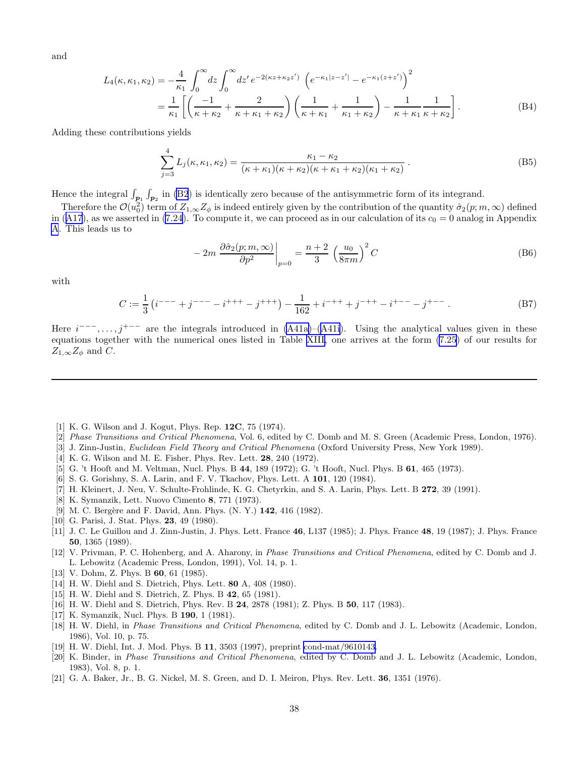and

$$L_4(\kappa,\kappa_1,\kappa_2) = -\frac{4}{\kappa_1}\int_0^\infty dz \int_0^\infty dz'\, e^{-2(\kappa z+\kappa_2 z')}\,\left(e^{-\kappa_1|z-z'|}-e^{-\kappa_1(z+z')}\right)^2$$
$$= \frac{1}{\kappa_1}\left[\left(\frac{-1}{\kappa+\kappa_2}+\frac{2}{\kappa+\kappa_1+\kappa_2}\right)\left(\frac{1}{\kappa+\kappa_1}+\frac{1}{\kappa_1+\kappa_2}\right)-\frac{1}{\kappa+\kappa_1}\frac{1}{\kappa+\kappa_2}\right]. \tag{B4}$$

Adding these contributions yields

$$\sum_{j=3}^{4} L_j(\kappa,\kappa_1,\kappa_2) = \frac{\kappa_1-\kappa_2}{(\kappa+\kappa_1)(\kappa+\kappa_2)(\kappa+\kappa_1+\kappa_2)(\kappa_1+\kappa_2)}\,. \tag{B5}$$

Hence the integral $\int_{\boldsymbol{p}_1}\int_{\boldsymbol{p}_2}$ in (B2) is identically zero because of the antisymmetric form of its integrand.

Therefore the $\mathcal{O}(u_0^2)$ term of $Z_{1,\infty}Z_\phi$ is indeed entirely given by the contribution of the quantity $\hat\sigma_2(p;m,\infty)$ defined in (A17), as we asserted in (7.24). To compute it, we can proceed as in our calculation of its $c_0=0$ analog in Appendix A. This leads us to

$$-2m\,\frac{\partial\hat\sigma_2(p;m,\infty)}{\partial p^2}\bigg|_{p=0} = \frac{n+2}{3}\,\left(\frac{u_0}{8\pi m}\right)^2 C \tag{B6}$$

with

$$C := \frac{1}{3}\left(i^{---}+j^{---}-i^{+++}-j^{+++}\right)-\frac{1}{162}+i^{-++}+j^{-++}-i^{+--}-j^{+--}\,. \tag{B7}$$

Here $i^{---},\ldots,j^{+--}$ are the integrals introduced in (A41a)–(A41i). Using the analytical values given in these equations together with the numerical ones listed in Table XIII, one arrives at the form (7.25) of our results for $Z_{1,\infty}Z_\phi$ and $C$.

---

[1] K. G. Wilson and J. Kogut, Phys. Rep. **12C**, 75 (1974).

[2] *Phase Transitions and Critical Phenomena*, Vol. 6, edited by C. Domb and M. S. Green (Academic Press, London, 1976).

[3] J. Zinn-Justin, *Euclidean Field Theory and Critical Phenomena* (Oxford University Press, New York 1989).

[4] K. G. Wilson and M. E. Fisher, Phys. Rev. Lett. **28**, 240 (1972).

[5] G. 't Hooft and M. Veltman, Nucl. Phys. B **44**, 189 (1972); G. 't Hooft, Nucl. Phys. B **61**, 465 (1973).

[6] S. G. Gorishny, S. A. Larin, and F. V. Tkachov, Phys. Lett. A **101**, 120 (1984).

[7] H. Kleinert, J. Neu, V. Schulte-Frohlinde, K. G. Chetyrkin, and S. A. Larin, Phys. Lett. B **272**, 39 (1991).

[8] K. Symanzik, Lett. Nuovo Cimento **8**, 771 (1973).

[9] M. C. Bergère and F. David, Ann. Phys. (N. Y.) **142**, 416 (1982).

[10] G. Parisi, J. Stat. Phys. **23**, 49 (1980).

[11] J. C. Le Guillou and J. Zinn-Justin, J. Phys. Lett. France **46**, L137 (1985); J. Phys. France **48**, 19 (1987); J. Phys. France **50**, 1365 (1989).

[12] V. Privman, P. C. Hohenberg, and A. Aharony, in *Phase Transitions and Critical Phenomena*, edited by C. Domb and J. L. Lebowitz (Academic Press, London, 1991), Vol. 14, p. 1.

[13] V. Dohm, Z. Phys. B **60**, 61 (1985).

[14] H. W. Diehl and S. Dietrich, Phys. Lett. **80** A, 408 (1980).

[15] H. W. Diehl and S. Dietrich, Z. Phys. B **42**, 65 (1981).

[16] H. W. Diehl and S. Dietrich, Phys. Rev. B **24**, 2878 (1981); Z. Phys. B **50**, 117 (1983).

[17] K. Symanzik, Nucl. Phys. B **190**, 1 (1981).

[18] H. W. Diehl, in *Phase Transitions and Critical Phenomena*, edited by C. Domb and J. L. Lebowitz (Academic, London, 1986), Vol. 10, p. 75.

[19] H. W. Diehl, Int. J. Mod. Phys. B **11**, 3503 (1997), preprint cond-mat/9610143.

[20] K. Binder, in *Phase Transitions and Critical Phenomena*, edited by C. Domb and J. L. Lebowitz (Academic, London, 1983), Vol. 8, p. 1.

[21] G. A. Baker, Jr., B. G. Nickel, M. S. Green, and D. I. Meiron, Phys. Rev. Lett. **36**, 1351 (1976).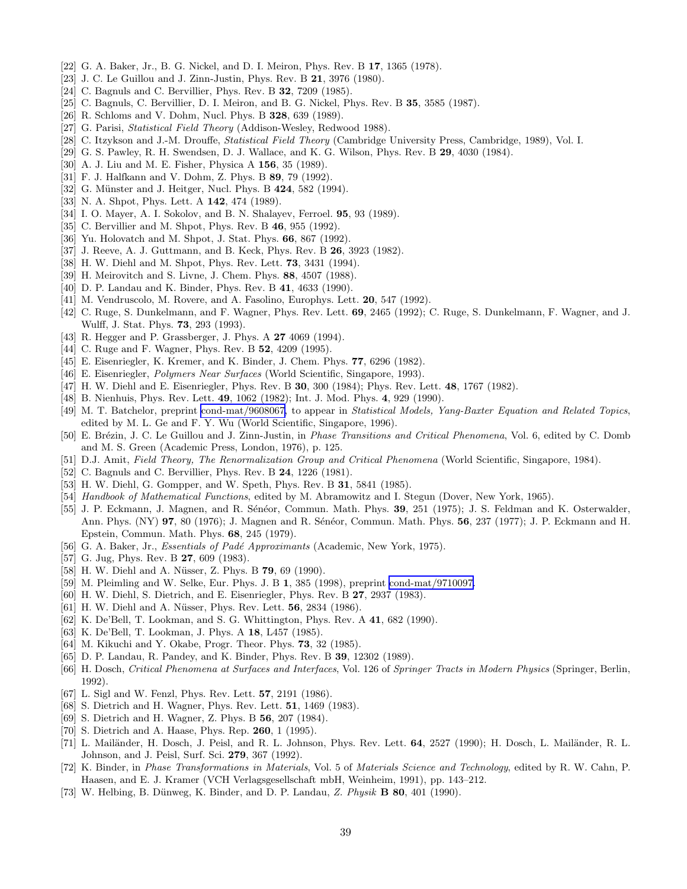[22] G. A. Baker, Jr., B. G. Nickel, and D. I. Meiron, Phys. Rev. B **17**, 1365 (1978).
[23] J. C. Le Guillou and J. Zinn-Justin, Phys. Rev. B **21**, 3976 (1980).
[24] C. Bagnuls and C. Bervillier, Phys. Rev. B **32**, 7209 (1985).
[25] C. Bagnuls, C. Bervillier, D. I. Meiron, and B. G. Nickel, Phys. Rev. B **35**, 3585 (1987).
[26] R. Schloms and V. Dohm, Nucl. Phys. B **328**, 639 (1989).
[27] G. Parisi, *Statistical Field Theory* (Addison-Wesley, Redwood 1988).
[28] C. Itzykson and J.-M. Drouffe, *Statistical Field Theory* (Cambridge University Press, Cambridge, 1989), Vol. I.
[29] G. S. Pawley, R. H. Swendsen, D. J. Wallace, and K. G. Wilson, Phys. Rev. B **29**, 4030 (1984).
[30] A. J. Liu and M. E. Fisher, Physica A **156**, 35 (1989).
[31] F. J. Halfkann and V. Dohm, Z. Phys. B **89**, 79 (1992).
[32] G. Münster and J. Heitger, Nucl. Phys. B **424**, 582 (1994).
[33] N. A. Shpot, Phys. Lett. A **142**, 474 (1989).
[34] I. O. Mayer, A. I. Sokolov, and B. N. Shalayev, Ferroel. **95**, 93 (1989).
[35] C. Bervillier and M. Shpot, Phys. Rev. B **46**, 955 (1992).
[36] Yu. Holovatch and M. Shpot, J. Stat. Phys. **66**, 867 (1992).
[37] J. Reeve, A. J. Guttmann, and B. Keck, Phys. Rev. B **26**, 3923 (1982).
[38] H. W. Diehl and M. Shpot, Phys. Rev. Lett. **73**, 3431 (1994).
[39] H. Meirovitch and S. Livne, J. Chem. Phys. **88**, 4507 (1988).
[40] D. P. Landau and K. Binder, Phys. Rev. B **41**, 4633 (1990).
[41] M. Vendruscolo, M. Rovere, and A. Fasolino, Europhys. Lett. **20**, 547 (1992).
[42] C. Ruge, S. Dunkelmann, and F. Wagner, Phys. Rev. Lett. **69**, 2465 (1992); C. Ruge, S. Dunkelmann, F. Wagner, and J. Wulff, J. Stat. Phys. **73**, 293 (1993).
[43] R. Hegger and P. Grassberger, J. Phys. A **27** 4069 (1994).
[44] C. Ruge and F. Wagner, Phys. Rev. B **52**, 4209 (1995).
[45] E. Eisenriegler, K. Kremer, and K. Binder, J. Chem. Phys. **77**, 6296 (1982).
[46] E. Eisenriegler, *Polymers Near Surfaces* (World Scientific, Singapore, 1993).
[47] H. W. Diehl and E. Eisenriegler, Phys. Rev. B **30**, 300 (1984); Phys. Rev. Lett. **48**, 1767 (1982).
[48] B. Nienhuis, Phys. Rev. Lett. **49**, 1062 (1982); Int. J. Mod. Phys. **4**, 929 (1990).
[49] M. T. Batchelor, preprint cond-mat/9608067, to appear in *Statistical Models, Yang-Baxter Equation and Related Topics*, edited by M. L. Ge and F. Y. Wu (World Scientific, Singapore, 1996).
[50] E. Brézin, J. C. Le Guillou and J. Zinn-Justin, in *Phase Transitions and Critical Phenomena*, Vol. 6, edited by C. Domb and M. S. Green (Academic Press, London, 1976), p. 125.
[51] D.J. Amit, *Field Theory, The Renormalization Group and Critical Phenomena* (World Scientific, Singapore, 1984).
[52] C. Bagnuls and C. Bervillier, Phys. Rev. B **24**, 1226 (1981).
[53] H. W. Diehl, G. Gompper, and W. Speth, Phys. Rev. B **31**, 5841 (1985).
[54] *Handbook of Mathematical Functions*, edited by M. Abramowitz and I. Stegun (Dover, New York, 1965).
[55] J. P. Eckmann, J. Magnen, and R. Sénéor, Commun. Math. Phys. **39**, 251 (1975); J. S. Feldman and K. Osterwalder, Ann. Phys. (NY) **97**, 80 (1976); J. Magnen and R. Sénéor, Commun. Math. Phys. **56**, 237 (1977); J. P. Eckmann and H. Epstein, Commun. Math. Phys. **68**, 245 (1979).
[56] G. A. Baker, Jr., *Essentials of Padé Approximants* (Academic, New York, 1975).
[57] G. Jug, Phys. Rev. B **27**, 609 (1983).
[58] H. W. Diehl and A. Nüsser, Z. Phys. B **79**, 69 (1990).
[59] M. Pleimling and W. Selke, Eur. Phys. J. B **1**, 385 (1998), preprint cond-mat/9710097.
[60] H. W. Diehl, S. Dietrich, and E. Eisenriegler, Phys. Rev. B **27**, 2937 (1983).
[61] H. W. Diehl and A. Nüsser, Phys. Rev. Lett. **56**, 2834 (1986).
[62] K. De'Bell, T. Lookman, and S. G. Whittington, Phys. Rev. A **41**, 682 (1990).
[63] K. De'Bell, T. Lookman, J. Phys. A **18**, L457 (1985).
[64] M. Kikuchi and Y. Okabe, Progr. Theor. Phys. **73**, 32 (1985).
[65] D. P. Landau, R. Pandey, and K. Binder, Phys. Rev. B **39**, 12302 (1989).
[66] H. Dosch, *Critical Phenomena at Surfaces and Interfaces*, Vol. 126 of *Springer Tracts in Modern Physics* (Springer, Berlin, 1992).
[67] L. Sigl and W. Fenzl, Phys. Rev. Lett. **57**, 2191 (1986).
[68] S. Dietrich and H. Wagner, Phys. Rev. Lett. **51**, 1469 (1983).
[69] S. Dietrich and H. Wagner, Z. Phys. B **56**, 207 (1984).
[70] S. Dietrich and A. Haase, Phys. Rep. **260**, 1 (1995).
[71] L. Mailänder, H. Dosch, J. Peisl, and R. L. Johnson, Phys. Rev. Lett. **64**, 2527 (1990); H. Dosch, L. Mailänder, R. L. Johnson, and J. Peisl, Surf. Sci. **279**, 367 (1992).
[72] K. Binder, in *Phase Transformations in Materials*, Vol. 5 of *Materials Science and Technology*, edited by R. W. Cahn, P. Haasen, and E. J. Kramer (VCH Verlagsgesellschaft mbH, Weinheim, 1991), pp. 143–212.
[73] W. Helbing, B. Dünweg, K. Binder, and D. P. Landau, *Z. Physik* **B 80**, 401 (1990).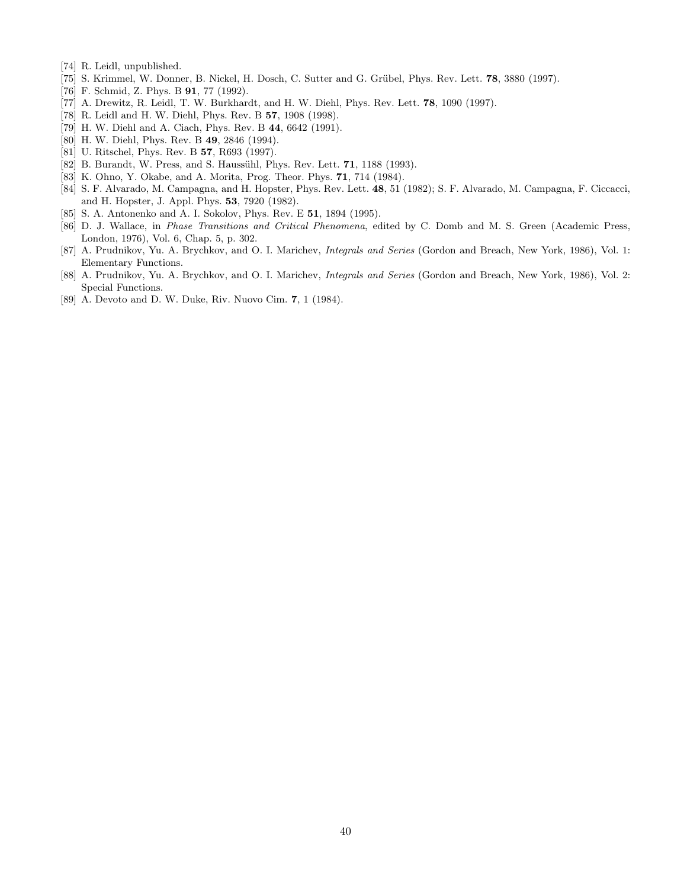[74] R. Leidl, unpublished.

[75] S. Krimmel, W. Donner, B. Nickel, H. Dosch, C. Sutter and G. Grübel, Phys. Rev. Lett. **78**, 3880 (1997).

[76] F. Schmid, Z. Phys. B **91**, 77 (1992).

[77] A. Drewitz, R. Leidl, T. W. Burkhardt, and H. W. Diehl, Phys. Rev. Lett. **78**, 1090 (1997).

[78] R. Leidl and H. W. Diehl, Phys. Rev. B **57**, 1908 (1998).

[79] H. W. Diehl and A. Ciach, Phys. Rev. B **44**, 6642 (1991).

[80] H. W. Diehl, Phys. Rev. B **49**, 2846 (1994).

[81] U. Ritschel, Phys. Rev. B **57**, R693 (1997).

[82] B. Burandt, W. Press, and S. Haussühl, Phys. Rev. Lett. **71**, 1188 (1993).

[83] K. Ohno, Y. Okabe, and A. Morita, Prog. Theor. Phys. **71**, 714 (1984).

[84] S. F. Alvarado, M. Campagna, and H. Hopster, Phys. Rev. Lett. **48**, 51 (1982); S. F. Alvarado, M. Campagna, F. Ciccacci, and H. Hopster, J. Appl. Phys. **53**, 7920 (1982).

[85] S. A. Antonenko and A. I. Sokolov, Phys. Rev. E **51**, 1894 (1995).

[86] D. J. Wallace, in *Phase Transitions and Critical Phenomena*, edited by C. Domb and M. S. Green (Academic Press, London, 1976), Vol. 6, Chap. 5, p. 302.

[87] A. Prudnikov, Yu. A. Brychkov, and O. I. Marichev, *Integrals and Series* (Gordon and Breach, New York, 1986), Vol. 1: Elementary Functions.

[88] A. Prudnikov, Yu. A. Brychkov, and O. I. Marichev, *Integrals and Series* (Gordon and Breach, New York, 1986), Vol. 2: Special Functions.

[89] A. Devoto and D. W. Duke, Riv. Nuovo Cim. **7**, 1 (1984).